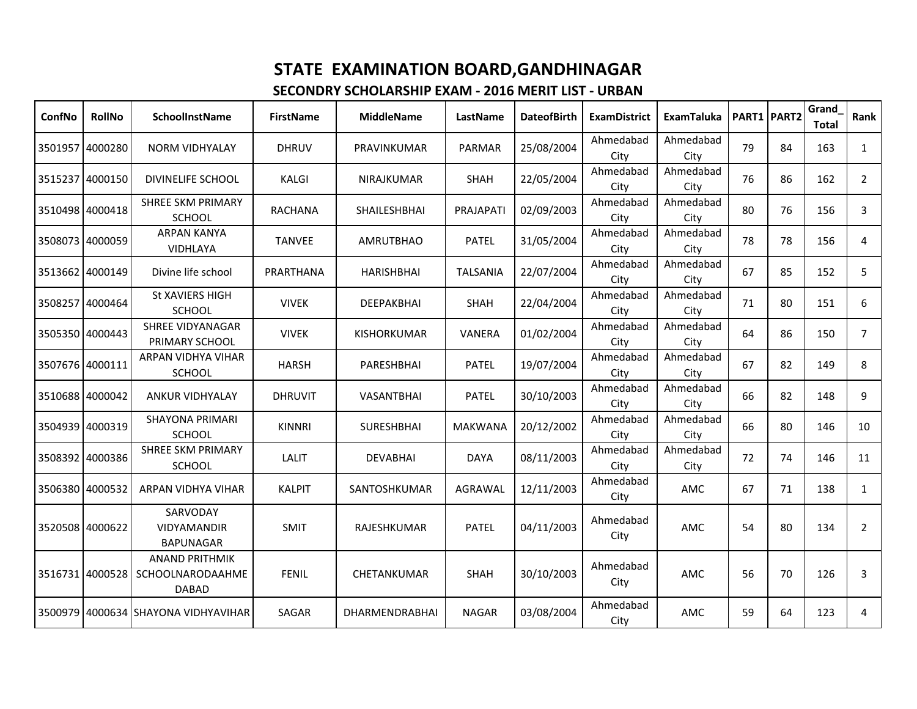# STATE EXAMINATION BOARD,GANDHINAGAR

## SECONDRY SCHOLARSHIP EXAM - 2016 MERIT LIST - URBAN

| ConfNo | RollNo | SchoolInstName | FirstName | MiddleName | LastName | DateofBirth | ExamDistrict | ExamTaluka | PART1 | PART2 | Grand_Total | Rank |
|---|---|---|---|---|---|---|---|---|---|---|---|---|
| 3501957 | 4000280 | NORM VIDHYALAY | DHRUV | PRAVINKUMAR | PARMAR | 25/08/2004 | Ahmedabad City | Ahmedabad City | 79 | 84 | 163 | 1 |
| 3515237 | 4000150 | DIVINELIFE SCHOOL | KALGI | NIRAJKUMAR | SHAH | 22/05/2004 | Ahmedabad City | Ahmedabad City | 76 | 86 | 162 | 2 |
| 3510498 | 4000418 | SHREE SKM PRIMARY SCHOOL | RACHANA | SHAILESHBHAI | PRAJAPATI | 02/09/2003 | Ahmedabad City | Ahmedabad City | 80 | 76 | 156 | 3 |
| 3508073 | 4000059 | ARPAN KANYA VIDHLAYA | TANVEE | AMRUTBHAO | PATEL | 31/05/2004 | Ahmedabad City | Ahmedabad City | 78 | 78 | 156 | 4 |
| 3513662 | 4000149 | Divine life school | PRARTHANA | HARISHBHAI | TALSANIA | 22/07/2004 | Ahmedabad City | Ahmedabad City | 67 | 85 | 152 | 5 |
| 3508257 | 4000464 | St XAVIERS HIGH SCHOOL | VIVEK | DEEPAKBHAI | SHAH | 22/04/2004 | Ahmedabad City | Ahmedabad City | 71 | 80 | 151 | 6 |
| 3505350 | 4000443 | SHREE VIDYANAGAR PRIMARY SCHOOL | VIVEK | KISHORKUMAR | VANERA | 01/02/2004 | Ahmedabad City | Ahmedabad City | 64 | 86 | 150 | 7 |
| 3507676 | 4000111 | ARPAN VIDHYA VIHAR SCHOOL | HARSH | PARESHBHAI | PATEL | 19/07/2004 | Ahmedabad City | Ahmedabad City | 67 | 82 | 149 | 8 |
| 3510688 | 4000042 | ANKUR VIDHYALAY | DHRUVIT | VASANTBHAI | PATEL | 30/10/2003 | Ahmedabad City | Ahmedabad City | 66 | 82 | 148 | 9 |
| 3504939 | 4000319 | SHAYONA PRIMARI SCHOOL | KINNRI | SURESHBHAI | MAKWANA | 20/12/2002 | Ahmedabad City | Ahmedabad City | 66 | 80 | 146 | 10 |
| 3508392 | 4000386 | SHREE SKM PRIMARY SCHOOL | LALIT | DEVABHAI | DAYA | 08/11/2003 | Ahmedabad City | Ahmedabad City | 72 | 74 | 146 | 11 |
| 3506380 | 4000532 | ARPAN VIDHYA VIHAR | KALPIT | SANTOSHKUMAR | AGRAWAL | 12/11/2003 | Ahmedabad City | AMC | 67 | 71 | 138 | 1 |
| 3520508 | 4000622 | SARVODAY VIDYAMANDIR BAPUNAGAR | SMIT | RAJESHKUMAR | PATEL | 04/11/2003 | Ahmedabad City | AMC | 54 | 80 | 134 | 2 |
| 3516731 | 4000528 | ANAND PRITHMIK SCHOOLNARODAAHMEDABAD | FENIL | CHETANKUMAR | SHAH | 30/10/2003 | Ahmedabad City | AMC | 56 | 70 | 126 | 3 |
| 3500979 | 4000634 | SHAYONA VIDHYAVIHAR | SAGAR | DHARMENDRABHAI | NAGAR | 03/08/2004 | Ahmedabad City | AMC | 59 | 64 | 123 | 4 |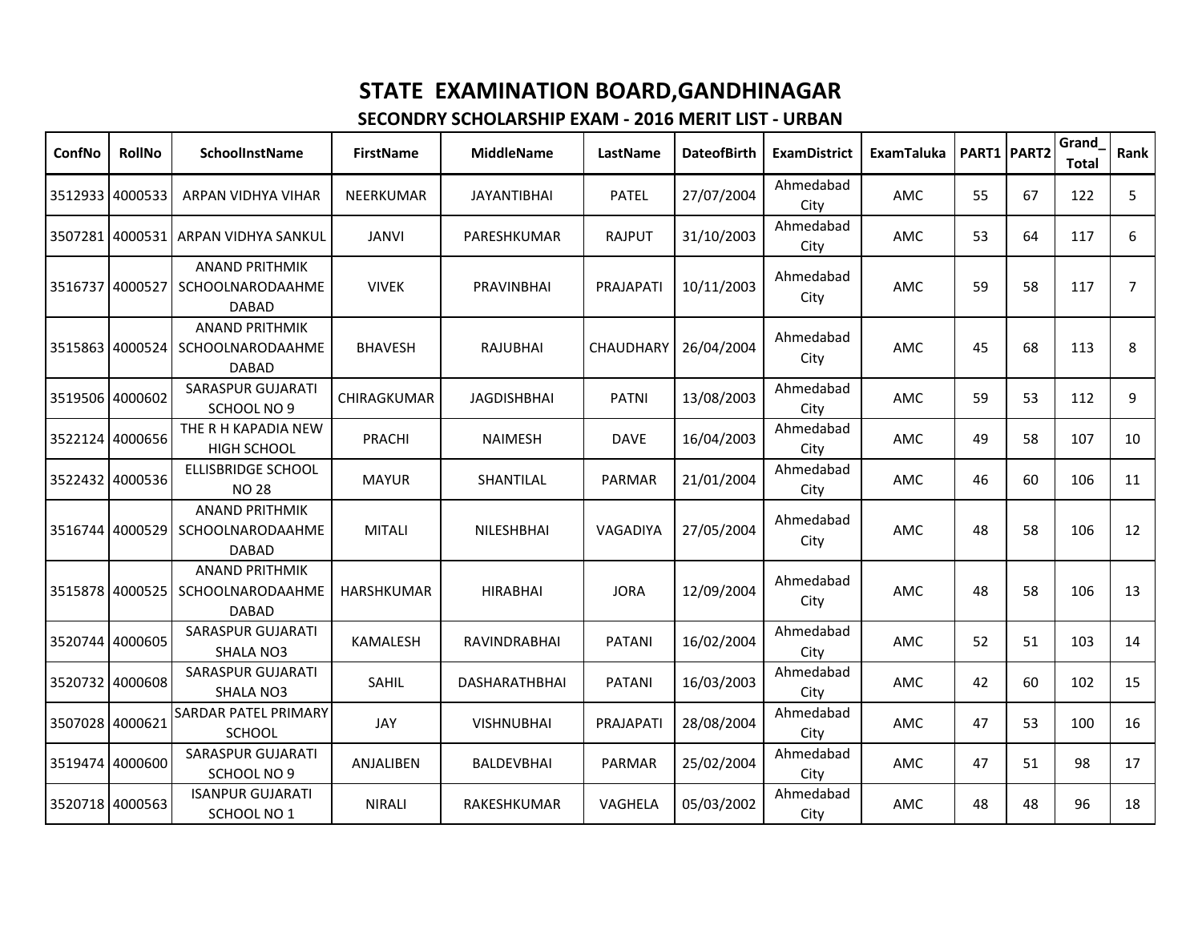# STATE EXAMINATION BOARD,GANDHINAGAR

## SECONDRY SCHOLARSHIP EXAM - 2016 MERIT LIST - URBAN

| ConfNo | RollNo | SchoolInstName | FirstName | MiddleName | LastName | DateofBirth | ExamDistrict | ExamTaluka | PART1 | PART2 | Grand_Total | Rank |
|---|---|---|---|---|---|---|---|---|---|---|---|---|
| 3512933 | 4000533 | ARPAN VIDHYA VIHAR | NEERKUMAR | JAYANTIBHAI | PATEL | 27/07/2004 | Ahmedabad City | AMC | 55 | 67 | 122 | 5 |
| 3507281 | 4000531 | ARPAN VIDHYA SANKUL | JANVI | PARESHKUMAR | RAJPUT | 31/10/2003 | Ahmedabad City | AMC | 53 | 64 | 117 | 6 |
| 3516737 | 4000527 | ANAND PRITHMIK SCHOOLNARODAAHMEDABAD | VIVEK | PRAVINBHAI | PRAJAPATI | 10/11/2003 | Ahmedabad City | AMC | 59 | 58 | 117 | 7 |
| 3515863 | 4000524 | ANAND PRITHMIK SCHOOLNARODAAHMEDABAD | BHAVESH | RAJUBHAI | CHAUDHARY | 26/04/2004 | Ahmedabad City | AMC | 45 | 68 | 113 | 8 |
| 3519506 | 4000602 | SARASPUR GUJARATI SCHOOL NO 9 | CHIRAGKUMAR | JAGDISHBHAI | PATNI | 13/08/2003 | Ahmedabad City | AMC | 59 | 53 | 112 | 9 |
| 3522124 | 4000656 | THE R H KAPADIA NEW HIGH SCHOOL | PRACHI | NAIMESH | DAVE | 16/04/2003 | Ahmedabad City | AMC | 49 | 58 | 107 | 10 |
| 3522432 | 4000536 | ELLISBRIDGE SCHOOL NO 28 | MAYUR | SHANTILAL | PARMAR | 21/01/2004 | Ahmedabad City | AMC | 46 | 60 | 106 | 11 |
| 3516744 | 4000529 | ANAND PRITHMIK SCHOOLNARODAAHMEDABAD | MITALI | NILESHBHAI | VAGADIYA | 27/05/2004 | Ahmedabad City | AMC | 48 | 58 | 106 | 12 |
| 3515878 | 4000525 | ANAND PRITHMIK SCHOOLNARODAAHMEDABAD | HARSHKUMAR | HIRABHAI | JORA | 12/09/2004 | Ahmedabad City | AMC | 48 | 58 | 106 | 13 |
| 3520744 | 4000605 | SARASPUR GUJARATI SHALA NO3 | KAMALESH | RAVINDRABHAI | PATANI | 16/02/2004 | Ahmedabad City | AMC | 52 | 51 | 103 | 14 |
| 3520732 | 4000608 | SARASPUR GUJARATI SHALA NO3 | SAHIL | DASHARATHBHAI | PATANI | 16/03/2003 | Ahmedabad City | AMC | 42 | 60 | 102 | 15 |
| 3507028 | 4000621 | SARDAR PATEL PRIMARY SCHOOL | JAY | VISHNUBHAI | PRAJAPATI | 28/08/2004 | Ahmedabad City | AMC | 47 | 53 | 100 | 16 |
| 3519474 | 4000600 | SARASPUR GUJARATI SCHOOL NO 9 | ANJALIBEN | BALDEVBHAI | PARMAR | 25/02/2004 | Ahmedabad City | AMC | 47 | 51 | 98 | 17 |
| 3520718 | 4000563 | ISANPUR GUJARATI SCHOOL NO 1 | NIRALI | RAKESHKUMAR | VAGHELA | 05/03/2002 | Ahmedabad City | AMC | 48 | 48 | 96 | 18 |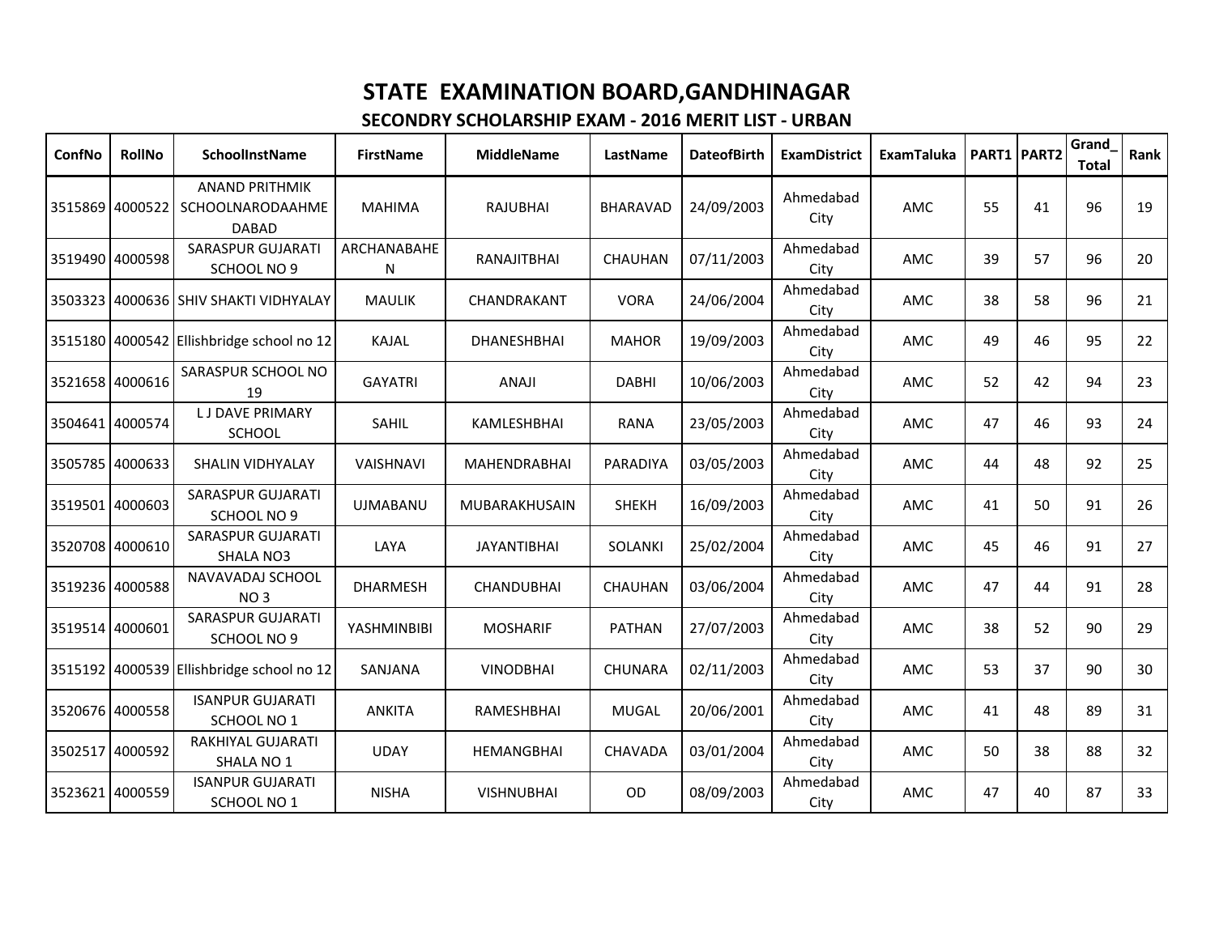# STATE EXAMINATION BOARD,GANDHINAGAR

## SECONDRY SCHOLARSHIP EXAM - 2016 MERIT LIST - URBAN

| ConfNo | RollNo | SchoolInstName | FirstName | MiddleName | LastName | DateofBirth | ExamDistrict | ExamTaluka | PART1 | PART2 | Grand_Total | Rank |
|---|---|---|---|---|---|---|---|---|---|---|---|---|
| 3515869 | 4000522 | ANAND PRITHMIK SCHOOLNARODAAHMEDABAD | MAHIMA | RAJUBHAI | BHARAVAD | 24/09/2003 | Ahmedabad City | AMC | 55 | 41 | 96 | 19 |
| 3519490 | 4000598 | SARASPUR GUJARATI SCHOOL NO 9 | ARCHANABAHEN | RANAJITBHAI | CHAUHAN | 07/11/2003 | Ahmedabad City | AMC | 39 | 57 | 96 | 20 |
| 3503323 | 4000636 | SHIV SHAKTI VIDHYALAY | MAULIK | CHANDRAKANT | VORA | 24/06/2004 | Ahmedabad City | AMC | 38 | 58 | 96 | 21 |
| 3515180 | 4000542 | Ellishbridge school no 12 | KAJAL | DHANESHBHAI | MAHOR | 19/09/2003 | Ahmedabad City | AMC | 49 | 46 | 95 | 22 |
| 3521658 | 4000616 | SARASPUR SCHOOL NO 19 | GAYATRI | ANAJI | DABHI | 10/06/2003 | Ahmedabad City | AMC | 52 | 42 | 94 | 23 |
| 3504641 | 4000574 | L J DAVE PRIMARY SCHOOL | SAHIL | KAMLESHBHAI | RANA | 23/05/2003 | Ahmedabad City | AMC | 47 | 46 | 93 | 24 |
| 3505785 | 4000633 | SHALIN VIDHYALAY | VAISHNAVI | MAHENDRABHAI | PARADIYA | 03/05/2003 | Ahmedabad City | AMC | 44 | 48 | 92 | 25 |
| 3519501 | 4000603 | SARASPUR GUJARATI SCHOOL NO 9 | UJMABANU | MUBARAKHUSAIN | SHEKH | 16/09/2003 | Ahmedabad City | AMC | 41 | 50 | 91 | 26 |
| 3520708 | 4000610 | SARASPUR GUJARATI SHALA NO3 | LAYA | JAYANTIBHAI | SOLANKI | 25/02/2004 | Ahmedabad City | AMC | 45 | 46 | 91 | 27 |
| 3519236 | 4000588 | NAVAVADAJ SCHOOL NO 3 | DHARMESH | CHANDUBHAI | CHAUHAN | 03/06/2004 | Ahmedabad City | AMC | 47 | 44 | 91 | 28 |
| 3519514 | 4000601 | SARASPUR GUJARATI SCHOOL NO 9 | YASHMINBIBI | MOSHARIF | PATHAN | 27/07/2003 | Ahmedabad City | AMC | 38 | 52 | 90 | 29 |
| 3515192 | 4000539 | Ellishbridge school no 12 | SANJANA | VINODBHAI | CHUNARA | 02/11/2003 | Ahmedabad City | AMC | 53 | 37 | 90 | 30 |
| 3520676 | 4000558 | ISANPUR GUJARATI SCHOOL NO 1 | ANKITA | RAMESHBHAI | MUGAL | 20/06/2001 | Ahmedabad City | AMC | 41 | 48 | 89 | 31 |
| 3502517 | 4000592 | RAKHIYAL GUJARATI SHALA NO 1 | UDAY | HEMANGBHAI | CHAVADA | 03/01/2004 | Ahmedabad City | AMC | 50 | 38 | 88 | 32 |
| 3523621 | 4000559 | ISANPUR GUJARATI SCHOOL NO 1 | NISHA | VISHNUBHAI | OD | 08/09/2003 | Ahmedabad City | AMC | 47 | 40 | 87 | 33 |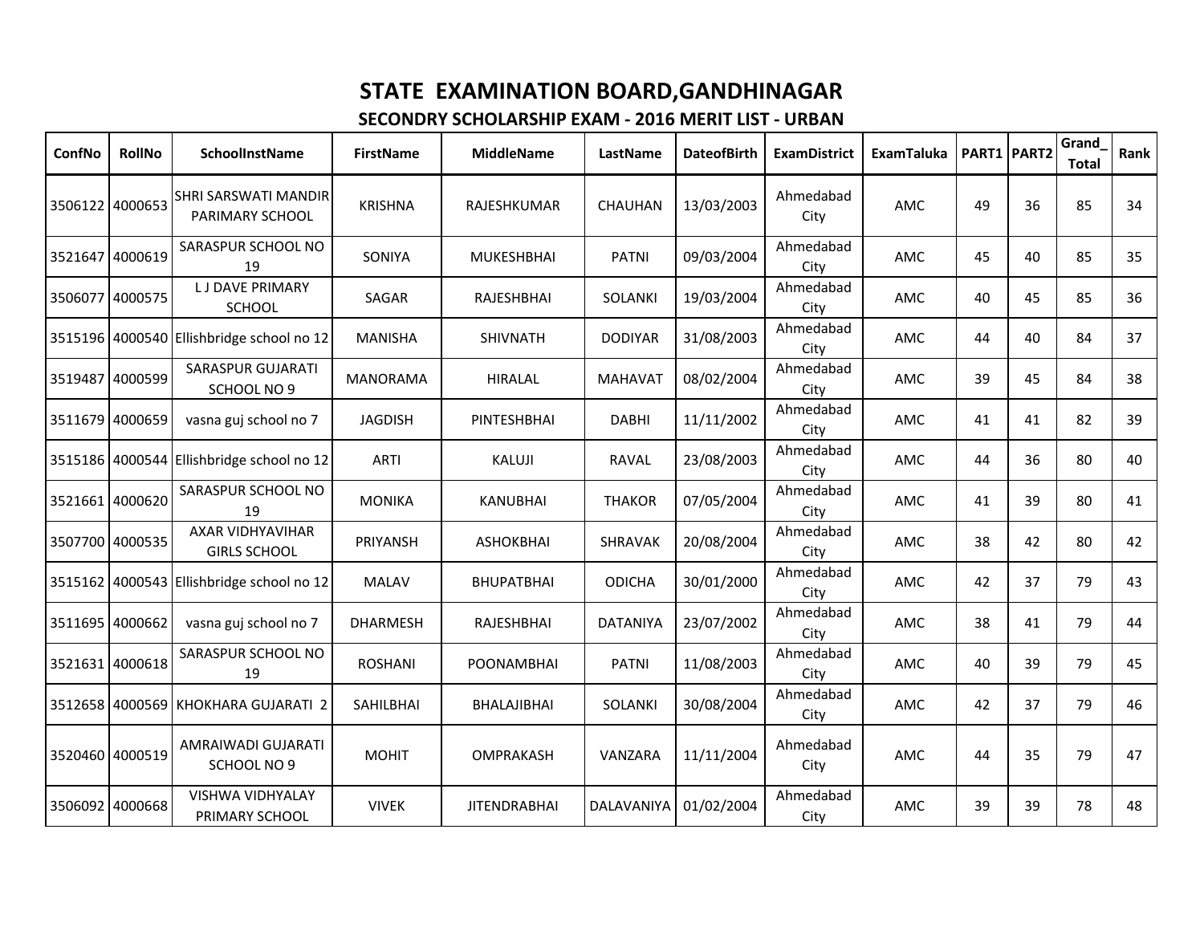# STATE EXAMINATION BOARD,GANDHINAGAR

## SECONDRY SCHOLARSHIP EXAM - 2016 MERIT LIST - URBAN

| ConfNo | RollNo | SchoolInstName | FirstName | MiddleName | LastName | DateofBirth | ExamDistrict | ExamTaluka | PART1 | PART2 | Grand_Total | Rank |
|---|---|---|---|---|---|---|---|---|---|---|---|---|
| 3506122 | 4000653 | SHRI SARSWATI MANDIR PARIMARY SCHOOL | KRISHNA | RAJESHKUMAR | CHAUHAN | 13/03/2003 | Ahmedabad City | AMC | 49 | 36 | 85 | 34 |
| 3521647 | 4000619 | SARASPUR SCHOOL NO 19 | SONIYA | MUKESHBHAI | PATNI | 09/03/2004 | Ahmedabad City | AMC | 45 | 40 | 85 | 35 |
| 3506077 | 4000575 | L J DAVE PRIMARY SCHOOL | SAGAR | RAJESHBHAI | SOLANKI | 19/03/2004 | Ahmedabad City | AMC | 40 | 45 | 85 | 36 |
| 3515196 | 4000540 | Ellishbridge school no 12 | MANISHA | SHIVNATH | DODIYAR | 31/08/2003 | Ahmedabad City | AMC | 44 | 40 | 84 | 37 |
| 3519487 | 4000599 | SARASPUR GUJARATI SCHOOL NO 9 | MANORAMA | HIRALAL | MAHAVAT | 08/02/2004 | Ahmedabad City | AMC | 39 | 45 | 84 | 38 |
| 3511679 | 4000659 | vasna guj school no 7 | JAGDISH | PINTESHBHAI | DABHI | 11/11/2002 | Ahmedabad City | AMC | 41 | 41 | 82 | 39 |
| 3515186 | 4000544 | Ellishbridge school no 12 | ARTI | KALUJI | RAVAL | 23/08/2003 | Ahmedabad City | AMC | 44 | 36 | 80 | 40 |
| 3521661 | 4000620 | SARASPUR SCHOOL NO 19 | MONIKA | KANUBHAI | THAKOR | 07/05/2004 | Ahmedabad City | AMC | 41 | 39 | 80 | 41 |
| 3507700 | 4000535 | AXAR VIDHYAVIHAR GIRLS SCHOOL | PRIYANSH | ASHOKBHAI | SHRAVAK | 20/08/2004 | Ahmedabad City | AMC | 38 | 42 | 80 | 42 |
| 3515162 | 4000543 | Ellishbridge school no 12 | MALAV | BHUPATBHAI | ODICHA | 30/01/2000 | Ahmedabad City | AMC | 42 | 37 | 79 | 43 |
| 3511695 | 4000662 | vasna guj school no 7 | DHARMESH | RAJESHBHAI | DATANIYA | 23/07/2002 | Ahmedabad City | AMC | 38 | 41 | 79 | 44 |
| 3521631 | 4000618 | SARASPUR SCHOOL NO 19 | ROSHANI | POONAMBHAI | PATNI | 11/08/2003 | Ahmedabad City | AMC | 40 | 39 | 79 | 45 |
| 3512658 | 4000569 | KHOKHARA GUJARATI 2 | SAHILBHAI | BHALAJIBHAI | SOLANKI | 30/08/2004 | Ahmedabad City | AMC | 42 | 37 | 79 | 46 |
| 3520460 | 4000519 | AMRAIWADI GUJARATI SCHOOL NO 9 | MOHIT | OMPRAKASH | VANZARA | 11/11/2004 | Ahmedabad City | AMC | 44 | 35 | 79 | 47 |
| 3506092 | 4000668 | VISHWA VIDHYALAY PRIMARY SCHOOL | VIVEK | JITENDRABHAI | DALAVANIYA | 01/02/2004 | Ahmedabad City | AMC | 39 | 39 | 78 | 48 |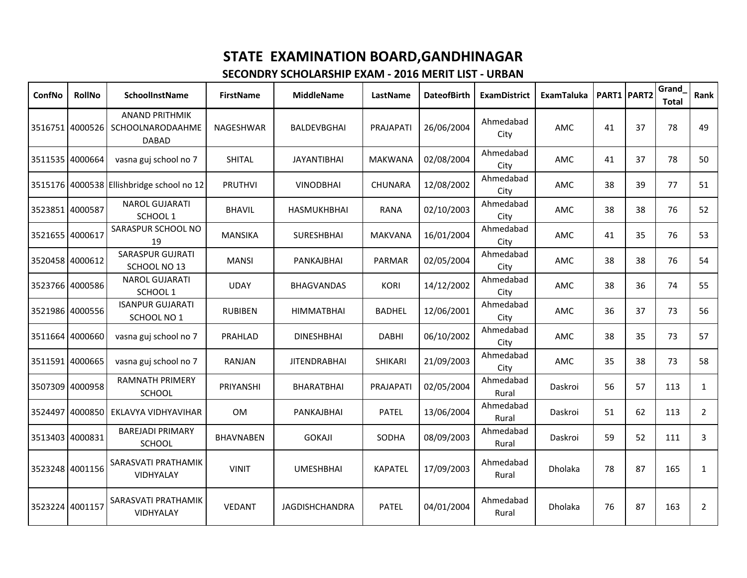# STATE EXAMINATION BOARD,GANDHINAGAR

## SECONDRY SCHOLARSHIP EXAM - 2016 MERIT LIST - URBAN

| ConfNo | RollNo | SchoolInstName | FirstName | MiddleName | LastName | DateofBirth | ExamDistrict | ExamTaluka | PART1 | PART2 | Grand_Total | Rank |
|---|---|---|---|---|---|---|---|---|---|---|---|---|
| 3516751 | 4000526 | ANAND PRITHMIK SCHOOLNARODAAHMEDABAD | NAGESHWAR | BALDEVBGHAI | PRAJAPATI | 26/06/2004 | Ahmedabad City | AMC | 41 | 37 | 78 | 49 |
| 3511535 | 4000664 | vasna guj school no 7 | SHITAL | JAYANTIBHAI | MAKWANA | 02/08/2004 | Ahmedabad City | AMC | 41 | 37 | 78 | 50 |
| 3515176 | 4000538 | Ellishbridge school no 12 | PRUTHVI | VINODBHAI | CHUNARA | 12/08/2002 | Ahmedabad City | AMC | 38 | 39 | 77 | 51 |
| 3523851 | 4000587 | NAROL GUJARATI SCHOOL 1 | BHAVIL | HASMUKHBHAI | RANA | 02/10/2003 | Ahmedabad City | AMC | 38 | 38 | 76 | 52 |
| 3521655 | 4000617 | SARASPUR SCHOOL NO 19 | MANSIKA | SURESHBHAI | MAKVANA | 16/01/2004 | Ahmedabad City | AMC | 41 | 35 | 76 | 53 |
| 3520458 | 4000612 | SARASPUR GUJRATI SCHOOL NO 13 | MANSI | PANKAJBHAI | PARMAR | 02/05/2004 | Ahmedabad City | AMC | 38 | 38 | 76 | 54 |
| 3523766 | 4000586 | NAROL GUJARATI SCHOOL 1 | UDAY | BHAGVANDAS | KORI | 14/12/2002 | Ahmedabad City | AMC | 38 | 36 | 74 | 55 |
| 3521986 | 4000556 | ISANPUR GUJARATI SCHOOL NO 1 | RUBIBEN | HIMMATBHAI | BADHEL | 12/06/2001 | Ahmedabad City | AMC | 36 | 37 | 73 | 56 |
| 3511664 | 4000660 | vasna guj school no 7 | PRAHLAD | DINESHBHAI | DABHI | 06/10/2002 | Ahmedabad City | AMC | 38 | 35 | 73 | 57 |
| 3511591 | 4000665 | vasna guj school no 7 | RANJAN | JITENDRABHAI | SHIKARI | 21/09/2003 | Ahmedabad City | AMC | 35 | 38 | 73 | 58 |
| 3507309 | 4000958 | RAMNATH PRIMERY SCHOOL | PRIYANSHI | BHARATBHAI | PRAJAPATI | 02/05/2004 | Ahmedabad Rural | Daskroi | 56 | 57 | 113 | 1 |
| 3524497 | 4000850 | EKLAVYA VIDHYAVIHAR | OM | PANKAJBHAI | PATEL | 13/06/2004 | Ahmedabad Rural | Daskroi | 51 | 62 | 113 | 2 |
| 3513403 | 4000831 | BAREJADI PRIMARY SCHOOL | BHAVNABEN | GOKAJI | SODHA | 08/09/2003 | Ahmedabad Rural | Daskroi | 59 | 52 | 111 | 3 |
| 3523248 | 4001156 | SARASVATI PRATHAMIK VIDHYALAY | VINIT | UMESHBHAI | KAPATEL | 17/09/2003 | Ahmedabad Rural | Dholaka | 78 | 87 | 165 | 1 |
| 3523224 | 4001157 | SARASVATI PRATHAMIK VIDHYALAY | VEDANT | JAGDISHCHANDRA | PATEL | 04/01/2004 | Ahmedabad Rural | Dholaka | 76 | 87 | 163 | 2 |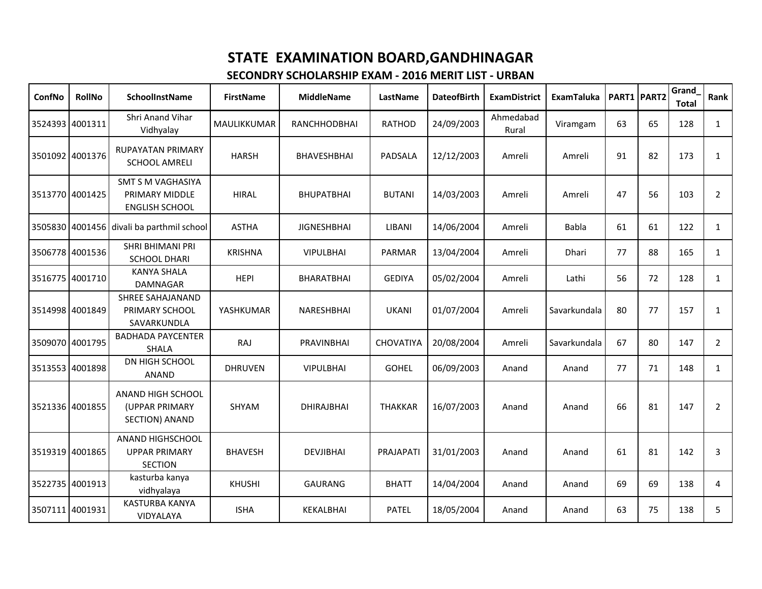# STATE EXAMINATION BOARD,GANDHINAGAR

## SECONDRY SCHOLARSHIP EXAM - 2016 MERIT LIST - URBAN

| ConfNo | RollNo | SchoolInstName | FirstName | MiddleName | LastName | DateofBirth | ExamDistrict | ExamTaluka | PART1 | PART2 | Grand_Total | Rank |
|---|---|---|---|---|---|---|---|---|---|---|---|---|
| 3524393 | 4001311 | Shri Anand Vihar Vidhyalay | MAULIKKUMAR | RANCHHODBHAI | RATHOD | 24/09/2003 | Ahmedabad Rural | Viramgam | 63 | 65 | 128 | 1 |
| 3501092 | 4001376 | RUPAYATAN PRIMARY SCHOOL AMRELI | HARSH | BHAVESHBHAI | PADSALA | 12/12/2003 | Amreli | Amreli | 91 | 82 | 173 | 1 |
| 3513770 | 4001425 | SMT S M VAGHASIYA PRIMARY MIDDLE ENGLISH SCHOOL | HIRAL | BHUPATBHAI | BUTANI | 14/03/2003 | Amreli | Amreli | 47 | 56 | 103 | 2 |
| 3505830 | 4001456 | divali ba parthmil school | ASTHA | JIGNESHBHAI | LIBANI | 14/06/2004 | Amreli | Babla | 61 | 61 | 122 | 1 |
| 3506778 | 4001536 | SHRI BHIMANI PRI SCHOOL DHARI | KRISHNA | VIPULBHAI | PARMAR | 13/04/2004 | Amreli | Dhari | 77 | 88 | 165 | 1 |
| 3516775 | 4001710 | KANYA SHALA DAMNAGAR | HEPI | BHARATBHAI | GEDIYA | 05/02/2004 | Amreli | Lathi | 56 | 72 | 128 | 1 |
| 3514998 | 4001849 | SHREE SAHAJANAND PRIMARY SCHOOL SAVARKUNDLA | YASHKUMAR | NARESHBHAI | UKANI | 01/07/2004 | Amreli | Savarkundala | 80 | 77 | 157 | 1 |
| 3509070 | 4001795 | BADHADA PAYCENTER SHALA | RAJ | PRAVINBHAI | CHOVATIYA | 20/08/2004 | Amreli | Savarkundala | 67 | 80 | 147 | 2 |
| 3513553 | 4001898 | DN HIGH SCHOOL ANAND | DHRUVEN | VIPULBHAI | GOHEL | 06/09/2003 | Anand | Anand | 77 | 71 | 148 | 1 |
| 3521336 | 4001855 | ANAND HIGH SCHOOL (UPPAR PRIMARY SECTION) ANAND | SHYAM | DHIRAJBHAI | THAKKAR | 16/07/2003 | Anand | Anand | 66 | 81 | 147 | 2 |
| 3519319 | 4001865 | ANAND HIGHSCHOOL UPPAR PRIMARY SECTION | BHAVESH | DEVJIBHAI | PRAJAPATI | 31/01/2003 | Anand | Anand | 61 | 81 | 142 | 3 |
| 3522735 | 4001913 | kasturba kanya vidhyalaya | KHUSHI | GAURANG | BHATT | 14/04/2004 | Anand | Anand | 69 | 69 | 138 | 4 |
| 3507111 | 4001931 | KASTURBA KANYA VIDYALAYA | ISHA | KEKALBHAI | PATEL | 18/05/2004 | Anand | Anand | 63 | 75 | 138 | 5 |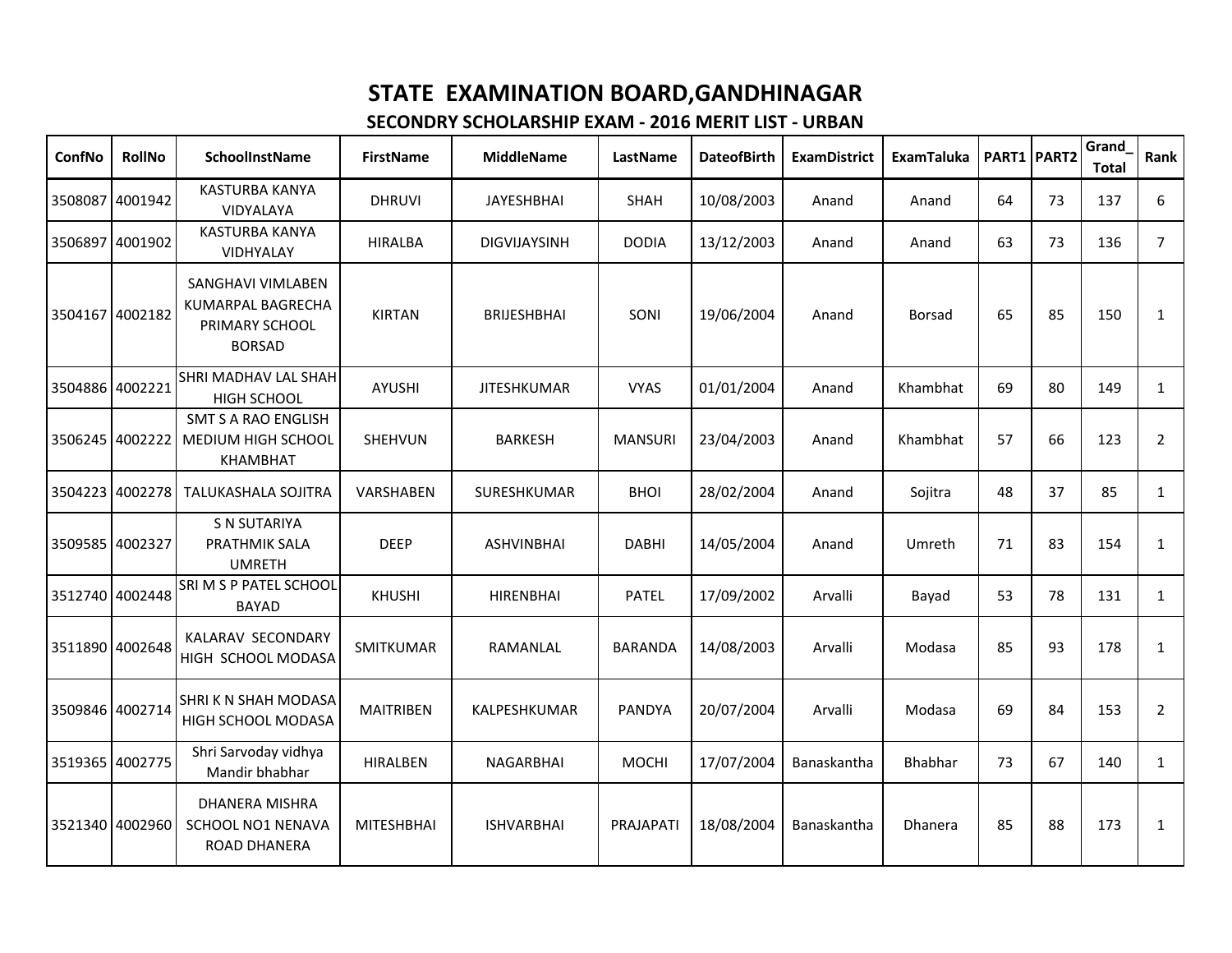# STATE EXAMINATION BOARD,GANDHINAGAR

## SECONDRY SCHOLARSHIP EXAM - 2016 MERIT LIST - URBAN

| ConfNo | RollNo | SchoolInstName | FirstName | MiddleName | LastName | DateofBirth | ExamDistrict | ExamTaluka | PART1 | PART2 | Grand_Total | Rank |
|---|---|---|---|---|---|---|---|---|---|---|---|---|
| 3508087 | 4001942 | KASTURBA KANYA VIDYALAYA | DHRUVI | JAYESHBHAI | SHAH | 10/08/2003 | Anand | Anand | 64 | 73 | 137 | 6 |
| 3506897 | 4001902 | KASTURBA KANYA VIDHYALAY | HIRALBA | DIGVIJAYSINH | DODIA | 13/12/2003 | Anand | Anand | 63 | 73 | 136 | 7 |
| 3504167 | 4002182 | SANGHAVI VIMLABEN KUMARPAL BAGRECHA PRIMARY SCHOOL BORSAD | KIRTAN | BRIJESHBHAI | SONI | 19/06/2004 | Anand | Borsad | 65 | 85 | 150 | 1 |
| 3504886 | 4002221 | SHRI MADHAV LAL SHAH HIGH SCHOOL | AYUSHI | JITESHKUMAR | VYAS | 01/01/2004 | Anand | Khambhat | 69 | 80 | 149 | 1 |
| 3506245 | 4002222 | SMT S A RAO ENGLISH MEDIUM HIGH SCHOOL KHAMBHAT | SHEHVUN | BARKESH | MANSURI | 23/04/2003 | Anand | Khambhat | 57 | 66 | 123 | 2 |
| 3504223 | 4002278 | TALUKASHALA SOJITRA | VARSHABEN | SURESHKUMAR | BHOI | 28/02/2004 | Anand | Sojitra | 48 | 37 | 85 | 1 |
| 3509585 | 4002327 | S N SUTARIYA PRATHMIK SALA UMRETH | DEEP | ASHVINBHAI | DABHI | 14/05/2004 | Anand | Umreth | 71 | 83 | 154 | 1 |
| 3512740 | 4002448 | SRI M S P PATEL SCHOOL BAYAD | KHUSHI | HIRENBHAI | PATEL | 17/09/2002 | Arvalli | Bayad | 53 | 78 | 131 | 1 |
| 3511890 | 4002648 | KALARAV SECONDARY HIGH SCHOOL MODASA | SMITKUMAR | RAMANLAL | BARANDA | 14/08/2003 | Arvalli | Modasa | 85 | 93 | 178 | 1 |
| 3509846 | 4002714 | SHRI K N SHAH MODASA HIGH SCHOOL MODASA | MAITRIBEN | KALPESHKUMAR | PANDYA | 20/07/2004 | Arvalli | Modasa | 69 | 84 | 153 | 2 |
| 3519365 | 4002775 | Shri Sarvoday vidhya Mandir bhabhar | HIRALBEN | NAGARBHAI | MOCHI | 17/07/2004 | Banaskantha | Bhabhar | 73 | 67 | 140 | 1 |
| 3521340 | 4002960 | DHANERA MISHRA SCHOOL NO1 NENAVA ROAD DHANERA | MITESHBHAI | ISHVARBHAI | PRAJAPATI | 18/08/2004 | Banaskantha | Dhanera | 85 | 88 | 173 | 1 |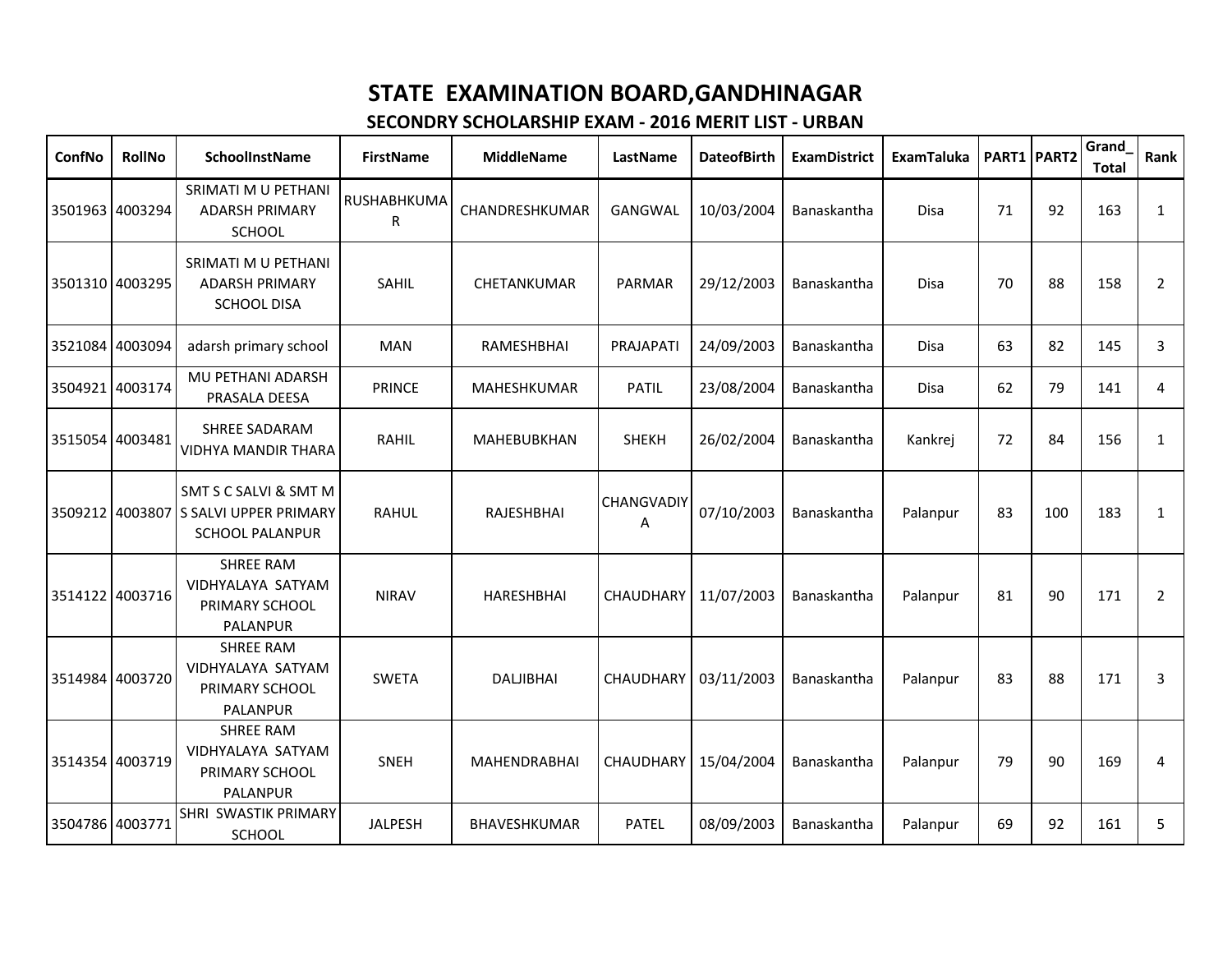# STATE EXAMINATION BOARD,GANDHINAGAR

## SECONDRY SCHOLARSHIP EXAM - 2016 MERIT LIST - URBAN

| ConfNo | RollNo | SchoolInstName | FirstName | MiddleName | LastName | DateofBirth | ExamDistrict | ExamTaluka | PART1 | PART2 | Grand_Total | Rank |
|---|---|---|---|---|---|---|---|---|---|---|---|---|
| 3501963 | 4003294 | SRIMATI M U PETHANI ADARSH PRIMARY SCHOOL | RUSHABHKUMAR | CHANDRESHKUMAR | GANGWAL | 10/03/2004 | Banaskantha | Disa | 71 | 92 | 163 | 1 |
| 3501310 | 4003295 | SRIMATI M U PETHANI ADARSH PRIMARY SCHOOL DISA | SAHIL | CHETANKUMAR | PARMAR | 29/12/2003 | Banaskantha | Disa | 70 | 88 | 158 | 2 |
| 3521084 | 4003094 | adarsh primary school | MAN | RAMESHBHAI | PRAJAPATI | 24/09/2003 | Banaskantha | Disa | 63 | 82 | 145 | 3 |
| 3504921 | 4003174 | MU PETHANI ADARSH PRASALA DEESA | PRINCE | MAHESHKUMAR | PATIL | 23/08/2004 | Banaskantha | Disa | 62 | 79 | 141 | 4 |
| 3515054 | 4003481 | SHREE SADARAM VIDHYA MANDIR THARA | RAHIL | MAHEBUBKHAN | SHEKH | 26/02/2004 | Banaskantha | Kankrej | 72 | 84 | 156 | 1 |
| 3509212 | 4003807 | SMT S C SALVI & SMT M S SALVI UPPER PRIMARY SCHOOL PALANPUR | RAHUL | RAJESHBHAI | CHANGVADIYA | 07/10/2003 | Banaskantha | Palanpur | 83 | 100 | 183 | 1 |
| 3514122 | 4003716 | SHREE RAM VIDHYALAYA SATYAM PRIMARY SCHOOL PALANPUR | NIRAV | HARESHBHAI | CHAUDHARY | 11/07/2003 | Banaskantha | Palanpur | 81 | 90 | 171 | 2 |
| 3514984 | 4003720 | SHREE RAM VIDHYALAYA SATYAM PRIMARY SCHOOL PALANPUR | SWETA | DALJIBHAI | CHAUDHARY | 03/11/2003 | Banaskantha | Palanpur | 83 | 88 | 171 | 3 |
| 3514354 | 4003719 | SHREE RAM VIDHYALAYA SATYAM PRIMARY SCHOOL PALANPUR | SNEH | MAHENDRABHAI | CHAUDHARY | 15/04/2004 | Banaskantha | Palanpur | 79 | 90 | 169 | 4 |
| 3504786 | 4003771 | SHRI SWASTIK PRIMARY SCHOOL | JALPESH | BHAVESHKUMAR | PATEL | 08/09/2003 | Banaskantha | Palanpur | 69 | 92 | 161 | 5 |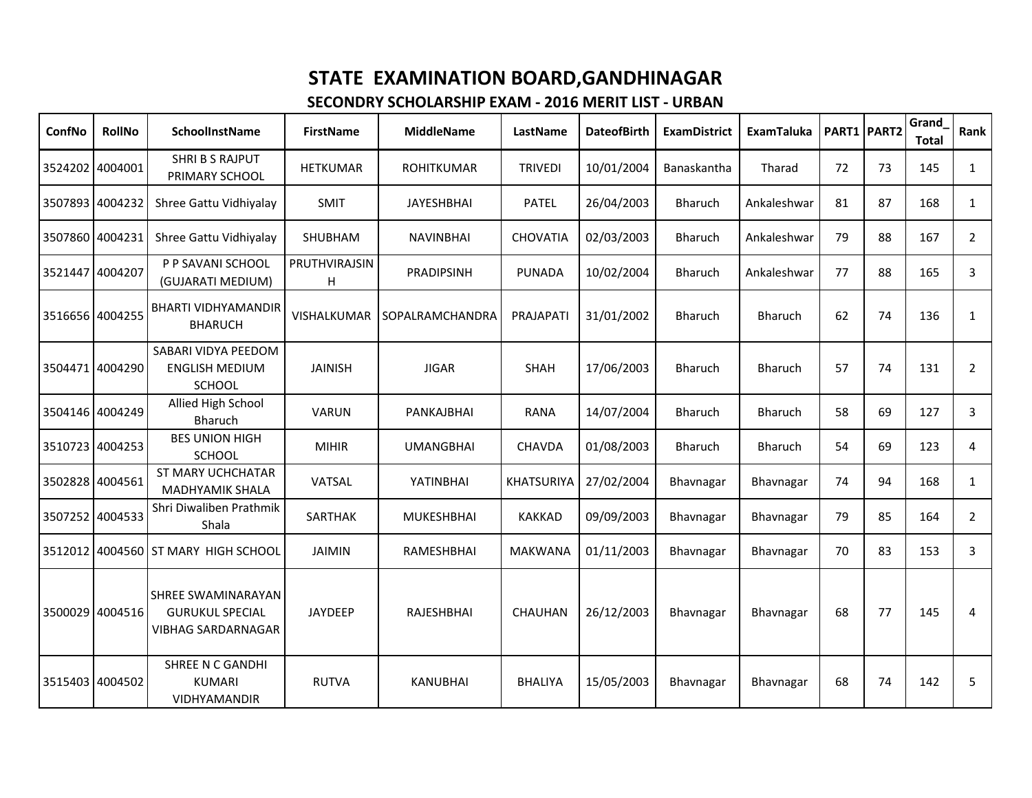# STATE EXAMINATION BOARD,GANDHINAGAR

## SECONDRY SCHOLARSHIP EXAM - 2016 MERIT LIST - URBAN

| ConfNo | RollNo | SchoolInstName | FirstName | MiddleName | LastName | DateofBirth | ExamDistrict | ExamTaluka | PART1 | PART2 | Grand_Total | Rank |
|---|---|---|---|---|---|---|---|---|---|---|---|---|
| 3524202 | 4004001 | SHRI B S RAJPUT PRIMARY SCHOOL | HETKUMAR | ROHITKUMAR | TRIVEDI | 10/01/2004 | Banaskantha | Tharad | 72 | 73 | 145 | 1 |
| 3507893 | 4004232 | Shree Gattu Vidhiyalay | SMIT | JAYESHBHAI | PATEL | 26/04/2003 | Bharuch | Ankaleshwar | 81 | 87 | 168 | 1 |
| 3507860 | 4004231 | Shree Gattu Vidhiyalay | SHUBHAM | NAVINBHAI | CHOVATIA | 02/03/2003 | Bharuch | Ankaleshwar | 79 | 88 | 167 | 2 |
| 3521447 | 4004207 | P P SAVANI SCHOOL (GUJARATI MEDIUM) | PRUTHVIRAJSINH | PRADIPSINH | PUNADA | 10/02/2004 | Bharuch | Ankaleshwar | 77 | 88 | 165 | 3 |
| 3516656 | 4004255 | BHARTI VIDHYAMANDIR BHARUCH | VISHALKUMAR | SOPALRAMCHANDRA | PRAJAPATI | 31/01/2002 | Bharuch | Bharuch | 62 | 74 | 136 | 1 |
| 3504471 | 4004290 | SABARI VIDYA PEEDOM ENGLISH MEDIUM SCHOOL | JAINISH | JIGAR | SHAH | 17/06/2003 | Bharuch | Bharuch | 57 | 74 | 131 | 2 |
| 3504146 | 4004249 | Allied High School Bharuch | VARUN | PANKAJBHAI | RANA | 14/07/2004 | Bharuch | Bharuch | 58 | 69 | 127 | 3 |
| 3510723 | 4004253 | BES UNION HIGH SCHOOL | MIHIR | UMANGBHAI | CHAVDA | 01/08/2003 | Bharuch | Bharuch | 54 | 69 | 123 | 4 |
| 3502828 | 4004561 | ST MARY UCHCHATAR MADHYAMIK SHALA | VATSAL | YATINBHAI | KHATSURIYA | 27/02/2004 | Bhavnagar | Bhavnagar | 74 | 94 | 168 | 1 |
| 3507252 | 4004533 | Shri Diwaliben Prathmik Shala | SARTHAK | MUKESHBHAI | KAKKAD | 09/09/2003 | Bhavnagar | Bhavnagar | 79 | 85 | 164 | 2 |
| 3512012 | 4004560 | ST MARY HIGH SCHOOL | JAIMIN | RAMESHBHAI | MAKWANA | 01/11/2003 | Bhavnagar | Bhavnagar | 70 | 83 | 153 | 3 |
| 3500029 | 4004516 | SHREE SWAMINARAYAN GURUKUL SPECIAL VIBHAG SARDARNAGAR | JAYDEEP | RAJESHBHAI | CHAUHAN | 26/12/2003 | Bhavnagar | Bhavnagar | 68 | 77 | 145 | 4 |
| 3515403 | 4004502 | SHREE N C GANDHI KUMARI VIDHYAMANDIR | RUTVA | KANUBHAI | BHALIYA | 15/05/2003 | Bhavnagar | Bhavnagar | 68 | 74 | 142 | 5 |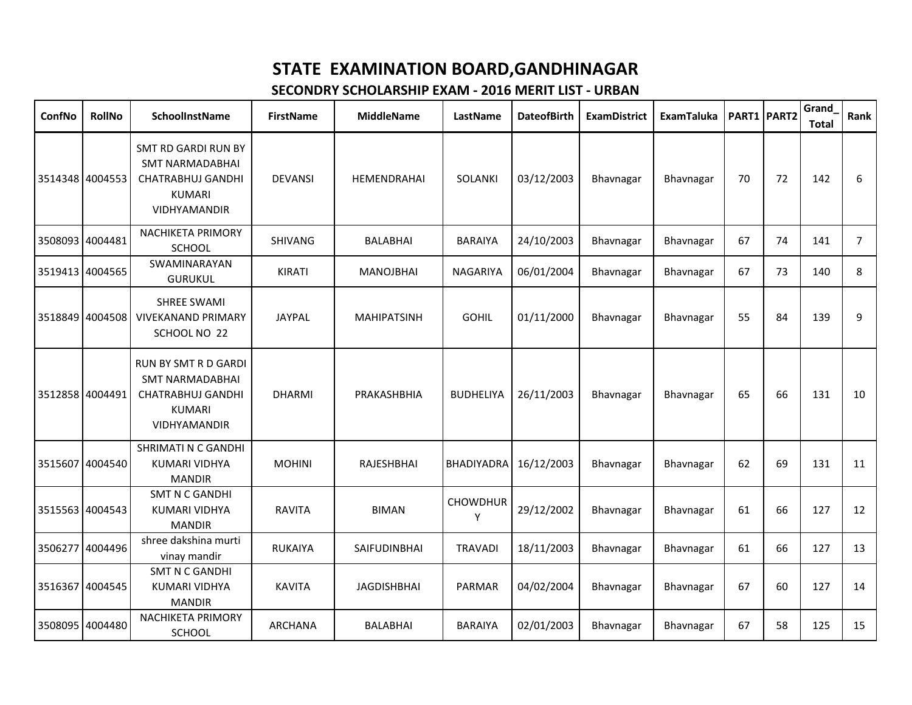# STATE EXAMINATION BOARD,GANDHINAGAR

## SECONDRY SCHOLARSHIP EXAM - 2016 MERIT LIST - URBAN

| ConfNo | RollNo | SchoolInstName | FirstName | MiddleName | LastName | DateofBirth | ExamDistrict | ExamTaluka | PART1 | PART2 | Grand_Total | Rank |
|---|---|---|---|---|---|---|---|---|---|---|---|---|
| 3514348 | 4004553 | SMT RD GARDI RUN BY SMT NARMADABHAI CHATRABHUJ GANDHI KUMARI VIDHYAMANDIR | DEVANSI | HEMENDRAHAI | SOLANKI | 03/12/2003 | Bhavnagar | Bhavnagar | 70 | 72 | 142 | 6 |
| 3508093 | 4004481 | NACHIKETA PRIMORY SCHOOL | SHIVANG | BALABHAI | BARAIYA | 24/10/2003 | Bhavnagar | Bhavnagar | 67 | 74 | 141 | 7 |
| 3519413 | 4004565 | SWAMINARAYAN GURUKUL | KIRATI | MANOJBHAI | NAGARIYA | 06/01/2004 | Bhavnagar | Bhavnagar | 67 | 73 | 140 | 8 |
| 3518849 | 4004508 | SHREE SWAMI VIVEKANAND PRIMARY SCHOOL NO 22 | JAYPAL | MAHIPATSINH | GOHIL | 01/11/2000 | Bhavnagar | Bhavnagar | 55 | 84 | 139 | 9 |
| 3512858 | 4004491 | RUN BY SMT R D GARDI SMT NARMADABHAI CHATRABHUJ GANDHI KUMARI VIDHYAMANDIR | DHARMI | PRAKASHBHIA | BUDHELIYA | 26/11/2003 | Bhavnagar | Bhavnagar | 65 | 66 | 131 | 10 |
| 3515607 | 4004540 | SHRIMATI N C GANDHI KUMARI VIDHYA MANDIR | MOHINI | RAJESHBHAI | BHADIYADRA | 16/12/2003 | Bhavnagar | Bhavnagar | 62 | 69 | 131 | 11 |
| 3515563 | 4004543 | SMT N C GANDHI KUMARI VIDHYA MANDIR | RAVITA | BIMAN | CHOWDHURY | 29/12/2002 | Bhavnagar | Bhavnagar | 61 | 66 | 127 | 12 |
| 3506277 | 4004496 | shree dakshina murti vinay mandir | RUKAIYA | SAIFUDINBHAI | TRAVADI | 18/11/2003 | Bhavnagar | Bhavnagar | 61 | 66 | 127 | 13 |
| 3516367 | 4004545 | SMT N C GANDHI KUMARI VIDHYA MANDIR | KAVITA | JAGDISHBHAI | PARMAR | 04/02/2004 | Bhavnagar | Bhavnagar | 67 | 60 | 127 | 14 |
| 3508095 | 4004480 | NACHIKETA PRIMORY SCHOOL | ARCHANA | BALABHAI | BARAIYA | 02/01/2003 | Bhavnagar | Bhavnagar | 67 | 58 | 125 | 15 |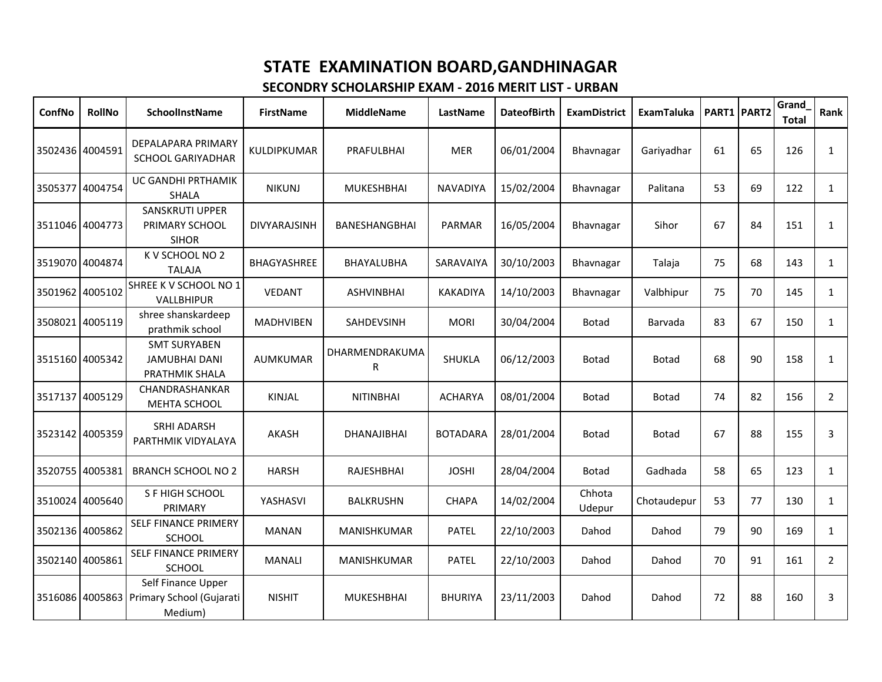# STATE EXAMINATION BOARD,GANDHINAGAR

## SECONDRY SCHOLARSHIP EXAM - 2016 MERIT LIST - URBAN

| ConfNo | RollNo | SchoolInstName | FirstName | MiddleName | LastName | DateofBirth | ExamDistrict | ExamTaluka | PART1 | PART2 | Grand_ Total | Rank |
|---|---|---|---|---|---|---|---|---|---|---|---|---|
| 3502436 | 4004591 | DEPALAPARA PRIMARY SCHOOL GARIYADHAR | KULDIPKUMAR | PRAFULBHAI | MER | 06/01/2004 | Bhavnagar | Gariyadhar | 61 | 65 | 126 | 1 |
| 3505377 | 4004754 | UC GANDHI PRTHAMIK SHALA | NIKUNJ | MUKESHBHAI | NAVADIYA | 15/02/2004 | Bhavnagar | Palitana | 53 | 69 | 122 | 1 |
| 3511046 | 4004773 | SANSKRUTI UPPER PRIMARY SCHOOL SIHOR | DIVYARAJSINH | BANESHANGBHAI | PARMAR | 16/05/2004 | Bhavnagar | Sihor | 67 | 84 | 151 | 1 |
| 3519070 | 4004874 | K V SCHOOL NO 2 TALAJA | BHAGYASHREE | BHAYALUBHA | SARAVAIYA | 30/10/2003 | Bhavnagar | Talaja | 75 | 68 | 143 | 1 |
| 3501962 | 4005102 | SHREE K V SCHOOL NO 1 VALLBHIPUR | VEDANT | ASHVINBHAI | KAKADIYA | 14/10/2003 | Bhavnagar | Valbhipur | 75 | 70 | 145 | 1 |
| 3508021 | 4005119 | shree shanskardeep prathmik school | MADHVIBEN | SAHDEVSINH | MORI | 30/04/2004 | Botad | Barvada | 83 | 67 | 150 | 1 |
| 3515160 | 4005342 | SMT SURYABEN JAMUBHAI DANI PRATHMIK SHALA | AUMKUMAR | DHARMENDRAKUMAR | SHUKLA | 06/12/2003 | Botad | Botad | 68 | 90 | 158 | 1 |
| 3517137 | 4005129 | CHANDRASHANKAR MEHTA SCHOOL | KINJAL | NITINBHAI | ACHARYA | 08/01/2004 | Botad | Botad | 74 | 82 | 156 | 2 |
| 3523142 | 4005359 | SRHI ADARSH PARTHMIK VIDYALAYA | AKASH | DHANAJIBHAI | BOTADARA | 28/01/2004 | Botad | Botad | 67 | 88 | 155 | 3 |
| 3520755 | 4005381 | BRANCH SCHOOL NO 2 | HARSH | RAJESHBHAI | JOSHI | 28/04/2004 | Botad | Gadhada | 58 | 65 | 123 | 1 |
| 3510024 | 4005640 | S F HIGH SCHOOL PRIMARY | YASHASVI | BALKRUSHN | CHAPA | 14/02/2004 | Chhota Udepur | Chotaudepur | 53 | 77 | 130 | 1 |
| 3502136 | 4005862 | SELF FINANCE PRIMERY SCHOOL | MANAN | MANISHKUMAR | PATEL | 22/10/2003 | Dahod | Dahod | 79 | 90 | 169 | 1 |
| 3502140 | 4005861 | SELF FINANCE PRIMERY SCHOOL | MANALI | MANISHKUMAR | PATEL | 22/10/2003 | Dahod | Dahod | 70 | 91 | 161 | 2 |
| 3516086 | 4005863 | Self Finance Upper Primary School (Gujarati Medium) | NISHIT | MUKESHBHAI | BHURIYA | 23/11/2003 | Dahod | Dahod | 72 | 88 | 160 | 3 |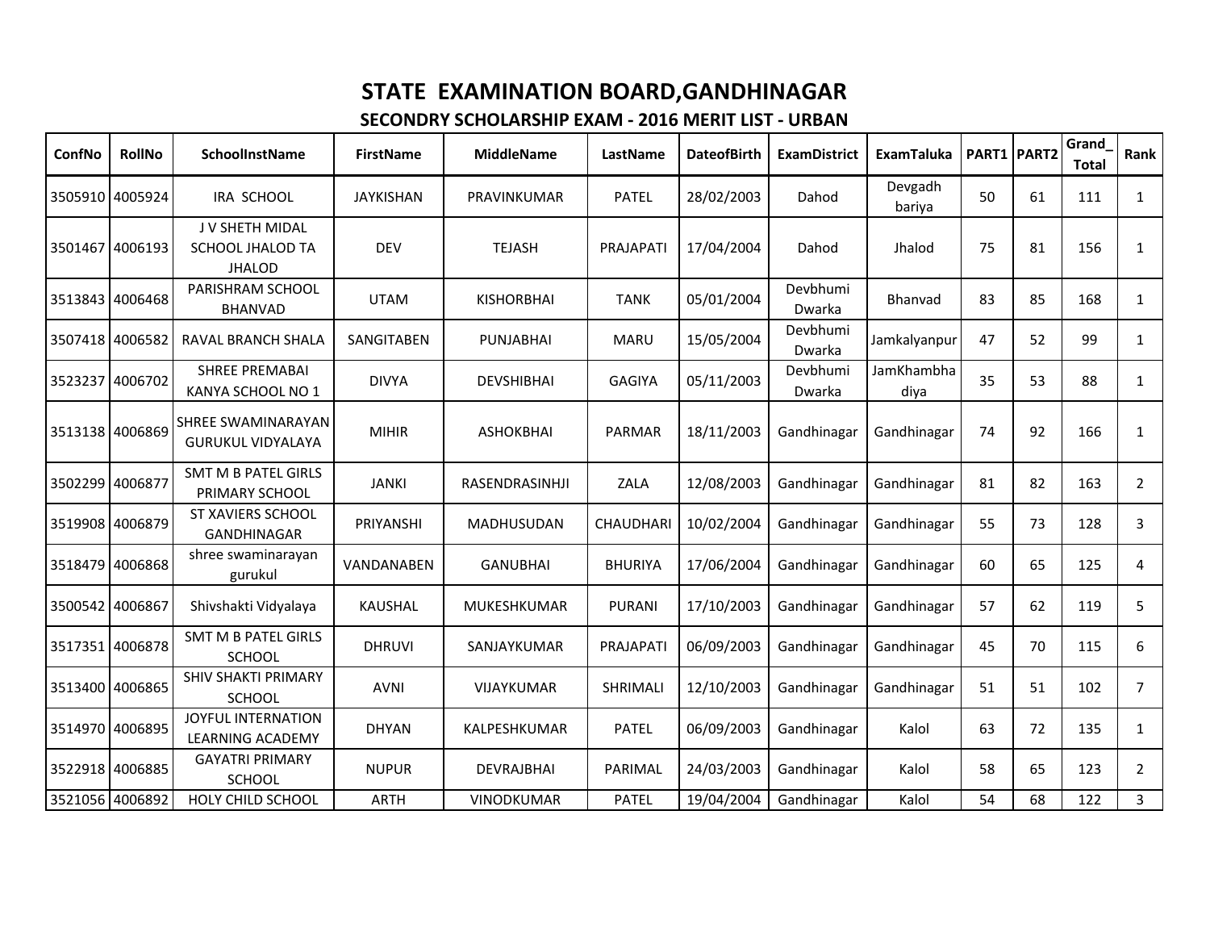# STATE EXAMINATION BOARD,GANDHINAGAR

## SECONDRY SCHOLARSHIP EXAM - 2016 MERIT LIST - URBAN

| ConfNo | RollNo | SchoolInstName | FirstName | MiddleName | LastName | DateofBirth | ExamDistrict | ExamTaluka | PART1 | PART2 | Grand_Total | Rank |
|---|---|---|---|---|---|---|---|---|---|---|---|---|
| 3505910 | 4005924 | IRA SCHOOL | JAYKISHAN | PRAVINKUMAR | PATEL | 28/02/2003 | Dahod | Devgadh bariya | 50 | 61 | 111 | 1 |
| 3501467 | 4006193 | J V SHETH MIDAL SCHOOL JHALOD TA JHALOD | DEV | TEJASH | PRAJAPATI | 17/04/2004 | Dahod | Jhalod | 75 | 81 | 156 | 1 |
| 3513843 | 4006468 | PARISHRAM SCHOOL BHANVAD | UTAM | KISHORBHAI | TANK | 05/01/2004 | Devbhumi Dwarka | Bhanvad | 83 | 85 | 168 | 1 |
| 3507418 | 4006582 | RAVAL BRANCH SHALA | SANGITABEN | PUNJABHAI | MARU | 15/05/2004 | Devbhumi Dwarka | Jamkalyanpur | 47 | 52 | 99 | 1 |
| 3523237 | 4006702 | SHREE PREMABAI KANYA SCHOOL NO 1 | DIVYA | DEVSHIBHAI | GAGIYA | 05/11/2003 | Devbhumi Dwarka | JamKhambhadiya | 35 | 53 | 88 | 1 |
| 3513138 | 4006869 | SHREE SWAMINARAYAN GURUKUL VIDYALAYA | MIHIR | ASHOKBHAI | PARMAR | 18/11/2003 | Gandhinagar | Gandhinagar | 74 | 92 | 166 | 1 |
| 3502299 | 4006877 | SMT M B PATEL GIRLS PRIMARY SCHOOL | JANKI | RASENDRASINHJI | ZALA | 12/08/2003 | Gandhinagar | Gandhinagar | 81 | 82 | 163 | 2 |
| 3519908 | 4006879 | ST XAVIERS SCHOOL GANDHINAGAR | PRIYANSHI | MADHUSUDAN | CHAUDHARI | 10/02/2004 | Gandhinagar | Gandhinagar | 55 | 73 | 128 | 3 |
| 3518479 | 4006868 | shree swaminarayan gurukul | VANDANABEN | GANUBHAI | BHURIYA | 17/06/2004 | Gandhinagar | Gandhinagar | 60 | 65 | 125 | 4 |
| 3500542 | 4006867 | Shivshakti Vidyalaya | KAUSHAL | MUKESHKUMAR | PURANI | 17/10/2003 | Gandhinagar | Gandhinagar | 57 | 62 | 119 | 5 |
| 3517351 | 4006878 | SMT M B PATEL GIRLS SCHOOL | DHRUVI | SANJAYKUMAR | PRAJAPATI | 06/09/2003 | Gandhinagar | Gandhinagar | 45 | 70 | 115 | 6 |
| 3513400 | 4006865 | SHIV SHAKTI PRIMARY SCHOOL | AVNI | VIJAYKUMAR | SHRIMALI | 12/10/2003 | Gandhinagar | Gandhinagar | 51 | 51 | 102 | 7 |
| 3514970 | 4006895 | JOYFUL INTERNATION LEARNING ACADEMY | DHYAN | KALPESHKUMAR | PATEL | 06/09/2003 | Gandhinagar | Kalol | 63 | 72 | 135 | 1 |
| 3522918 | 4006885 | GAYATRI PRIMARY SCHOOL | NUPUR | DEVRAJBHAI | PARIMAL | 24/03/2003 | Gandhinagar | Kalol | 58 | 65 | 123 | 2 |
| 3521056 | 4006892 | HOLY CHILD SCHOOL | ARTH | VINODKUMAR | PATEL | 19/04/2004 | Gandhinagar | Kalol | 54 | 68 | 122 | 3 |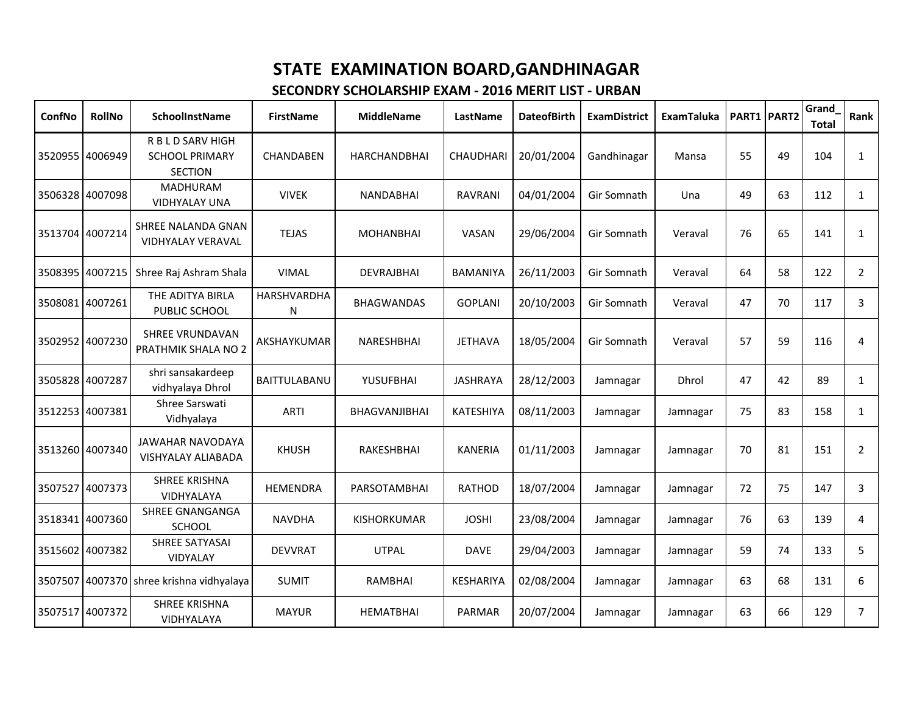# STATE EXAMINATION BOARD,GANDHINAGAR

## SECONDRY SCHOLARSHIP EXAM - 2016 MERIT LIST - URBAN

| ConfNo | RollNo | SchoolInstName | FirstName | MiddleName | LastName | DateofBirth | ExamDistrict | ExamTaluka | PART1 | PART2 | Grand_ Total | Rank |
|---|---|---|---|---|---|---|---|---|---|---|---|---|
| 3520955 | 4006949 | R B L D SARV HIGH SCHOOL PRIMARY SECTION | CHANDABEN | HARCHANDBHAI | CHAUDHARI | 20/01/2004 | Gandhinagar | Mansa | 55 | 49 | 104 | 1 |
| 3506328 | 4007098 | MADHURAM VIDHYALAY UNA | VIVEK | NANDABHAI | RAVRANI | 04/01/2004 | Gir Somnath | Una | 49 | 63 | 112 | 1 |
| 3513704 | 4007214 | SHREE NALANDA GNAN VIDHYALAY VERAVAL | TEJAS | MOHANBHAI | VASAN | 29/06/2004 | Gir Somnath | Veraval | 76 | 65 | 141 | 1 |
| 3508395 | 4007215 | Shree Raj Ashram Shala | VIMAL | DEVRAJBHAI | BAMANIYA | 26/11/2003 | Gir Somnath | Veraval | 64 | 58 | 122 | 2 |
| 3508081 | 4007261 | THE ADITYA BIRLA PUBLIC SCHOOL | HARSHVARDHAN | BHAGWANDAS | GOPLANI | 20/10/2003 | Gir Somnath | Veraval | 47 | 70 | 117 | 3 |
| 3502952 | 4007230 | SHREE VRUNDAVAN PRATHMIK SHALA NO 2 | AKSHAYKUMAR | NARESHBHAI | JETHAVA | 18/05/2004 | Gir Somnath | Veraval | 57 | 59 | 116 | 4 |
| 3505828 | 4007287 | shri sansakardeep vidhyalaya Dhrol | BAITTULABANU | YUSUFBHAI | JASHRAYA | 28/12/2003 | Jamnagar | Dhrol | 47 | 42 | 89 | 1 |
| 3512253 | 4007381 | Shree Sarswati Vidhyalaya | ARTI | BHAGVANJIBHAI | KATESHIYA | 08/11/2003 | Jamnagar | Jamnagar | 75 | 83 | 158 | 1 |
| 3513260 | 4007340 | JAWAHAR NAVODAYA VISHYALAY ALIABADA | KHUSH | RAKESHBHAI | KANERIA | 01/11/2003 | Jamnagar | Jamnagar | 70 | 81 | 151 | 2 |
| 3507527 | 4007373 | SHREE KRISHNA VIDHYALAYA | HEMENDRA | PARSOTAMBHAI | RATHOD | 18/07/2004 | Jamnagar | Jamnagar | 72 | 75 | 147 | 3 |
| 3518341 | 4007360 | SHREE GNANGANGA SCHOOL | NAVDHA | KISHORKUMAR | JOSHI | 23/08/2004 | Jamnagar | Jamnagar | 76 | 63 | 139 | 4 |
| 3515602 | 4007382 | SHREE SATYASAI VIDYALAY | DEVVRAT | UTPAL | DAVE | 29/04/2003 | Jamnagar | Jamnagar | 59 | 74 | 133 | 5 |
| 3507507 | 4007370 | shree krishna vidhyalaya | SUMIT | RAMBHAI | KESHARIYA | 02/08/2004 | Jamnagar | Jamnagar | 63 | 68 | 131 | 6 |
| 3507517 | 4007372 | SHREE KRISHNA VIDHYALAYA | MAYUR | HEMATBHAI | PARMAR | 20/07/2004 | Jamnagar | Jamnagar | 63 | 66 | 129 | 7 |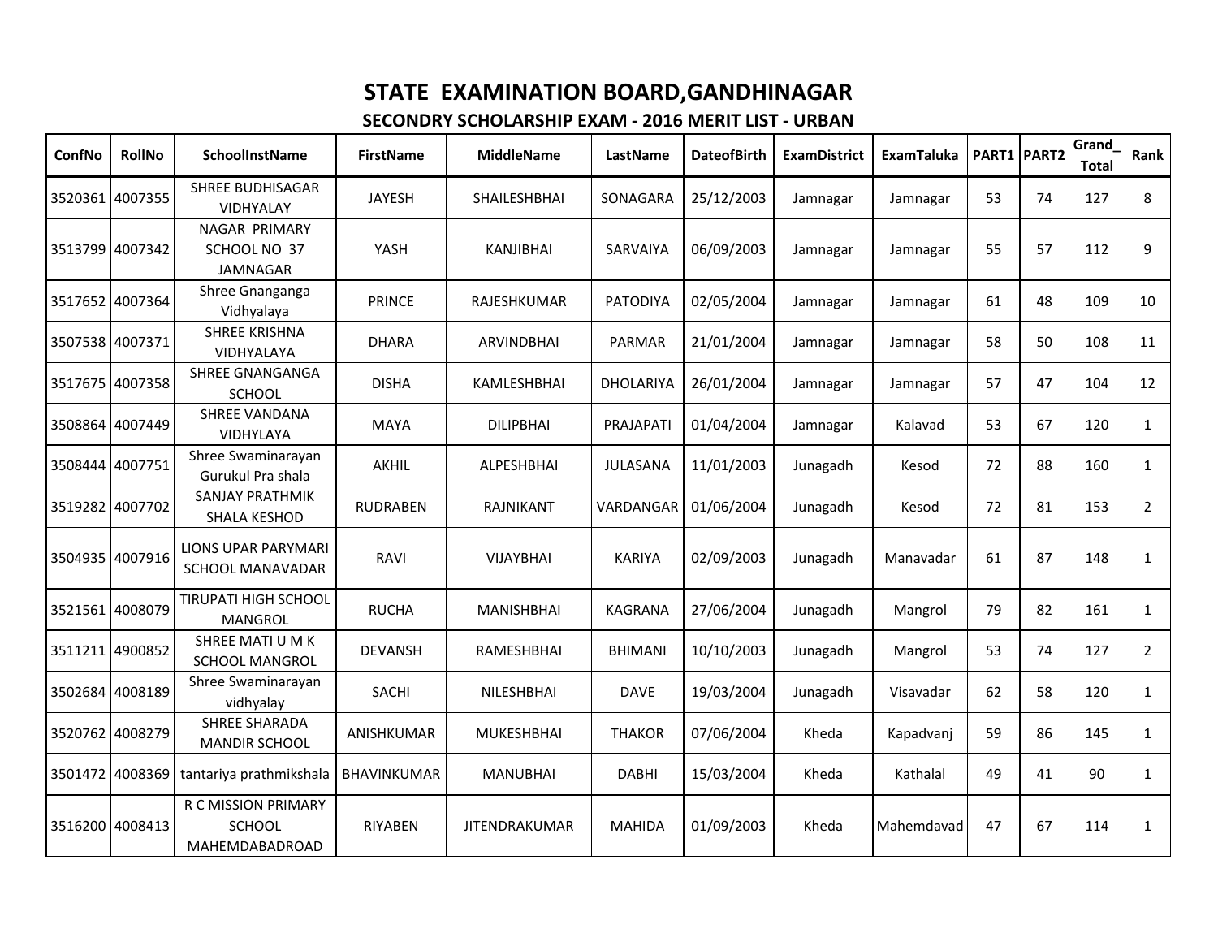# STATE EXAMINATION BOARD,GANDHINAGAR

## SECONDRY SCHOLARSHIP EXAM - 2016 MERIT LIST - URBAN

| ConfNo | RollNo | SchoolInstName | FirstName | MiddleName | LastName | DateofBirth | ExamDistrict | ExamTaluka | PART1 | PART2 | Grand_Total | Rank |
|---|---|---|---|---|---|---|---|---|---|---|---|---|
| 3520361 | 4007355 | SHREE BUDHISAGAR VIDHYALAY | JAYESH | SHAILESHBHAI | SONAGARA | 25/12/2003 | Jamnagar | Jamnagar | 53 | 74 | 127 | 8 |
| 3513799 | 4007342 | NAGAR PRIMARY SCHOOL NO 37 JAMNAGAR | YASH | KANJIBHAI | SARVAIYA | 06/09/2003 | Jamnagar | Jamnagar | 55 | 57 | 112 | 9 |
| 3517652 | 4007364 | Shree Gnanganga Vidhyalaya | PRINCE | RAJESHKUMAR | PATODIYA | 02/05/2004 | Jamnagar | Jamnagar | 61 | 48 | 109 | 10 |
| 3507538 | 4007371 | SHREE KRISHNA VIDHYALAYA | DHARA | ARVINDBHAI | PARMAR | 21/01/2004 | Jamnagar | Jamnagar | 58 | 50 | 108 | 11 |
| 3517675 | 4007358 | SHREE GNANGANGA SCHOOL | DISHA | KAMLESHBHAI | DHOLARIYA | 26/01/2004 | Jamnagar | Jamnagar | 57 | 47 | 104 | 12 |
| 3508864 | 4007449 | SHREE VANDANA VIDHYLAYA | MAYA | DILIPBHAI | PRAJAPATI | 01/04/2004 | Jamnagar | Kalavad | 53 | 67 | 120 | 1 |
| 3508444 | 4007751 | Shree Swaminarayan Gurukul Pra shala | AKHIL | ALPESHBHAI | JULASANA | 11/01/2003 | Junagadh | Kesod | 72 | 88 | 160 | 1 |
| 3519282 | 4007702 | SANJAY PRATHMIK SHALA KESHOD | RUDRABEN | RAJNIKANT | VARDANGAR | 01/06/2004 | Junagadh | Kesod | 72 | 81 | 153 | 2 |
| 3504935 | 4007916 | LIONS UPAR PARYMARI SCHOOL MANAVADAR | RAVI | VIJAYBHAI | KARIYA | 02/09/2003 | Junagadh | Manavadar | 61 | 87 | 148 | 1 |
| 3521561 | 4008079 | TIRUPATI HIGH SCHOOL MANGROL | RUCHA | MANISHBHAI | KAGRANA | 27/06/2004 | Junagadh | Mangrol | 79 | 82 | 161 | 1 |
| 3511211 | 4900852 | SHREE MATI U M K SCHOOL MANGROL | DEVANSH | RAMESHBHAI | BHIMANI | 10/10/2003 | Junagadh | Mangrol | 53 | 74 | 127 | 2 |
| 3502684 | 4008189 | Shree Swaminarayan vidhyalay | SACHI | NILESHBHAI | DAVE | 19/03/2004 | Junagadh | Visavadar | 62 | 58 | 120 | 1 |
| 3520762 | 4008279 | SHREE SHARADA MANDIR SCHOOL | ANISHKUMAR | MUKESHBHAI | THAKOR | 07/06/2004 | Kheda | Kapadvanj | 59 | 86 | 145 | 1 |
| 3501472 | 4008369 | tantariya prathmikshala | BHAVINKUMAR | MANUBHAI | DABHI | 15/03/2004 | Kheda | Kathalal | 49 | 41 | 90 | 1 |
| 3516200 | 4008413 | R C MISSION PRIMARY SCHOOL MAHEMDABADROAD | RIYABEN | JITENDRAKUMAR | MAHIDA | 01/09/2003 | Kheda | Mahemdavad | 47 | 67 | 114 | 1 |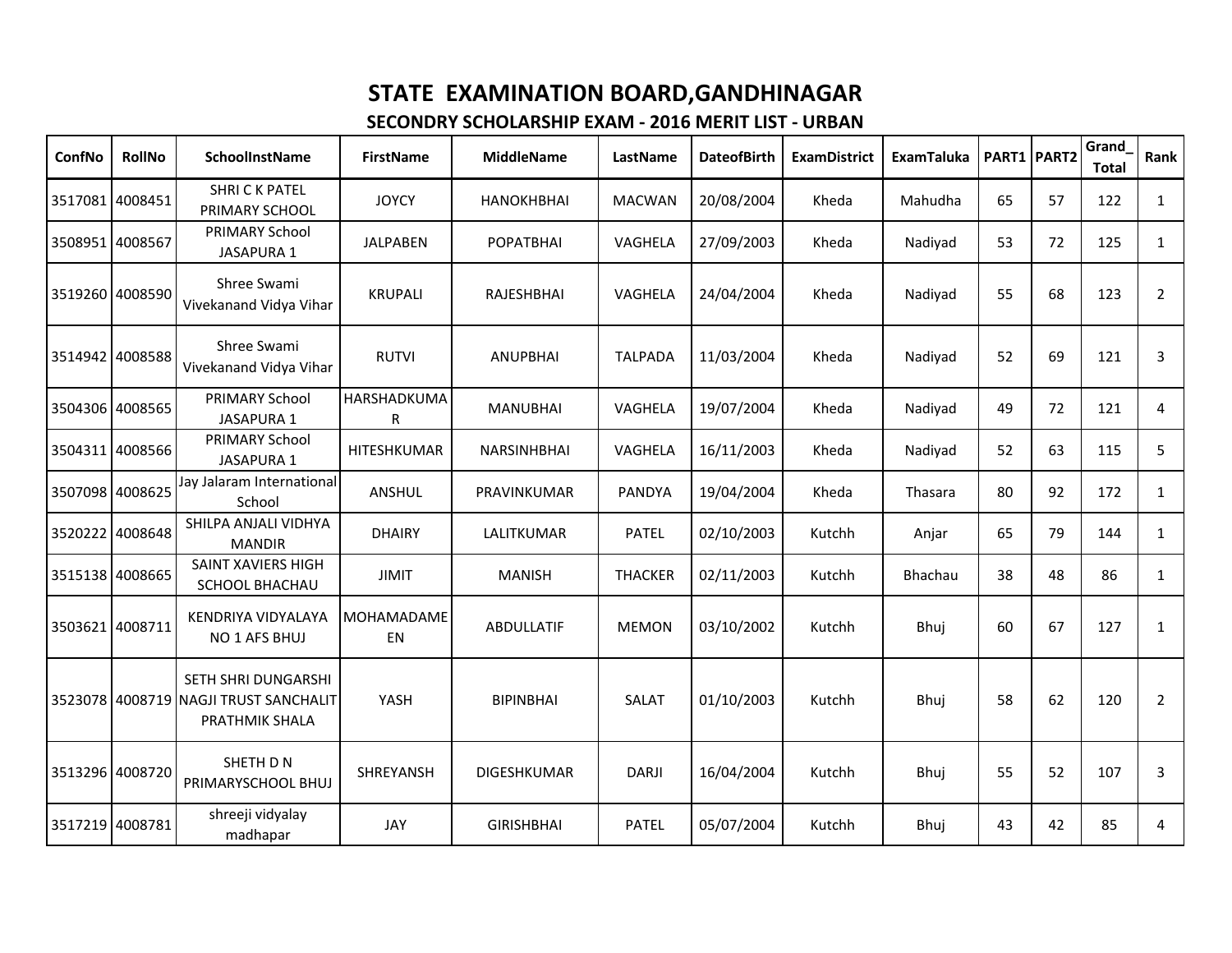# STATE EXAMINATION BOARD,GANDHINAGAR

## SECONDRY SCHOLARSHIP EXAM - 2016 MERIT LIST - URBAN

| ConfNo | RollNo | SchoolInstName | FirstName | MiddleName | LastName | DateofBirth | ExamDistrict | ExamTaluka | PART1 | PART2 | Grand_Total | Rank |
|---|---|---|---|---|---|---|---|---|---|---|---|---|
| 3517081 | 4008451 | SHRI C K PATEL PRIMARY SCHOOL | JOYCY | HANOKHBHAI | MACWAN | 20/08/2004 | Kheda | Mahudha | 65 | 57 | 122 | 1 |
| 3508951 | 4008567 | PRIMARY School JASAPURA 1 | JALPABEN | POPATBHAI | VAGHELA | 27/09/2003 | Kheda | Nadiyad | 53 | 72 | 125 | 1 |
| 3519260 | 4008590 | Shree Swami Vivekanand Vidya Vihar | KRUPALI | RAJESHBHAI | VAGHELA | 24/04/2004 | Kheda | Nadiyad | 55 | 68 | 123 | 2 |
| 3514942 | 4008588 | Shree Swami Vivekanand Vidya Vihar | RUTVI | ANUPBHAI | TALPADA | 11/03/2004 | Kheda | Nadiyad | 52 | 69 | 121 | 3 |
| 3504306 | 4008565 | PRIMARY School JASAPURA 1 | HARSHADKUMAR | MANUBHAI | VAGHELA | 19/07/2004 | Kheda | Nadiyad | 49 | 72 | 121 | 4 |
| 3504311 | 4008566 | PRIMARY School JASAPURA 1 | HITESHKUMAR | NARSINHBHAI | VAGHELA | 16/11/2003 | Kheda | Nadiyad | 52 | 63 | 115 | 5 |
| 3507098 | 4008625 | Jay Jalaram International School | ANSHUL | PRAVINKUMAR | PANDYA | 19/04/2004 | Kheda | Thasara | 80 | 92 | 172 | 1 |
| 3520222 | 4008648 | SHILPA ANJALI VIDHYA MANDIR | DHAIRY | LALITKUMAR | PATEL | 02/10/2003 | Kutchh | Anjar | 65 | 79 | 144 | 1 |
| 3515138 | 4008665 | SAINT XAVIERS HIGH SCHOOL BHACHAU | JIMIT | MANISH | THACKER | 02/11/2003 | Kutchh | Bhachau | 38 | 48 | 86 | 1 |
| 3503621 | 4008711 | KENDRIYA VIDYALAYA NO 1 AFS BHUJ | MOHAMADAMEEN | ABDULLATIF | MEMON | 03/10/2002 | Kutchh | Bhuj | 60 | 67 | 127 | 1 |
| 3523078 | 4008719 | SETH SHRI DUNGARSHI NAGJI TRUST SANCHALIT PRATHMIK SHALA | YASH | BIPINBHAI | SALAT | 01/10/2003 | Kutchh | Bhuj | 58 | 62 | 120 | 2 |
| 3513296 | 4008720 | SHETH D N PRIMARYSCHOOL BHUJ | SHREYANSH | DIGESHKUMAR | DARJI | 16/04/2004 | Kutchh | Bhuj | 55 | 52 | 107 | 3 |
| 3517219 | 4008781 | shreeji vidyalay madhapar | JAY | GIRISHBHAI | PATEL | 05/07/2004 | Kutchh | Bhuj | 43 | 42 | 85 | 4 |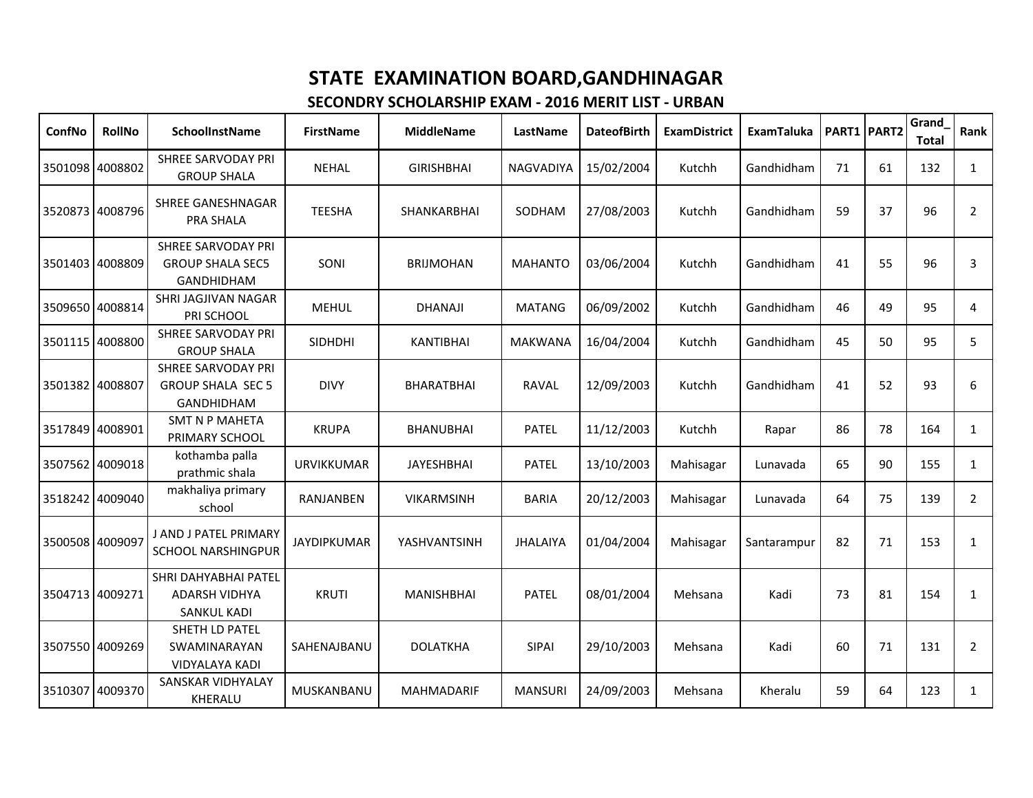# STATE EXAMINATION BOARD,GANDHINAGAR

## SECONDRY SCHOLARSHIP EXAM - 2016 MERIT LIST - URBAN

| ConfNo | RollNo | SchoolInstName | FirstName | MiddleName | LastName | DateofBirth | ExamDistrict | ExamTaluka | PART1 | PART2 | Grand_Total | Rank |
|---|---|---|---|---|---|---|---|---|---|---|---|---|
| 3501098 | 4008802 | SHREE SARVODAY PRI GROUP SHALA | NEHAL | GIRISHBHAI | NAGVADIYA | 15/02/2004 | Kutchh | Gandhidham | 71 | 61 | 132 | 1 |
| 3520873 | 4008796 | SHREE GANESHNAGAR PRA SHALA | TEESHA | SHANKARBHAI | SODHAM | 27/08/2003 | Kutchh | Gandhidham | 59 | 37 | 96 | 2 |
| 3501403 | 4008809 | SHREE SARVODAY PRI GROUP SHALA SEC5 GANDHIDHAM | SONI | BRIJMOHAN | MAHANTO | 03/06/2004 | Kutchh | Gandhidham | 41 | 55 | 96 | 3 |
| 3509650 | 4008814 | SHRI JAGJIVAN NAGAR PRI SCHOOL | MEHUL | DHANAJI | MATANG | 06/09/2002 | Kutchh | Gandhidham | 46 | 49 | 95 | 4 |
| 3501115 | 4008800 | SHREE SARVODAY PRI GROUP SHALA | SIDHDHI | KANTIBHAI | MAKWANA | 16/04/2004 | Kutchh | Gandhidham | 45 | 50 | 95 | 5 |
| 3501382 | 4008807 | SHREE SARVODAY PRI GROUP SHALA SEC 5 GANDHIDHAM | DIVY | BHARATBHAI | RAVAL | 12/09/2003 | Kutchh | Gandhidham | 41 | 52 | 93 | 6 |
| 3517849 | 4008901 | SMT N P MAHETA PRIMARY SCHOOL | KRUPA | BHANUBHAI | PATEL | 11/12/2003 | Kutchh | Rapar | 86 | 78 | 164 | 1 |
| 3507562 | 4009018 | kothamba palla prathmic shala | URVIKKUMAR | JAYESHBHAI | PATEL | 13/10/2003 | Mahisagar | Lunavada | 65 | 90 | 155 | 1 |
| 3518242 | 4009040 | makhaliya primary school | RANJANBEN | VIKARMSINH | BARIA | 20/12/2003 | Mahisagar | Lunavada | 64 | 75 | 139 | 2 |
| 3500508 | 4009097 | J AND J PATEL PRIMARY SCHOOL NARSHINGPUR | JAYDIPKUMAR | YASHVANTSINH | JHALAIYA | 01/04/2004 | Mahisagar | Santarampur | 82 | 71 | 153 | 1 |
| 3504713 | 4009271 | SHRI DAHYABHAI PATEL ADARSH VIDHYA SANKUL KADI | KRUTI | MANISHBHAI | PATEL | 08/01/2004 | Mehsana | Kadi | 73 | 81 | 154 | 1 |
| 3507550 | 4009269 | SHETH LD PATEL SWAMINARAYAN VIDYALAYA KADI | SAHENAJBANU | DOLATKHA | SIPAI | 29/10/2003 | Mehsana | Kadi | 60 | 71 | 131 | 2 |
| 3510307 | 4009370 | SANSKAR VIDHYALAY KHERALU | MUSKANBANU | MAHMADARIF | MANSURI | 24/09/2003 | Mehsana | Kheralu | 59 | 64 | 123 | 1 |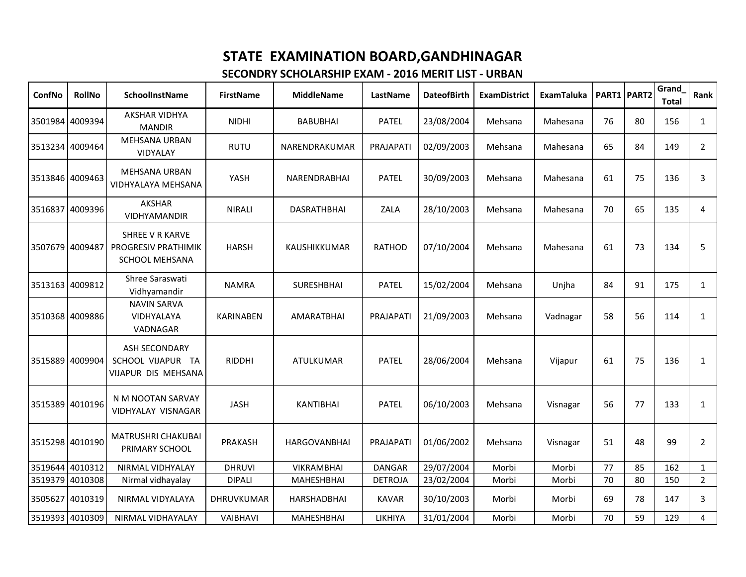# STATE EXAMINATION BOARD,GANDHINAGAR

## SECONDRY SCHOLARSHIP EXAM - 2016 MERIT LIST - URBAN

| ConfNo | RollNo | SchoolInstName | FirstName | MiddleName | LastName | DateofBirth | ExamDistrict | ExamTaluka | PART1 | PART2 | Grand_Total | Rank |
|---|---|---|---|---|---|---|---|---|---|---|---|---|
| 3501984 | 4009394 | AKSHAR VIDHYA MANDIR | NIDHI | BABUBHAI | PATEL | 23/08/2004 | Mehsana | Mahesana | 76 | 80 | 156 | 1 |
| 3513234 | 4009464 | MEHSANA URBAN VIDYALAY | RUTU | NARENDRAKUMAR | PRAJAPATI | 02/09/2003 | Mehsana | Mahesana | 65 | 84 | 149 | 2 |
| 3513846 | 4009463 | MEHSANA URBAN VIDHYALAYA MEHSANA | YASH | NARENDRABHAI | PATEL | 30/09/2003 | Mehsana | Mahesana | 61 | 75 | 136 | 3 |
| 3516837 | 4009396 | AKSHAR VIDHYAMANDIR | NIRALI | DASRATHBHAI | ZALA | 28/10/2003 | Mehsana | Mahesana | 70 | 65 | 135 | 4 |
| 3507679 | 4009487 | SHREE V R KARVE PROGRESIV PRATHIMIK SCHOOL MEHSANA | HARSH | KAUSHIKKUMAR | RATHOD | 07/10/2004 | Mehsana | Mahesana | 61 | 73 | 134 | 5 |
| 3513163 | 4009812 | Shree Saraswati Vidhyamandir | NAMRA | SURESHBHAI | PATEL | 15/02/2004 | Mehsana | Unjha | 84 | 91 | 175 | 1 |
| 3510368 | 4009886 | NAVIN SARVA VIDHYALAYA VADNAGAR | KARINABEN | AMARATBHAI | PRAJAPATI | 21/09/2003 | Mehsana | Vadnagar | 58 | 56 | 114 | 1 |
| 3515889 | 4009904 | ASH SECONDARY SCHOOL VIJAPUR TA VIJAPUR DIS MEHSANA | RIDDHI | ATULKUMAR | PATEL | 28/06/2004 | Mehsana | Vijapur | 61 | 75 | 136 | 1 |
| 3515389 | 4010196 | N M NOOTAN SARVAY VIDHYALAY VISNAGAR | JASH | KANTIBHAI | PATEL | 06/10/2003 | Mehsana | Visnagar | 56 | 77 | 133 | 1 |
| 3515298 | 4010190 | MATRUSHRI CHAKUBAI PRIMARY SCHOOL | PRAKASH | HARGOVANBHAI | PRAJAPATI | 01/06/2002 | Mehsana | Visnagar | 51 | 48 | 99 | 2 |
| 3519644 | 4010312 | NIRMAL VIDHYALAY | DHRUVI | VIKRAMBHAI | DANGAR | 29/07/2004 | Morbi | Morbi | 77 | 85 | 162 | 1 |
| 3519379 | 4010308 | Nirmal vidhayalay | DIPALI | MAHESHBHAI | DETROJA | 23/02/2004 | Morbi | Morbi | 70 | 80 | 150 | 2 |
| 3505627 | 4010319 | NIRMAL VIDYALAYA | DHRUVKUMAR | HARSHADBHAI | KAVAR | 30/10/2003 | Morbi | Morbi | 69 | 78 | 147 | 3 |
| 3519393 | 4010309 | NIRMAL VIDHAYALAY | VAIBHAVI | MAHESHBHAI | LIKHIYA | 31/01/2004 | Morbi | Morbi | 70 | 59 | 129 | 4 |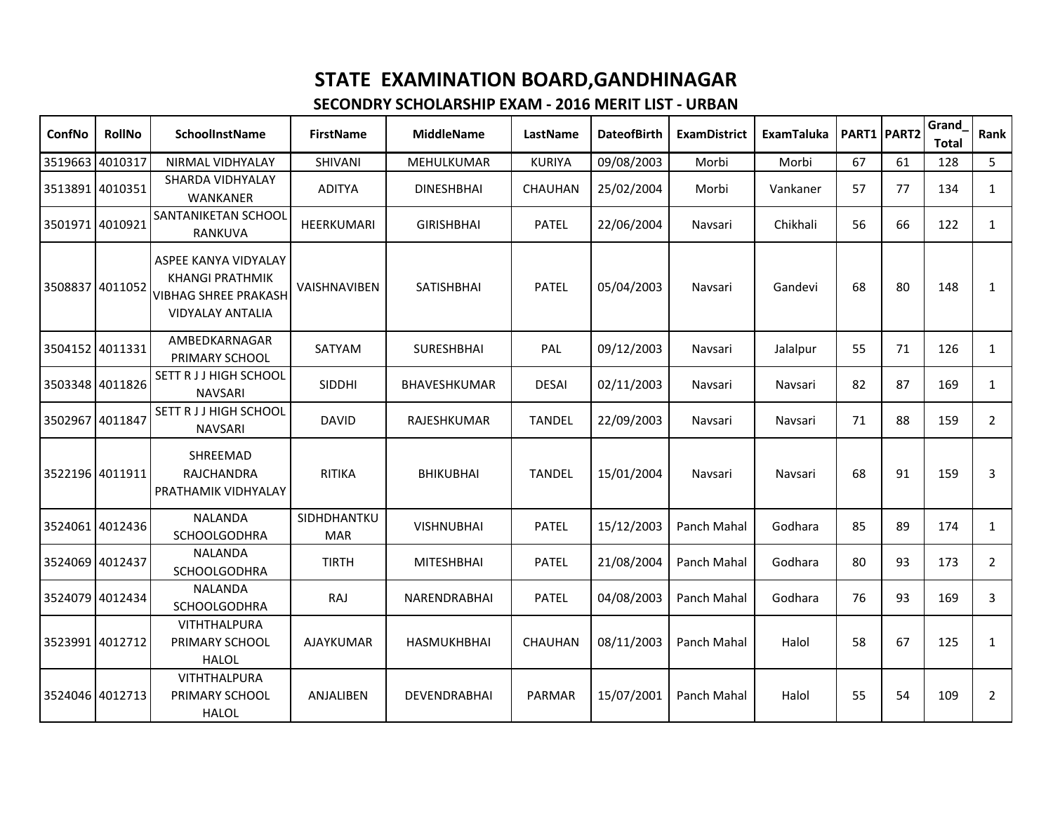# STATE EXAMINATION BOARD,GANDHINAGAR

## SECONDRY SCHOLARSHIP EXAM - 2016 MERIT LIST - URBAN

| ConfNo | RollNo | SchoolInstName | FirstName | MiddleName | LastName | DateofBirth | ExamDistrict | ExamTaluka | PART1 | PART2 | Grand_Total | Rank |
|---|---|---|---|---|---|---|---|---|---|---|---|---|
| 3519663 | 4010317 | NIRMAL VIDHYALAY | SHIVANI | MEHULKUMAR | KURIYA | 09/08/2003 | Morbi | Morbi | 67 | 61 | 128 | 5 |
| 3513891 | 4010351 | SHARDA VIDHYALAY WANKANER | ADITYA | DINESHBHAI | CHAUHAN | 25/02/2004 | Morbi | Vankaner | 57 | 77 | 134 | 1 |
| 3501971 | 4010921 | SANTANIKETAN SCHOOL RANKUVA | HEERKUMARI | GIRISHBHAI | PATEL | 22/06/2004 | Navsari | Chikhali | 56 | 66 | 122 | 1 |
| 3508837 | 4011052 | ASPEE KANYA VIDYALAY KHANGI PRATHMIK VIBHAG SHREE PRAKASH VIDYALAY ANTALIA | VAISHNAVIBEN | SATISHBHAI | PATEL | 05/04/2003 | Navsari | Gandevi | 68 | 80 | 148 | 1 |
| 3504152 | 4011331 | AMBEDKARNAGAR PRIMARY SCHOOL | SATYAM | SURESHBHAI | PAL | 09/12/2003 | Navsari | Jalalpur | 55 | 71 | 126 | 1 |
| 3503348 | 4011826 | SETT R J J HIGH SCHOOL NAVSARI | SIDDHI | BHAVESHKUMAR | DESAI | 02/11/2003 | Navsari | Navsari | 82 | 87 | 169 | 1 |
| 3502967 | 4011847 | SETT R J J HIGH SCHOOL NAVSARI | DAVID | RAJESHKUMAR | TANDEL | 22/09/2003 | Navsari | Navsari | 71 | 88 | 159 | 2 |
| 3522196 | 4011911 | SHREEMAD RAJCHANDRA PRATHAMIK VIDHYALAY | RITIKA | BHIKUBHAI | TANDEL | 15/01/2004 | Navsari | Navsari | 68 | 91 | 159 | 3 |
| 3524061 | 4012436 | NALANDA SCHOOLGODHRA | SIDHDHANTKUMAR | VISHNUBHAI | PATEL | 15/12/2003 | Panch Mahal | Godhara | 85 | 89 | 174 | 1 |
| 3524069 | 4012437 | NALANDA SCHOOLGODHRA | TIRTH | MITESHBHAI | PATEL | 21/08/2004 | Panch Mahal | Godhara | 80 | 93 | 173 | 2 |
| 3524079 | 4012434 | NALANDA SCHOOLGODHRA | RAJ | NARENDRABHAI | PATEL | 04/08/2003 | Panch Mahal | Godhara | 76 | 93 | 169 | 3 |
| 3523991 | 4012712 | VITHTHALPURA PRIMARY SCHOOL HALOL | AJAYKUMAR | HASMUKHBHAI | CHAUHAN | 08/11/2003 | Panch Mahal | Halol | 58 | 67 | 125 | 1 |
| 3524046 | 4012713 | VITHTHALPURA PRIMARY SCHOOL HALOL | ANJALIBEN | DEVENDRABHAI | PARMAR | 15/07/2001 | Panch Mahal | Halol | 55 | 54 | 109 | 2 |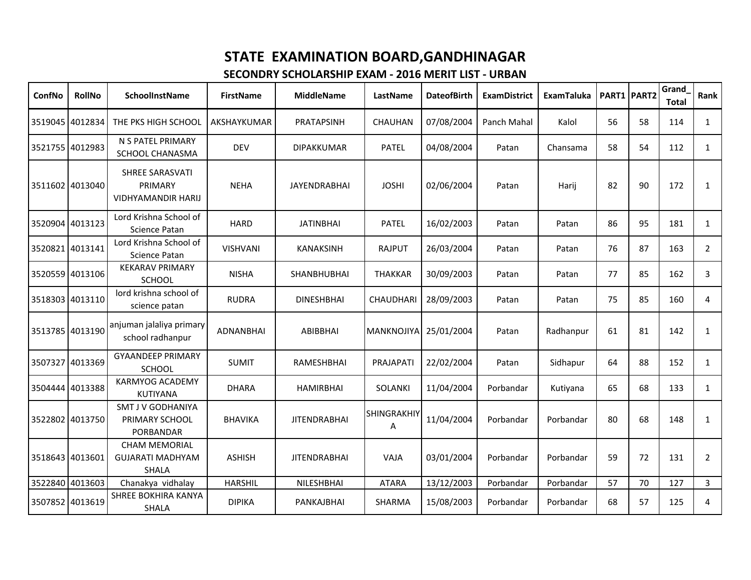# STATE EXAMINATION BOARD,GANDHINAGAR

## SECONDRY SCHOLARSHIP EXAM - 2016 MERIT LIST - URBAN

| ConfNo | RollNo | SchoolInstName | FirstName | MiddleName | LastName | DateofBirth | ExamDistrict | ExamTaluka | PART1 | PART2 | Grand_Total | Rank |
|---|---|---|---|---|---|---|---|---|---|---|---|---|
| 3519045 | 4012834 | THE PKS HIGH SCHOOL | AKSHAYKUMAR | PRATAPSINH | CHAUHAN | 07/08/2004 | Panch Mahal | Kalol | 56 | 58 | 114 | 1 |
| 3521755 | 4012983 | N S PATEL PRIMARY SCHOOL CHANASMA | DEV | DIPAKKUMAR | PATEL | 04/08/2004 | Patan | Chansama | 58 | 54 | 112 | 1 |
| 3511602 | 4013040 | SHREE SARASVATI PRIMARY VIDHYAMANDIR HARIJ | NEHA | JAYENDRABHAI | JOSHI | 02/06/2004 | Patan | Harij | 82 | 90 | 172 | 1 |
| 3520904 | 4013123 | Lord Krishna School of Science Patan | HARD | JATINBHAI | PATEL | 16/02/2003 | Patan | Patan | 86 | 95 | 181 | 1 |
| 3520821 | 4013141 | Lord Krishna School of Science Patan | VISHVANI | KANAKSINH | RAJPUT | 26/03/2004 | Patan | Patan | 76 | 87 | 163 | 2 |
| 3520559 | 4013106 | KEKARAV PRIMARY SCHOOL | NISHA | SHANBHUBHAI | THAKKAR | 30/09/2003 | Patan | Patan | 77 | 85 | 162 | 3 |
| 3518303 | 4013110 | lord krishna school of science patan | RUDRA | DINESHBHAI | CHAUDHARI | 28/09/2003 | Patan | Patan | 75 | 85 | 160 | 4 |
| 3513785 | 4013190 | anjuman jalaliya primary school radhanpur | ADNANBHAI | ABIBBHAI | MANKNOJIYA | 25/01/2004 | Patan | Radhanpur | 61 | 81 | 142 | 1 |
| 3507327 | 4013369 | GYAANDEEP PRIMARY SCHOOL | SUMIT | RAMESHBHAI | PRAJAPATI | 22/02/2004 | Patan | Sidhapur | 64 | 88 | 152 | 1 |
| 3504444 | 4013388 | KARMYOG ACADEMY KUTIYANA | DHARA | HAMIRBHAI | SOLANKI | 11/04/2004 | Porbandar | Kutiyana | 65 | 68 | 133 | 1 |
| 3522802 | 4013750 | SMT J V GODHANIYA PRIMARY SCHOOL PORBANDAR | BHAVIKA | JITENDRABHAI | SHINGRAKHIYA | 11/04/2004 | Porbandar | Porbandar | 80 | 68 | 148 | 1 |
| 3518643 | 4013601 | CHAM MEMORIAL GUJARATI MADHYAM SHALA | ASHISH | JITENDRABHAI | VAJA | 03/01/2004 | Porbandar | Porbandar | 59 | 72 | 131 | 2 |
| 3522840 | 4013603 | Chanakya vidhalay | HARSHIL | NILESHBHAI | ATARA | 13/12/2003 | Porbandar | Porbandar | 57 | 70 | 127 | 3 |
| 3507852 | 4013619 | SHREE BOKHIRA KANYA SHALA | DIPIKA | PANKAJBHAI | SHARMA | 15/08/2003 | Porbandar | Porbandar | 68 | 57 | 125 | 4 |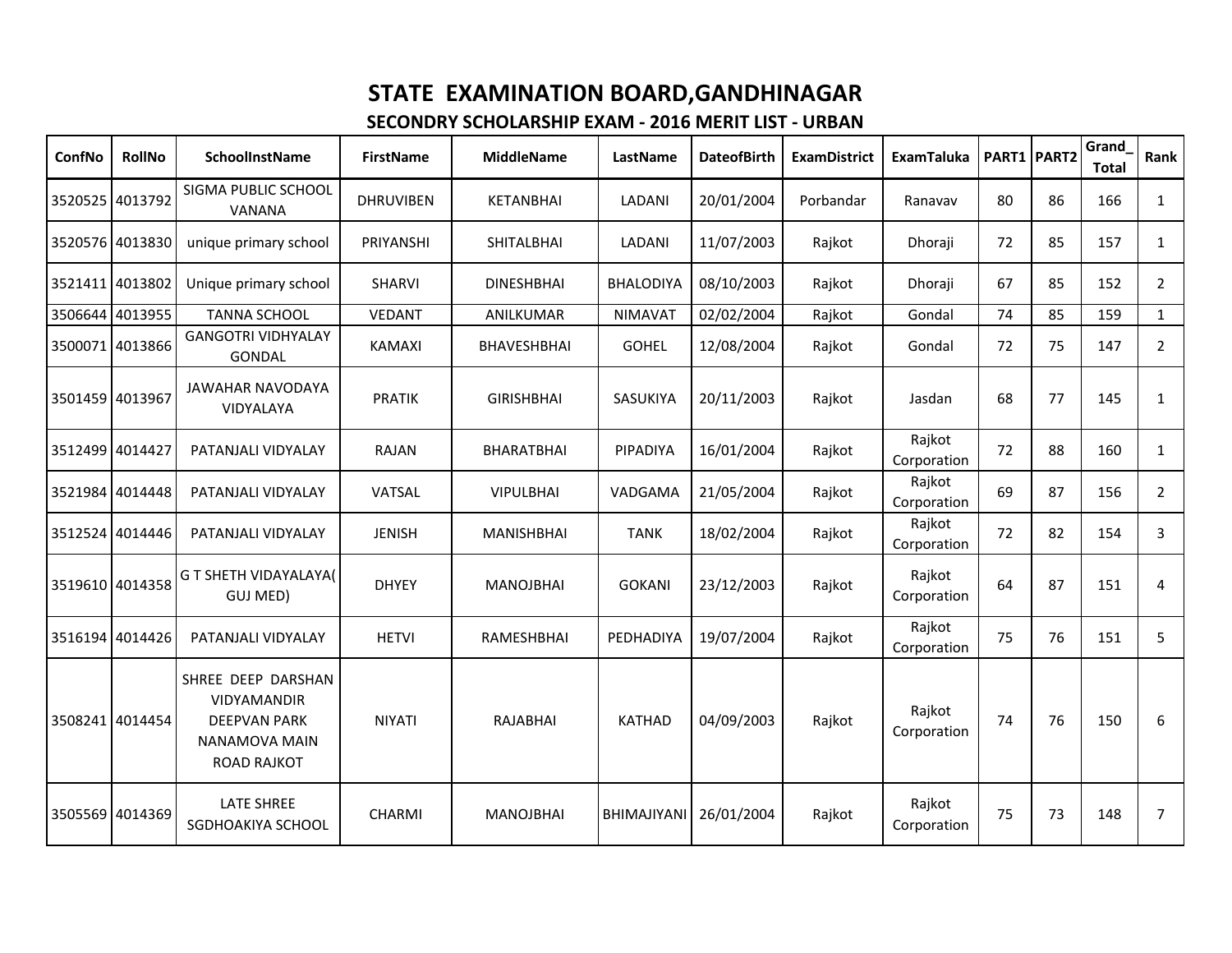# STATE EXAMINATION BOARD,GANDHINAGAR

## SECONDRY SCHOLARSHIP EXAM - 2016 MERIT LIST - URBAN

| ConfNo | RollNo | SchoolInstName | FirstName | MiddleName | LastName | DateofBirth | ExamDistrict | ExamTaluka | PART1 | PART2 | Grand_Total | Rank |
|---|---|---|---|---|---|---|---|---|---|---|---|---|
| 3520525 | 4013792 | SIGMA PUBLIC SCHOOL VANANA | DHRUVIBEN | KETANBHAI | LADANI | 20/01/2004 | Porbandar | Ranavav | 80 | 86 | 166 | 1 |
| 3520576 | 4013830 | unique primary school | PRIYANSHI | SHITALBHAI | LADANI | 11/07/2003 | Rajkot | Dhoraji | 72 | 85 | 157 | 1 |
| 3521411 | 4013802 | Unique primary school | SHARVI | DINESHBHAI | BHALODIYA | 08/10/2003 | Rajkot | Dhoraji | 67 | 85 | 152 | 2 |
| 3506644 | 4013955 | TANNA SCHOOL | VEDANT | ANILKUMAR | NIMAVAT | 02/02/2004 | Rajkot | Gondal | 74 | 85 | 159 | 1 |
| 3500071 | 4013866 | GANGOTRI VIDHYALAY GONDAL | KAMAXI | BHAVESHBHAI | GOHEL | 12/08/2004 | Rajkot | Gondal | 72 | 75 | 147 | 2 |
| 3501459 | 4013967 | JAWAHAR NAVODAYA VIDYALAYA | PRATIK | GIRISHBHAI | SASUKIYA | 20/11/2003 | Rajkot | Jasdan | 68 | 77 | 145 | 1 |
| 3512499 | 4014427 | PATANJALI VIDYALAY | RAJAN | BHARATBHAI | PIPADIYA | 16/01/2004 | Rajkot | Rajkot Corporation | 72 | 88 | 160 | 1 |
| 3521984 | 4014448 | PATANJALI VIDYALAY | VATSAL | VIPULBHAI | VADGAMA | 21/05/2004 | Rajkot | Rajkot Corporation | 69 | 87 | 156 | 2 |
| 3512524 | 4014446 | PATANJALI VIDYALAY | JENISH | MANISHBHAI | TANK | 18/02/2004 | Rajkot | Rajkot Corporation | 72 | 82 | 154 | 3 |
| 3519610 | 4014358 | G T SHETH VIDAYALAYA( GUJ MED) | DHYEY | MANOJBHAI | GOKANI | 23/12/2003 | Rajkot | Rajkot Corporation | 64 | 87 | 151 | 4 |
| 3516194 | 4014426 | PATANJALI VIDYALAY | HETVI | RAMESHBHAI | PEDHADIYA | 19/07/2004 | Rajkot | Rajkot Corporation | 75 | 76 | 151 | 5 |
| 3508241 | 4014454 | SHREE DEEP DARSHAN VIDYAMANDIR DEEPVAN PARK NANAMOVA MAIN ROAD RAJKOT | NIYATI | RAJABHAI | KATHAD | 04/09/2003 | Rajkot | Rajkot Corporation | 74 | 76 | 150 | 6 |
| 3505569 | 4014369 | LATE SHREE SGDHOAKIYA SCHOOL | CHARMI | MANOJBHAI | BHIMAJIYANI | 26/01/2004 | Rajkot | Rajkot Corporation | 75 | 73 | 148 | 7 |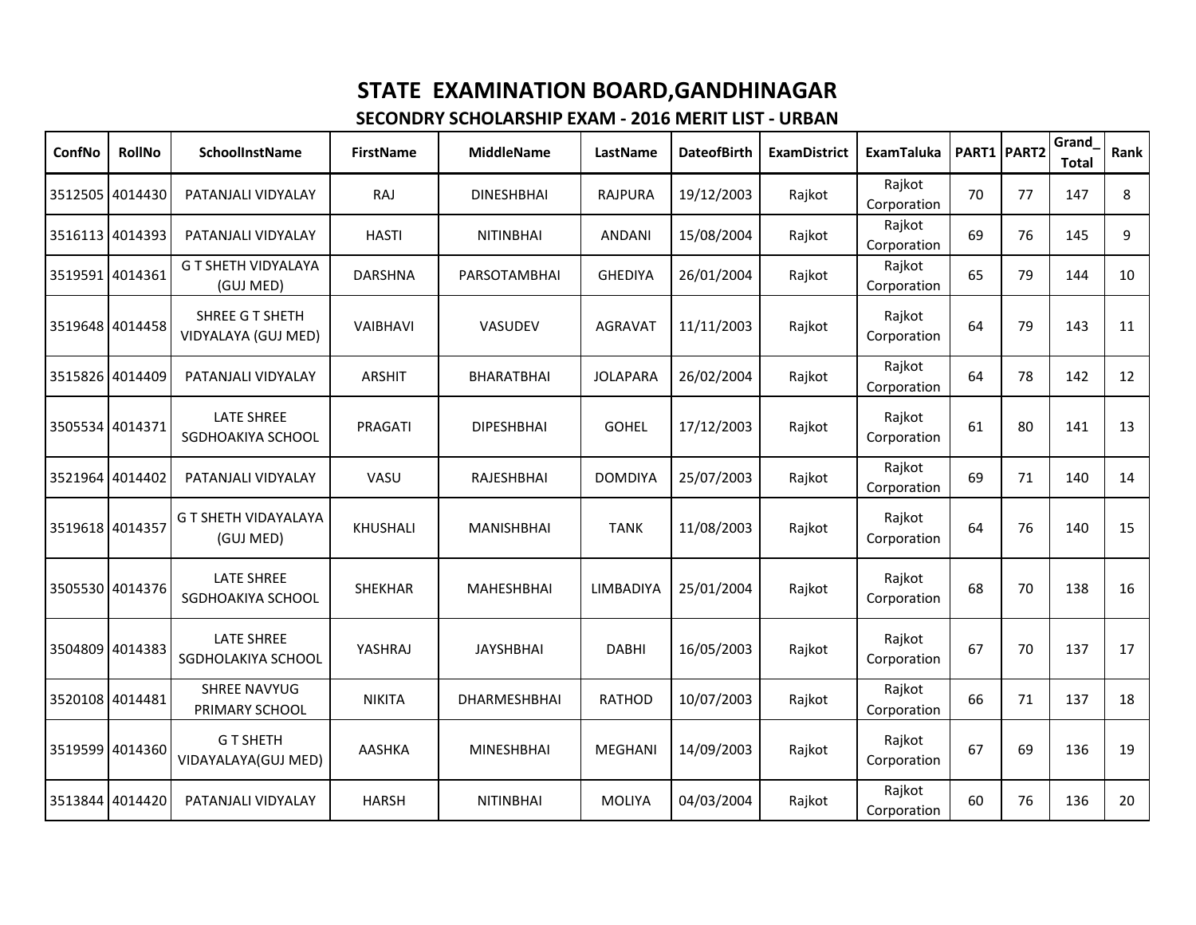# STATE EXAMINATION BOARD,GANDHINAGAR

## SECONDRY SCHOLARSHIP EXAM - 2016 MERIT LIST - URBAN

| ConfNo | RollNo | SchoolInstName | FirstName | MiddleName | LastName | DateofBirth | ExamDistrict | ExamTaluka | PART1 | PART2 | Grand_Total | Rank |
|---|---|---|---|---|---|---|---|---|---|---|---|---|
| 3512505 | 4014430 | PATANJALI VIDYALAY | RAJ | DINESHBHAI | RAJPURA | 19/12/2003 | Rajkot | Rajkot Corporation | 70 | 77 | 147 | 8 |
| 3516113 | 4014393 | PATANJALI VIDYALAY | HASTI | NITINBHAI | ANDANI | 15/08/2004 | Rajkot | Rajkot Corporation | 69 | 76 | 145 | 9 |
| 3519591 | 4014361 | G T SHETH VIDYALAYA (GUJ MED) | DARSHNA | PARSOTAMBHAI | GHEDIYA | 26/01/2004 | Rajkot | Rajkot Corporation | 65 | 79 | 144 | 10 |
| 3519648 | 4014458 | SHREE G T SHETH VIDYALAYA (GUJ MED) | VAIBHAVI | VASUDEV | AGRAVAT | 11/11/2003 | Rajkot | Rajkot Corporation | 64 | 79 | 143 | 11 |
| 3515826 | 4014409 | PATANJALI VIDYALAY | ARSHIT | BHARATBHAI | JOLAPARA | 26/02/2004 | Rajkot | Rajkot Corporation | 64 | 78 | 142 | 12 |
| 3505534 | 4014371 | LATE SHREE SGDHOAKIYA SCHOOL | PRAGATI | DIPESHBHAI | GOHEL | 17/12/2003 | Rajkot | Rajkot Corporation | 61 | 80 | 141 | 13 |
| 3521964 | 4014402 | PATANJALI VIDYALAY | VASU | RAJESHBHAI | DOMDIYA | 25/07/2003 | Rajkot | Rajkot Corporation | 69 | 71 | 140 | 14 |
| 3519618 | 4014357 | G T SHETH VIDAYALAYA (GUJ MED) | KHUSHALI | MANISHBHAI | TANK | 11/08/2003 | Rajkot | Rajkot Corporation | 64 | 76 | 140 | 15 |
| 3505530 | 4014376 | LATE SHREE SGDHOAKIYA SCHOOL | SHEKHAR | MAHESHBHAI | LIMBADIYA | 25/01/2004 | Rajkot | Rajkot Corporation | 68 | 70 | 138 | 16 |
| 3504809 | 4014383 | LATE SHREE SGDHOLAKIYA SCHOOL | YASHRAJ | JAYSHBHAI | DABHI | 16/05/2003 | Rajkot | Rajkot Corporation | 67 | 70 | 137 | 17 |
| 3520108 | 4014481 | SHREE NAVYUG PRIMARY SCHOOL | NIKITA | DHARMESHBHAI | RATHOD | 10/07/2003 | Rajkot | Rajkot Corporation | 66 | 71 | 137 | 18 |
| 3519599 | 4014360 | G T SHETH VIDAYALAYA(GUJ MED) | AASHKA | MINESHBHAI | MEGHANI | 14/09/2003 | Rajkot | Rajkot Corporation | 67 | 69 | 136 | 19 |
| 3513844 | 4014420 | PATANJALI VIDYALAY | HARSH | NITINBHAI | MOLIYA | 04/03/2004 | Rajkot | Rajkot Corporation | 60 | 76 | 136 | 20 |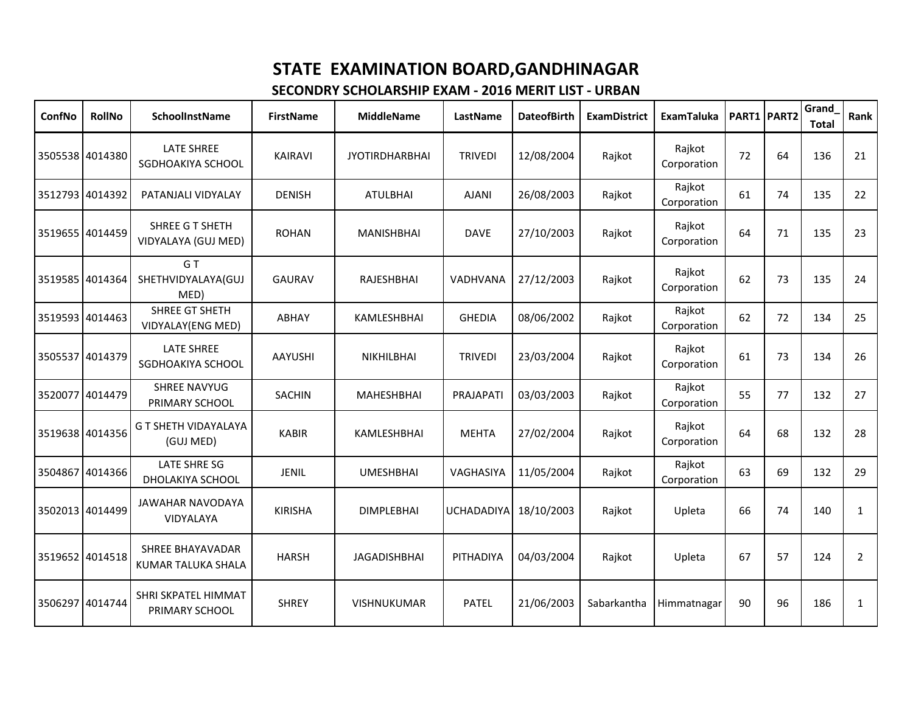# STATE EXAMINATION BOARD,GANDHINAGAR

## SECONDRY SCHOLARSHIP EXAM - 2016 MERIT LIST - URBAN

| ConfNo | RollNo | SchoolInstName | FirstName | MiddleName | LastName | DateofBirth | ExamDistrict | ExamTaluka | PART1 | PART2 | Grand_Total | Rank |
|---|---|---|---|---|---|---|---|---|---|---|---|---|
| 3505538 | 4014380 | LATE SHREE SGDHOAKIYA SCHOOL | KAIRAVI | JYOTIRDHARBHAI | TRIVEDI | 12/08/2004 | Rajkot | Rajkot Corporation | 72 | 64 | 136 | 21 |
| 3512793 | 4014392 | PATANJALI VIDYALAY | DENISH | ATULBHAI | AJANI | 26/08/2003 | Rajkot | Rajkot Corporation | 61 | 74 | 135 | 22 |
| 3519655 | 4014459 | SHREE G T SHETH VIDYALAYA (GUJ MED) | ROHAN | MANISHBHAI | DAVE | 27/10/2003 | Rajkot | Rajkot Corporation | 64 | 71 | 135 | 23 |
| 3519585 | 4014364 | G T SHETHVIDYALAYA(GUJ MED) | GAURAV | RAJESHBHAI | VADHVANA | 27/12/2003 | Rajkot | Rajkot Corporation | 62 | 73 | 135 | 24 |
| 3519593 | 4014463 | SHREE GT SHETH VIDYALAY(ENG MED) | ABHAY | KAMLESHBHAI | GHEDIA | 08/06/2002 | Rajkot | Rajkot Corporation | 62 | 72 | 134 | 25 |
| 3505537 | 4014379 | LATE SHREE SGDHOAKIYA SCHOOL | AAYUSHI | NIKHILBHAI | TRIVEDI | 23/03/2004 | Rajkot | Rajkot Corporation | 61 | 73 | 134 | 26 |
| 3520077 | 4014479 | SHREE NAVYUG PRIMARY SCHOOL | SACHIN | MAHESHBHAI | PRAJAPATI | 03/03/2003 | Rajkot | Rajkot Corporation | 55 | 77 | 132 | 27 |
| 3519638 | 4014356 | G T SHETH VIDAYALAYA (GUJ MED) | KABIR | KAMLESHBHAI | MEHTA | 27/02/2004 | Rajkot | Rajkot Corporation | 64 | 68 | 132 | 28 |
| 3504867 | 4014366 | LATE SHRE SG DHOLAKIYA SCHOOL | JENIL | UMESHBHAI | VAGHASIYA | 11/05/2004 | Rajkot | Rajkot Corporation | 63 | 69 | 132 | 29 |
| 3502013 | 4014499 | JAWAHAR NAVODAYA VIDYALAYA | KIRISHA | DIMPLEBHAI | UCHADADIYA | 18/10/2003 | Rajkot | Upleta | 66 | 74 | 140 | 1 |
| 3519652 | 4014518 | SHREE BHAYAVADAR KUMAR TALUKA SHALA | HARSH | JAGADISHBHAI | PITHADIYA | 04/03/2004 | Rajkot | Upleta | 67 | 57 | 124 | 2 |
| 3506297 | 4014744 | SHRI SKPATEL HIMMAT PRIMARY SCHOOL | SHREY | VISHNUKUMAR | PATEL | 21/06/2003 | Sabarkantha | Himmatnagar | 90 | 96 | 186 | 1 |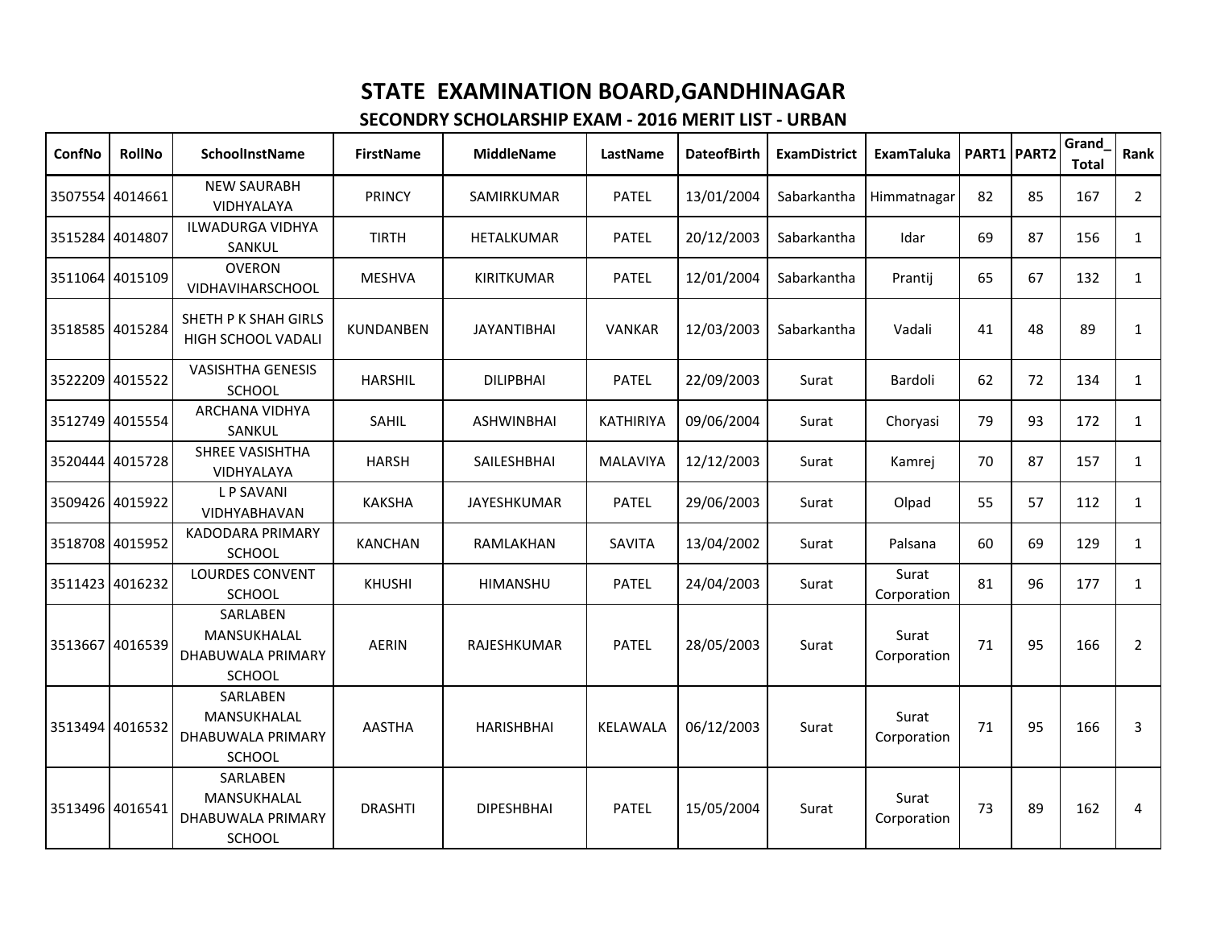# STATE EXAMINATION BOARD,GANDHINAGAR

## SECONDRY SCHOLARSHIP EXAM - 2016 MERIT LIST - URBAN

| ConfNo | RollNo | SchoolInstName | FirstName | MiddleName | LastName | DateofBirth | ExamDistrict | ExamTaluka | PART1 | PART2 | Grand_Total | Rank |
|---|---|---|---|---|---|---|---|---|---|---|---|---|
| 3507554 | 4014661 | NEW SAURABH VIDHYALAYA | PRINCY | SAMIRKUMAR | PATEL | 13/01/2004 | Sabarkantha | Himmatnagar | 82 | 85 | 167 | 2 |
| 3515284 | 4014807 | ILWADURGA VIDHYA SANKUL | TIRTH | HETALKUMAR | PATEL | 20/12/2003 | Sabarkantha | Idar | 69 | 87 | 156 | 1 |
| 3511064 | 4015109 | OVERON VIDHAVIHARSCHOOL | MESHVA | KIRITKUMAR | PATEL | 12/01/2004 | Sabarkantha | Prantij | 65 | 67 | 132 | 1 |
| 3518585 | 4015284 | SHETH P K SHAH GIRLS HIGH SCHOOL VADALI | KUNDANBEN | JAYANTIBHAI | VANKAR | 12/03/2003 | Sabarkantha | Vadali | 41 | 48 | 89 | 1 |
| 3522209 | 4015522 | VASISHTHA GENESIS SCHOOL | HARSHIL | DILIPBHAI | PATEL | 22/09/2003 | Surat | Bardoli | 62 | 72 | 134 | 1 |
| 3512749 | 4015554 | ARCHANA VIDHYA SANKUL | SAHIL | ASHWINBHAI | KATHIRIYA | 09/06/2004 | Surat | Choryasi | 79 | 93 | 172 | 1 |
| 3520444 | 4015728 | SHREE VASISHTHA VIDHYALAYA | HARSH | SAILESHBHAI | MALAVIYA | 12/12/2003 | Surat | Kamrej | 70 | 87 | 157 | 1 |
| 3509426 | 4015922 | L P SAVANI VIDHYABHAVAN | KAKSHA | JAYESHKUMAR | PATEL | 29/06/2003 | Surat | Olpad | 55 | 57 | 112 | 1 |
| 3518708 | 4015952 | KADODARA PRIMARY SCHOOL | KANCHAN | RAMLAKHAN | SAVITA | 13/04/2002 | Surat | Palsana | 60 | 69 | 129 | 1 |
| 3511423 | 4016232 | LOURDES CONVENT SCHOOL | KHUSHI | HIMANSHU | PATEL | 24/04/2003 | Surat | Surat Corporation | 81 | 96 | 177 | 1 |
| 3513667 | 4016539 | SARLABEN MANSUKHALAL DHABUWALA PRIMARY SCHOOL | AERIN | RAJESHKUMAR | PATEL | 28/05/2003 | Surat | Surat Corporation | 71 | 95 | 166 | 2 |
| 3513494 | 4016532 | SARLABEN MANSUKHALAL DHABUWALA PRIMARY SCHOOL | AASTHA | HARISHBHAI | KELAWALA | 06/12/2003 | Surat | Surat Corporation | 71 | 95 | 166 | 3 |
| 3513496 | 4016541 | SARLABEN MANSUKHALAL DHABUWALA PRIMARY SCHOOL | DRASHTI | DIPESHBHAI | PATEL | 15/05/2004 | Surat | Surat Corporation | 73 | 89 | 162 | 4 |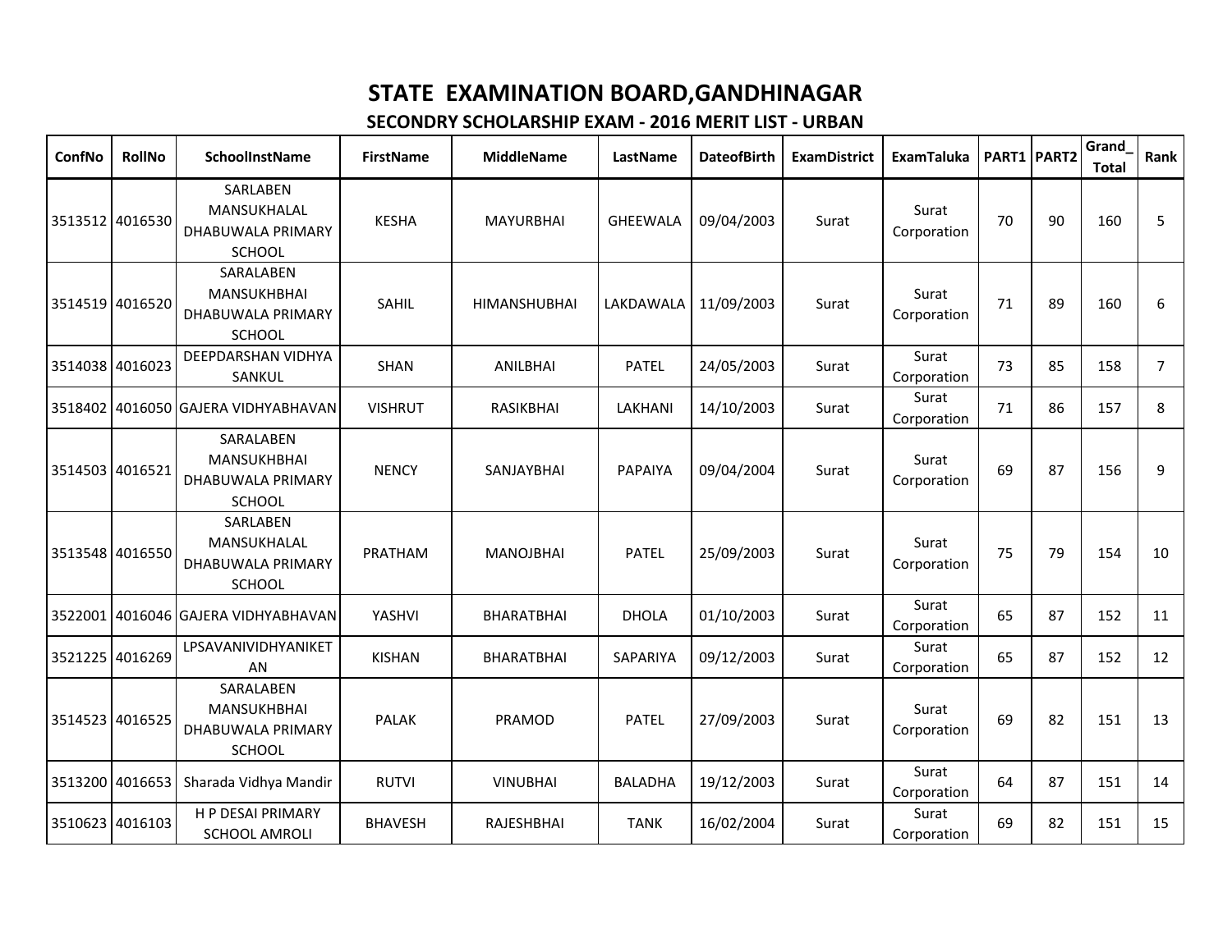# STATE EXAMINATION BOARD,GANDHINAGAR

## SECONDRY SCHOLARSHIP EXAM - 2016 MERIT LIST - URBAN

| ConfNo | RollNo | SchoolInstName | FirstName | MiddleName | LastName | DateofBirth | ExamDistrict | ExamTaluka | PART1 | PART2 | Grand_Total | Rank |
|---|---|---|---|---|---|---|---|---|---|---|---|---|
| 3513512 | 4016530 | SARLABEN MANSUKHALAL DHABUWALA PRIMARY SCHOOL | KESHA | MAYURBHAI | GHEEWALA | 09/04/2003 | Surat | Surat Corporation | 70 | 90 | 160 | 5 |
| 3514519 | 4016520 | SARALABEN MANSUKHBHAI DHABUWALA PRIMARY SCHOOL | SAHIL | HIMANSHUBHAI | LAKDAWALA | 11/09/2003 | Surat | Surat Corporation | 71 | 89 | 160 | 6 |
| 3514038 | 4016023 | DEEPDARSHAN VIDHYA SANKUL | SHAN | ANILBHAI | PATEL | 24/05/2003 | Surat | Surat Corporation | 73 | 85 | 158 | 7 |
| 3518402 | 4016050 | GAJERA VIDHYABHAVAN | VISHRUT | RASIKBHAI | LAKHANI | 14/10/2003 | Surat | Surat Corporation | 71 | 86 | 157 | 8 |
| 3514503 | 4016521 | SARALABEN MANSUKHBHAI DHABUWALA PRIMARY SCHOOL | NENCY | SANJAYBHAI | PAPAIYA | 09/04/2004 | Surat | Surat Corporation | 69 | 87 | 156 | 9 |
| 3513548 | 4016550 | SARLABEN MANSUKHALAL DHABUWALA PRIMARY SCHOOL | PRATHAM | MANOJBHAI | PATEL | 25/09/2003 | Surat | Surat Corporation | 75 | 79 | 154 | 10 |
| 3522001 | 4016046 | GAJERA VIDHYABHAVAN | YASHVI | BHARATBHAI | DHOLA | 01/10/2003 | Surat | Surat Corporation | 65 | 87 | 152 | 11 |
| 3521225 | 4016269 | LPSAVANIVIDHYANIKET AN | KISHAN | BHARATBHAI | SAPARIYA | 09/12/2003 | Surat | Surat Corporation | 65 | 87 | 152 | 12 |
| 3514523 | 4016525 | SARALABEN MANSUKHBHAI DHABUWALA PRIMARY SCHOOL | PALAK | PRAMOD | PATEL | 27/09/2003 | Surat | Surat Corporation | 69 | 82 | 151 | 13 |
| 3513200 | 4016653 | Sharada Vidhya Mandir | RUTVI | VINUBHAI | BALADHA | 19/12/2003 | Surat | Surat Corporation | 64 | 87 | 151 | 14 |
| 3510623 | 4016103 | H P DESAI PRIMARY SCHOOL AMROLI | BHAVESH | RAJESHBHAI | TANK | 16/02/2004 | Surat | Surat Corporation | 69 | 82 | 151 | 15 |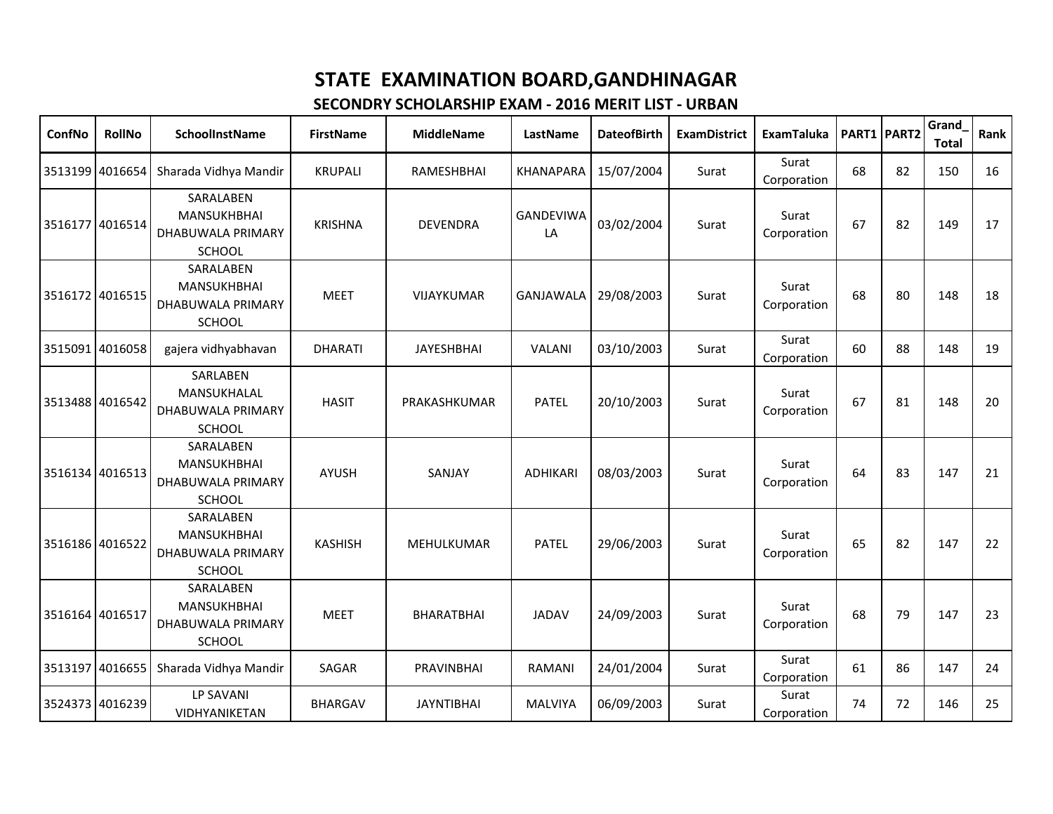# STATE EXAMINATION BOARD,GANDHINAGAR

## SECONDRY SCHOLARSHIP EXAM - 2016 MERIT LIST - URBAN

| ConfNo | RollNo | SchoolInstName | FirstName | MiddleName | LastName | DateofBirth | ExamDistrict | ExamTaluka | PART1 | PART2 | Grand_Total | Rank |
|---|---|---|---|---|---|---|---|---|---|---|---|---|
| 3513199 | 4016654 | Sharada Vidhya Mandir | KRUPALI | RAMESHBHAI | KHANAPARA | 15/07/2004 | Surat | Surat Corporation | 68 | 82 | 150 | 16 |
| 3516177 | 4016514 | SARALABEN MANSUKHBHAI DHABUWALA PRIMARY SCHOOL | KRISHNA | DEVENDRA | GANDEVIWALA | 03/02/2004 | Surat | Surat Corporation | 67 | 82 | 149 | 17 |
| 3516172 | 4016515 | SARALABEN MANSUKHBHAI DHABUWALA PRIMARY SCHOOL | MEET | VIJAYKUMAR | GANJAWALA | 29/08/2003 | Surat | Surat Corporation | 68 | 80 | 148 | 18 |
| 3515091 | 4016058 | gajera vidhyabhavan | DHARATI | JAYESHBHAI | VALANI | 03/10/2003 | Surat | Surat Corporation | 60 | 88 | 148 | 19 |
| 3513488 | 4016542 | SARLABEN MANSUKHALAL DHABUWALA PRIMARY SCHOOL | HASIT | PRAKASHKUMAR | PATEL | 20/10/2003 | Surat | Surat Corporation | 67 | 81 | 148 | 20 |
| 3516134 | 4016513 | SARALABEN MANSUKHBHAI DHABUWALA PRIMARY SCHOOL | AYUSH | SANJAY | ADHIKARI | 08/03/2003 | Surat | Surat Corporation | 64 | 83 | 147 | 21 |
| 3516186 | 4016522 | SARALABEN MANSUKHBHAI DHABUWALA PRIMARY SCHOOL | KASHISH | MEHULKUMAR | PATEL | 29/06/2003 | Surat | Surat Corporation | 65 | 82 | 147 | 22 |
| 3516164 | 4016517 | SARALABEN MANSUKHBHAI DHABUWALA PRIMARY SCHOOL | MEET | BHARATBHAI | JADAV | 24/09/2003 | Surat | Surat Corporation | 68 | 79 | 147 | 23 |
| 3513197 | 4016655 | Sharada Vidhya Mandir | SAGAR | PRAVINBHAI | RAMANI | 24/01/2004 | Surat | Surat Corporation | 61 | 86 | 147 | 24 |
| 3524373 | 4016239 | LP SAVANI VIDHYANIKETAN | BHARGAV | JAYNTIBHAI | MALVIYA | 06/09/2003 | Surat | Surat Corporation | 74 | 72 | 146 | 25 |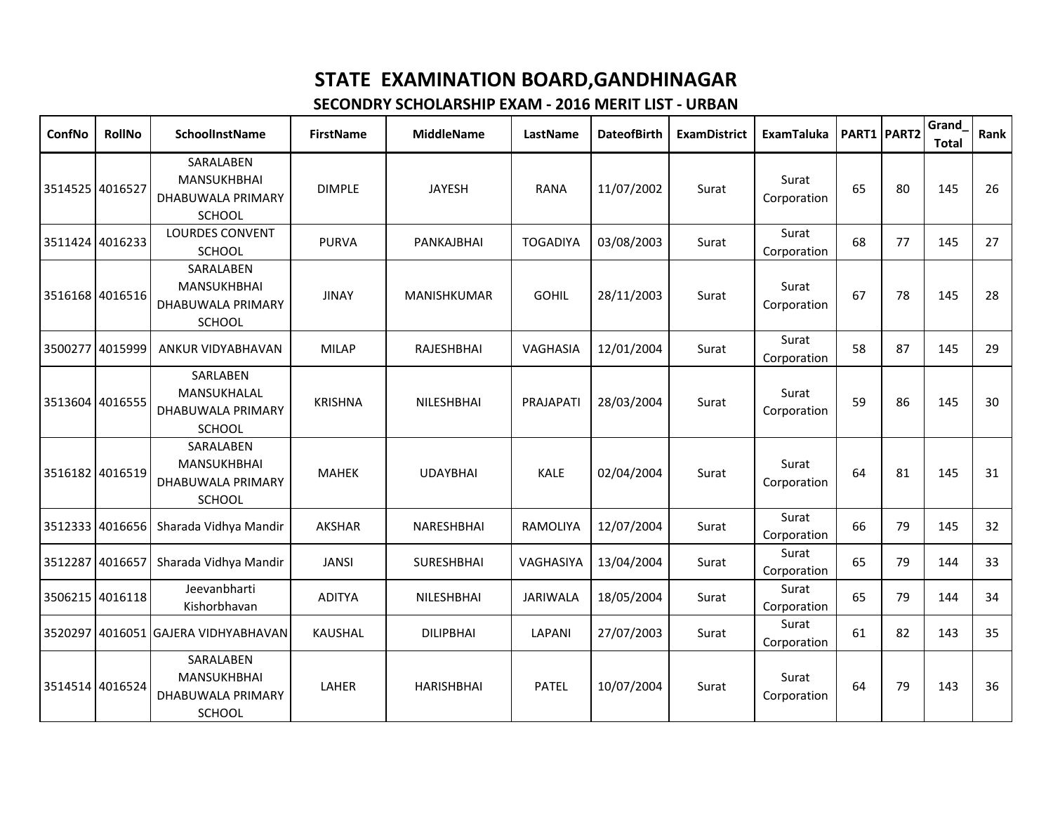# STATE EXAMINATION BOARD,GANDHINAGAR

## SECONDRY SCHOLARSHIP EXAM - 2016 MERIT LIST - URBAN

| ConfNo | RollNo | SchoolInstName | FirstName | MiddleName | LastName | DateofBirth | ExamDistrict | ExamTaluka | PART1 | PART2 | Grand_Total | Rank |
|---|---|---|---|---|---|---|---|---|---|---|---|---|
| 3514525 | 4016527 | SARALABEN MANSUKHBHAI DHABUWALA PRIMARY SCHOOL | DIMPLE | JAYESH | RANA | 11/07/2002 | Surat | Surat Corporation | 65 | 80 | 145 | 26 |
| 3511424 | 4016233 | LOURDES CONVENT SCHOOL | PURVA | PANKAJBHAI | TOGADIYA | 03/08/2003 | Surat | Surat Corporation | 68 | 77 | 145 | 27 |
| 3516168 | 4016516 | SARALABEN MANSUKHBHAI DHABUWALA PRIMARY SCHOOL | JINAY | MANISHKUMAR | GOHIL | 28/11/2003 | Surat | Surat Corporation | 67 | 78 | 145 | 28 |
| 3500277 | 4015999 | ANKUR VIDYABHAVAN | MILAP | RAJESHBHAI | VAGHASIA | 12/01/2004 | Surat | Surat Corporation | 58 | 87 | 145 | 29 |
| 3513604 | 4016555 | SARLABEN MANSUKHALAL DHABUWALA PRIMARY SCHOOL | KRISHNA | NILESHBHAI | PRAJAPATI | 28/03/2004 | Surat | Surat Corporation | 59 | 86 | 145 | 30 |
| 3516182 | 4016519 | SARALABEN MANSUKHBHAI DHABUWALA PRIMARY SCHOOL | MAHEK | UDAYBHAI | KALE | 02/04/2004 | Surat | Surat Corporation | 64 | 81 | 145 | 31 |
| 3512333 | 4016656 | Sharada Vidhya Mandir | AKSHAR | NARESHBHAI | RAMOLIYA | 12/07/2004 | Surat | Surat Corporation | 66 | 79 | 145 | 32 |
| 3512287 | 4016657 | Sharada Vidhya Mandir | JANSI | SURESHBHAI | VAGHASIYA | 13/04/2004 | Surat | Surat Corporation | 65 | 79 | 144 | 33 |
| 3506215 | 4016118 | Jeevanbharti Kishorbhavan | ADITYA | NILESHBHAI | JARIWALA | 18/05/2004 | Surat | Surat Corporation | 65 | 79 | 144 | 34 |
| 3520297 | 4016051 | GAJERA VIDHYABHAVAN | KAUSHAL | DILIPBHAI | LAPANI | 27/07/2003 | Surat | Surat Corporation | 61 | 82 | 143 | 35 |
| 3514514 | 4016524 | SARALABEN MANSUKHBHAI DHABUWALA PRIMARY SCHOOL | LAHER | HARISHBHAI | PATEL | 10/07/2004 | Surat | Surat Corporation | 64 | 79 | 143 | 36 |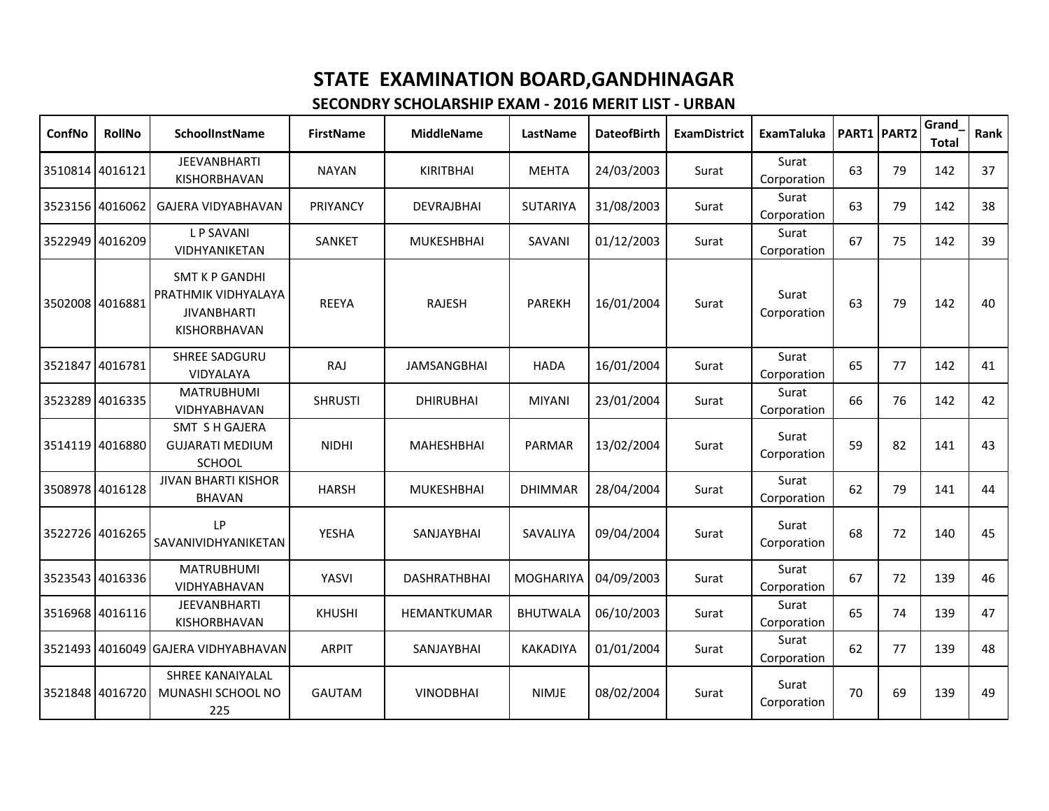# STATE EXAMINATION BOARD,GANDHINAGAR

## SECONDRY SCHOLARSHIP EXAM - 2016 MERIT LIST - URBAN

| ConfNo | RollNo | SchoolInstName | FirstName | MiddleName | LastName | DateofBirth | ExamDistrict | ExamTaluka | PART1 | PART2 | Grand_Total | Rank |
|---|---|---|---|---|---|---|---|---|---|---|---|---|
| 3510814 | 4016121 | JEEVANBHARTI KISHORBHAVAN | NAYAN | KIRITBHAI | MEHTA | 24/03/2003 | Surat | Surat Corporation | 63 | 79 | 142 | 37 |
| 3523156 | 4016062 | GAJERA VIDYABHAVAN | PRIYANCY | DEVRAJBHAI | SUTARIYA | 31/08/2003 | Surat | Surat Corporation | 63 | 79 | 142 | 38 |
| 3522949 | 4016209 | L P SAVANI VIDHYANIKETAN | SANKET | MUKESHBHAI | SAVANI | 01/12/2003 | Surat | Surat Corporation | 67 | 75 | 142 | 39 |
| 3502008 | 4016881 | SMT K P GANDHI PRATHMIK VIDHYALAYA JIVANBHARTI KISHORBHAVAN | REEYA | RAJESH | PAREKH | 16/01/2004 | Surat | Surat Corporation | 63 | 79 | 142 | 40 |
| 3521847 | 4016781 | SHREE SADGURU VIDYALAYA | RAJ | JAMSANGBHAI | HADA | 16/01/2004 | Surat | Surat Corporation | 65 | 77 | 142 | 41 |
| 3523289 | 4016335 | MATRUBHUMI VIDHYABHAVAN | SHRUSTI | DHIRUBHAI | MIYANI | 23/01/2004 | Surat | Surat Corporation | 66 | 76 | 142 | 42 |
| 3514119 | 4016880 | SMT S H GAJERA GUJARATI MEDIUM SCHOOL | NIDHI | MAHESHBHAI | PARMAR | 13/02/2004 | Surat | Surat Corporation | 59 | 82 | 141 | 43 |
| 3508978 | 4016128 | JIVAN BHARTI KISHOR BHAVAN | HARSH | MUKESHBHAI | DHIMMAR | 28/04/2004 | Surat | Surat Corporation | 62 | 79 | 141 | 44 |
| 3522726 | 4016265 | LP SAVANIVIDHYANIKETAN | YESHA | SANJAYBHAI | SAVALIYA | 09/04/2004 | Surat | Surat Corporation | 68 | 72 | 140 | 45 |
| 3523543 | 4016336 | MATRUBHUMI VIDHYABHAVAN | YASVI | DASHRATHBHAI | MOGHARIYA | 04/09/2003 | Surat | Surat Corporation | 67 | 72 | 139 | 46 |
| 3516968 | 4016116 | JEEVANBHARTI KISHORBHAVAN | KHUSHI | HEMANTKUMAR | BHUTWALA | 06/10/2003 | Surat | Surat Corporation | 65 | 74 | 139 | 47 |
| 3521493 | 4016049 | GAJERA VIDHYABHAVAN | ARPIT | SANJAYBHAI | KAKADIYA | 01/01/2004 | Surat | Surat Corporation | 62 | 77 | 139 | 48 |
| 3521848 | 4016720 | SHREE KANAIYALAL MUNASHI SCHOOL NO 225 | GAUTAM | VINODBHAI | NIMJE | 08/02/2004 | Surat | Surat Corporation | 70 | 69 | 139 | 49 |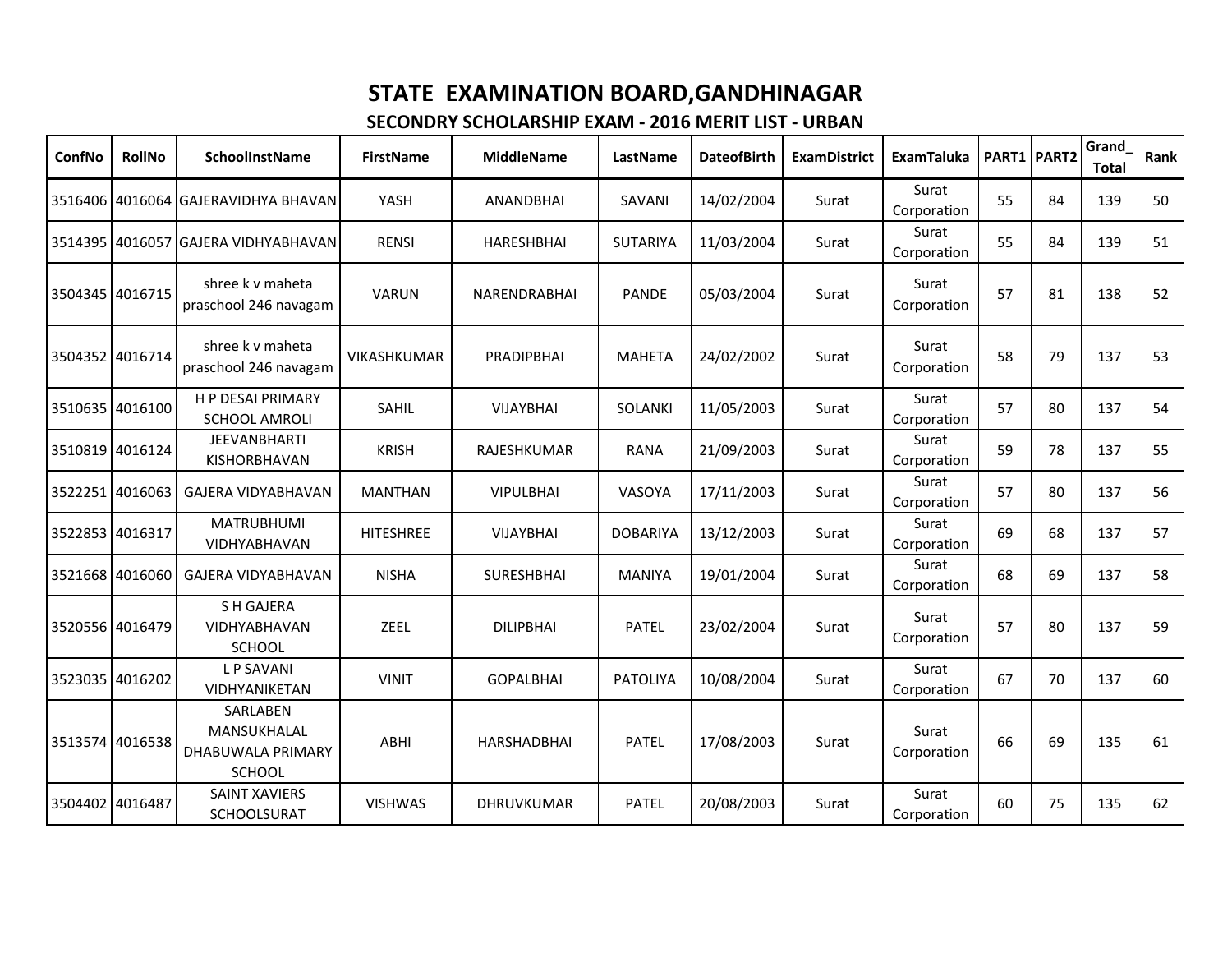# STATE EXAMINATION BOARD,GANDHINAGAR

## SECONDRY SCHOLARSHIP EXAM - 2016 MERIT LIST - URBAN

| ConfNo | RollNo | SchoolInstName | FirstName | MiddleName | LastName | DateofBirth | ExamDistrict | ExamTaluka | PART1 | PART2 | Grand_Total | Rank |
|---|---|---|---|---|---|---|---|---|---|---|---|---|
| 3516406 | 4016064 | GAJERAVIDHYA BHAVAN | YASH | ANANDBHAI | SAVANI | 14/02/2004 | Surat | Surat Corporation | 55 | 84 | 139 | 50 |
| 3514395 | 4016057 | GAJERA VIDHYABHAVAN | RENSI | HARESHBHAI | SUTARIYA | 11/03/2004 | Surat | Surat Corporation | 55 | 84 | 139 | 51 |
| 3504345 | 4016715 | shree k v maheta praschool 246 navagam | VARUN | NARENDRABHAI | PANDE | 05/03/2004 | Surat | Surat Corporation | 57 | 81 | 138 | 52 |
| 3504352 | 4016714 | shree k v maheta praschool 246 navagam | VIKASHKUMAR | PRADIPBHAI | MAHETA | 24/02/2002 | Surat | Surat Corporation | 58 | 79 | 137 | 53 |
| 3510635 | 4016100 | H P DESAI PRIMARY SCHOOL AMROLI | SAHIL | VIJAYBHAI | SOLANKI | 11/05/2003 | Surat | Surat Corporation | 57 | 80 | 137 | 54 |
| 3510819 | 4016124 | JEEVANBHARTI KISHORBHAVAN | KRISH | RAJESHKUMAR | RANA | 21/09/2003 | Surat | Surat Corporation | 59 | 78 | 137 | 55 |
| 3522251 | 4016063 | GAJERA VIDYABHAVAN | MANTHAN | VIPULBHAI | VASOYA | 17/11/2003 | Surat | Surat Corporation | 57 | 80 | 137 | 56 |
| 3522853 | 4016317 | MATRUBHUMI VIDHYABHAVAN | HITESHREE | VIJAYBHAI | DOBARIYA | 13/12/2003 | Surat | Surat Corporation | 69 | 68 | 137 | 57 |
| 3521668 | 4016060 | GAJERA VIDYABHAVAN | NISHA | SURESHBHAI | MANIYA | 19/01/2004 | Surat | Surat Corporation | 68 | 69 | 137 | 58 |
| 3520556 | 4016479 | S H GAJERA VIDHYABHAVAN SCHOOL | ZEEL | DILIPBHAI | PATEL | 23/02/2004 | Surat | Surat Corporation | 57 | 80 | 137 | 59 |
| 3523035 | 4016202 | L P SAVANI VIDHYANIKETAN | VINIT | GOPALBHAI | PATOLIYA | 10/08/2004 | Surat | Surat Corporation | 67 | 70 | 137 | 60 |
| 3513574 | 4016538 | SARLABEN MANSUKHALAL DHABUWALA PRIMARY SCHOOL | ABHI | HARSHADBHAI | PATEL | 17/08/2003 | Surat | Surat Corporation | 66 | 69 | 135 | 61 |
| 3504402 | 4016487 | SAINT XAVIERS SCHOOLSURAT | VISHWAS | DHRUVKUMAR | PATEL | 20/08/2003 | Surat | Surat Corporation | 60 | 75 | 135 | 62 |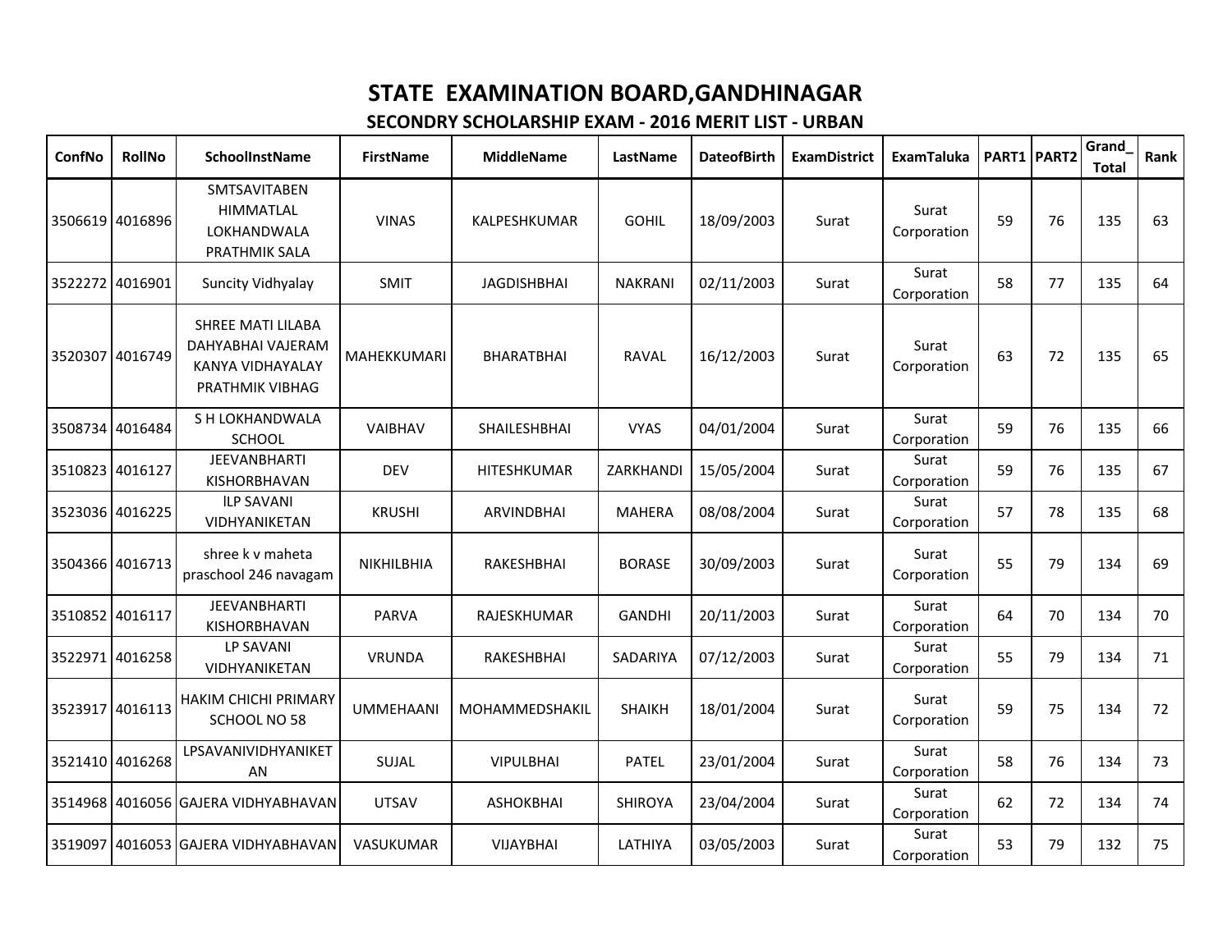# STATE EXAMINATION BOARD,GANDHINAGAR

## SECONDRY SCHOLARSHIP EXAM - 2016 MERIT LIST - URBAN

| ConfNo | RollNo | SchoolInstName | FirstName | MiddleName | LastName | DateofBirth | ExamDistrict | ExamTaluka | PART1 | PART2 | Grand_Total | Rank |
|---|---|---|---|---|---|---|---|---|---|---|---|---|
| 3506619 | 4016896 | SMTSAVITABEN HIMMATLAL LOKHANDWALA PRATHMIK SALA | VINAS | KALPESHKUMAR | GOHIL | 18/09/2003 | Surat | Surat Corporation | 59 | 76 | 135 | 63 |
| 3522272 | 4016901 | Suncity Vidhyalay | SMIT | JAGDISHBHAI | NAKRANI | 02/11/2003 | Surat | Surat Corporation | 58 | 77 | 135 | 64 |
| 3520307 | 4016749 | SHREE MATI LILABA DAHYABHAI VAJERAM KANYA VIDHAYALAY PRATHMIK VIBHAG | MAHEKKUMARI | BHARATBHAI | RAVAL | 16/12/2003 | Surat | Surat Corporation | 63 | 72 | 135 | 65 |
| 3508734 | 4016484 | S H LOKHANDWALA SCHOOL | VAIBHAV | SHAILESHBHAI | VYAS | 04/01/2004 | Surat | Surat Corporation | 59 | 76 | 135 | 66 |
| 3510823 | 4016127 | JEEVANBHARTI KISHORBHAVAN | DEV | HITESHKUMAR | ZARKHANDI | 15/05/2004 | Surat | Surat Corporation | 59 | 76 | 135 | 67 |
| 3523036 | 4016225 | ILP SAVANI VIDHYANIKETAN | KRUSHI | ARVINDBHAI | MAHERA | 08/08/2004 | Surat | Surat Corporation | 57 | 78 | 135 | 68 |
| 3504366 | 4016713 | shree k v maheta praschool 246 navagam | NIKHILBHIA | RAKESHBHAI | BORASE | 30/09/2003 | Surat | Surat Corporation | 55 | 79 | 134 | 69 |
| 3510852 | 4016117 | JEEVANBHARTI KISHORBHAVAN | PARVA | RAJESKHUMAR | GANDHI | 20/11/2003 | Surat | Surat Corporation | 64 | 70 | 134 | 70 |
| 3522971 | 4016258 | LP SAVANI VIDHYANIKETAN | VRUNDA | RAKESHBHAI | SADARIYA | 07/12/2003 | Surat | Surat Corporation | 55 | 79 | 134 | 71 |
| 3523917 | 4016113 | HAKIM CHICHI PRIMARY SCHOOL NO 58 | UMMEHAANI | MOHAMMEDSHAKIL | SHAIKH | 18/01/2004 | Surat | Surat Corporation | 59 | 75 | 134 | 72 |
| 3521410 | 4016268 | LPSAVANIVIDHYANIKETAN | SUJAL | VIPULBHAI | PATEL | 23/01/2004 | Surat | Surat Corporation | 58 | 76 | 134 | 73 |
| 3514968 | 4016056 | GAJERA VIDHYABHAVAN | UTSAV | ASHOKBHAI | SHIROYA | 23/04/2004 | Surat | Surat Corporation | 62 | 72 | 134 | 74 |
| 3519097 | 4016053 | GAJERA VIDHYABHAVAN | VASUKUMAR | VIJAYBHAI | LATHIYA | 03/05/2003 | Surat | Surat Corporation | 53 | 79 | 132 | 75 |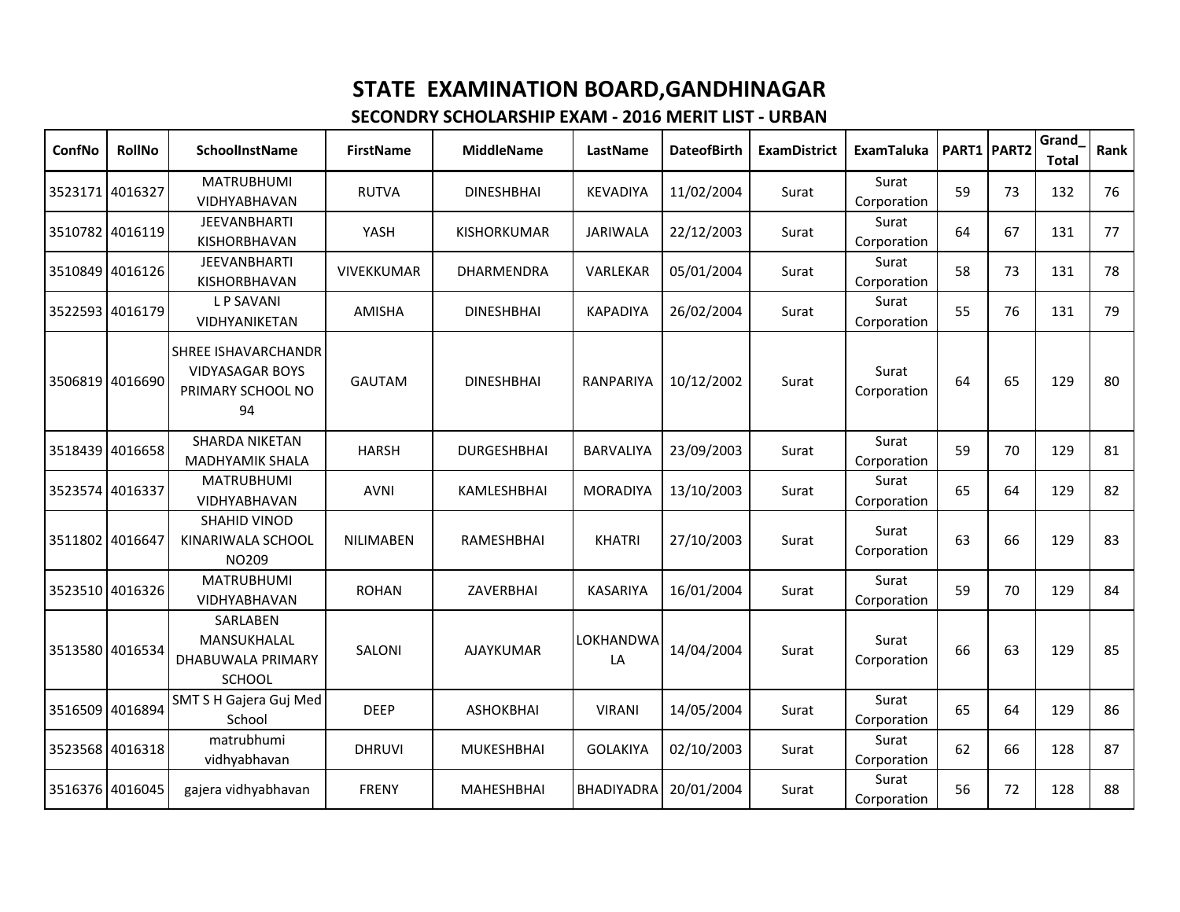# STATE EXAMINATION BOARD,GANDHINAGAR

## SECONDRY SCHOLARSHIP EXAM - 2016 MERIT LIST - URBAN

| ConfNo | RollNo | SchoolInstName | FirstName | MiddleName | LastName | DateofBirth | ExamDistrict | ExamTaluka | PART1 | PART2 | Grand_Total | Rank |
|---|---|---|---|---|---|---|---|---|---|---|---|---|
| 3523171 | 4016327 | MATRUBHUMI VIDHYABHAVAN | RUTVA | DINESHBHAI | KEVADIYA | 11/02/2004 | Surat | Surat Corporation | 59 | 73 | 132 | 76 |
| 3510782 | 4016119 | JEEVANBHARTI KISHORBHAVAN | YASH | KISHORKUMAR | JARIWALA | 22/12/2003 | Surat | Surat Corporation | 64 | 67 | 131 | 77 |
| 3510849 | 4016126 | JEEVANBHARTI KISHORBHAVAN | VIVEKKUMAR | DHARMENDRA | VARLEKAR | 05/01/2004 | Surat | Surat Corporation | 58 | 73 | 131 | 78 |
| 3522593 | 4016179 | L P SAVANI VIDHYANIKETAN | AMISHA | DINESHBHAI | KAPADIYA | 26/02/2004 | Surat | Surat Corporation | 55 | 76 | 131 | 79 |
| 3506819 | 4016690 | SHREE ISHAVARCHANDR VIDYASAGAR BOYS PRIMARY SCHOOL NO 94 | GAUTAM | DINESHBHAI | RANPARIYA | 10/12/2002 | Surat | Surat Corporation | 64 | 65 | 129 | 80 |
| 3518439 | 4016658 | SHARDA NIKETAN MADHYAMIK SHALA | HARSH | DURGESHBHAI | BARVALIYA | 23/09/2003 | Surat | Surat Corporation | 59 | 70 | 129 | 81 |
| 3523574 | 4016337 | MATRUBHUMI VIDHYABHAVAN | AVNI | KAMLESHBHAI | MORADIYA | 13/10/2003 | Surat | Surat Corporation | 65 | 64 | 129 | 82 |
| 3511802 | 4016647 | SHAHID VINOD KINARIWALA SCHOOL NO209 | NILIMABEN | RAMESHBHAI | KHATRI | 27/10/2003 | Surat | Surat Corporation | 63 | 66 | 129 | 83 |
| 3523510 | 4016326 | MATRUBHUMI VIDHYABHAVAN | ROHAN | ZAVERBHAI | KASARIYA | 16/01/2004 | Surat | Surat Corporation | 59 | 70 | 129 | 84 |
| 3513580 | 4016534 | SARLABEN MANSUKHALAL DHABUWALA PRIMARY SCHOOL | SALONI | AJAYKUMAR | LOKHANDWALA | 14/04/2004 | Surat | Surat Corporation | 66 | 63 | 129 | 85 |
| 3516509 | 4016894 | SMT S H Gajera Guj Med School | DEEP | ASHOKBHAI | VIRANI | 14/05/2004 | Surat | Surat Corporation | 65 | 64 | 129 | 86 |
| 3523568 | 4016318 | matrubhumi vidhyabhavan | DHRUVI | MUKESHBHAI | GOLAKIYA | 02/10/2003 | Surat | Surat Corporation | 62 | 66 | 128 | 87 |
| 3516376 | 4016045 | gajera vidhyabhavan | FRENY | MAHESHBHAI | BHADIYADRA | 20/01/2004 | Surat | Surat Corporation | 56 | 72 | 128 | 88 |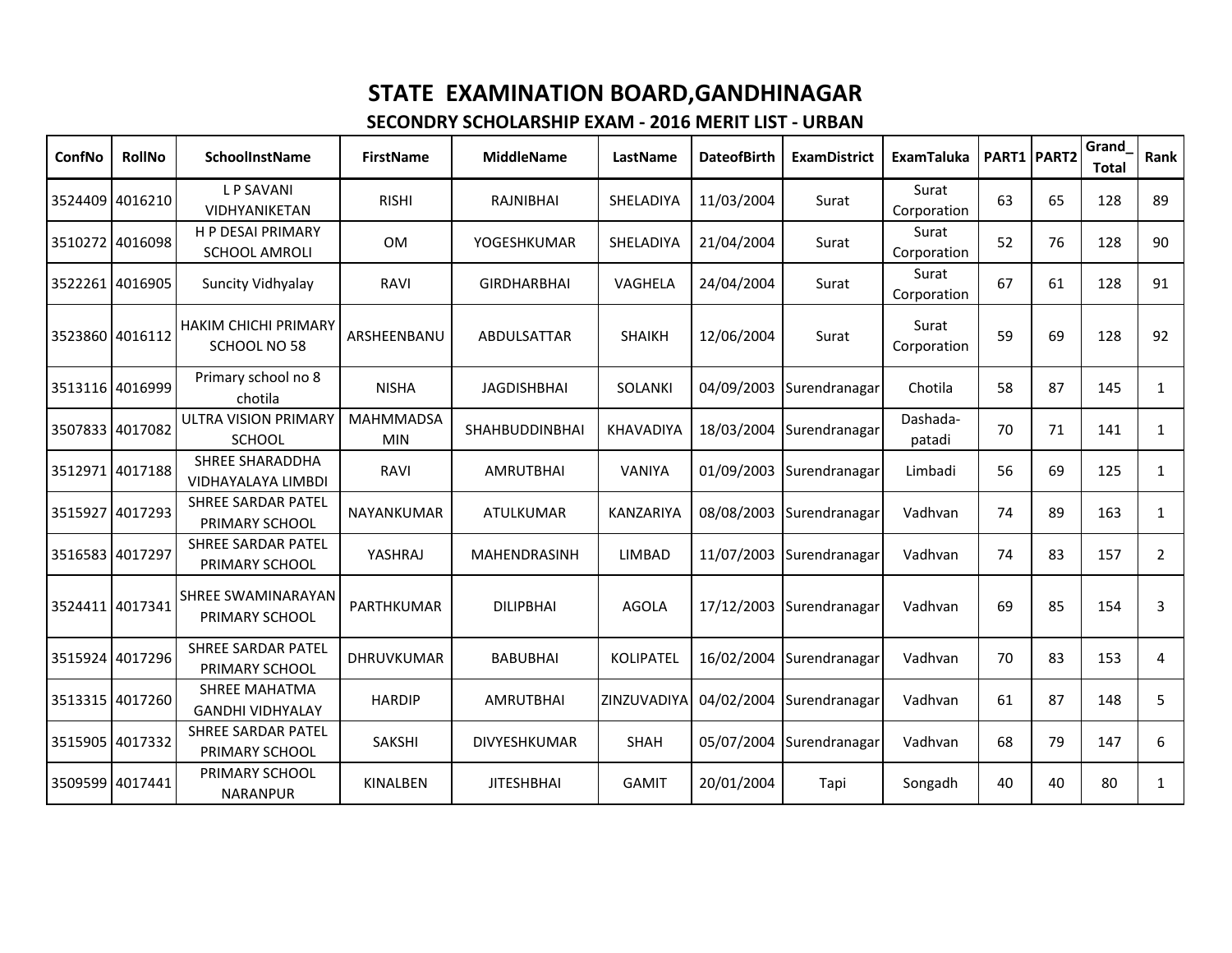# STATE EXAMINATION BOARD,GANDHINAGAR

## SECONDRY SCHOLARSHIP EXAM - 2016 MERIT LIST - URBAN

| ConfNo | RollNo | SchoolInstName | FirstName | MiddleName | LastName | DateofBirth | ExamDistrict | ExamTaluka | PART1 | PART2 | Grand_Total | Rank |
|---|---|---|---|---|---|---|---|---|---|---|---|---|
| 3524409 | 4016210 | L P SAVANI VIDHYANIKETAN | RISHI | RAJNIBHAI | SHELADIYA | 11/03/2004 | Surat | Surat Corporation | 63 | 65 | 128 | 89 |
| 3510272 | 4016098 | H P DESAI PRIMARY SCHOOL AMROLI | OM | YOGESHKUMAR | SHELADIYA | 21/04/2004 | Surat | Surat Corporation | 52 | 76 | 128 | 90 |
| 3522261 | 4016905 | Suncity Vidhyalay | RAVI | GIRDHARBHAI | VAGHELA | 24/04/2004 | Surat | Surat Corporation | 67 | 61 | 128 | 91 |
| 3523860 | 4016112 | HAKIM CHICHI PRIMARY SCHOOL NO 58 | ARSHEENBANU | ABDULSATTAR | SHAIKH | 12/06/2004 | Surat | Surat Corporation | 59 | 69 | 128 | 92 |
| 3513116 | 4016999 | Primary school no 8 chotila | NISHA | JAGDISHBHAI | SOLANKI | 04/09/2003 | Surendranagar | Chotila | 58 | 87 | 145 | 1 |
| 3507833 | 4017082 | ULTRA VISION PRIMARY SCHOOL | MAHMMADSAMIN | SHAHBUDDINBHAI | KHAVADIYA | 18/03/2004 | Surendranagar | Dashada-patadi | 70 | 71 | 141 | 1 |
| 3512971 | 4017188 | SHREE SHARADDHA VIDHAYALAYA LIMBDI | RAVI | AMRUTBHAI | VANIYA | 01/09/2003 | Surendranagar | Limbadi | 56 | 69 | 125 | 1 |
| 3515927 | 4017293 | SHREE SARDAR PATEL PRIMARY SCHOOL | NAYANKUMAR | ATULKUMAR | KANZARIYA | 08/08/2003 | Surendranagar | Vadhvan | 74 | 89 | 163 | 1 |
| 3516583 | 4017297 | SHREE SARDAR PATEL PRIMARY SCHOOL | YASHRAJ | MAHENDRASINH | LIMBAD | 11/07/2003 | Surendranagar | Vadhvan | 74 | 83 | 157 | 2 |
| 3524411 | 4017341 | SHREE SWAMINARAYAN PRIMARY SCHOOL | PARTHKUMAR | DILIPBHAI | AGOLA | 17/12/2003 | Surendranagar | Vadhvan | 69 | 85 | 154 | 3 |
| 3515924 | 4017296 | SHREE SARDAR PATEL PRIMARY SCHOOL | DHRUVKUMAR | BABUBHAI | KOLIPATEL | 16/02/2004 | Surendranagar | Vadhvan | 70 | 83 | 153 | 4 |
| 3513315 | 4017260 | SHREE MAHATMA GANDHI VIDHYALAY | HARDIP | AMRUTBHAI | ZINZUVADIYA | 04/02/2004 | Surendranagar | Vadhvan | 61 | 87 | 148 | 5 |
| 3515905 | 4017332 | SHREE SARDAR PATEL PRIMARY SCHOOL | SAKSHI | DIVYESHKUMAR | SHAH | 05/07/2004 | Surendranagar | Vadhvan | 68 | 79 | 147 | 6 |
| 3509599 | 4017441 | PRIMARY SCHOOL NARANPUR | KINALBEN | JITESHBHAI | GAMIT | 20/01/2004 | Tapi | Songadh | 40 | 40 | 80 | 1 |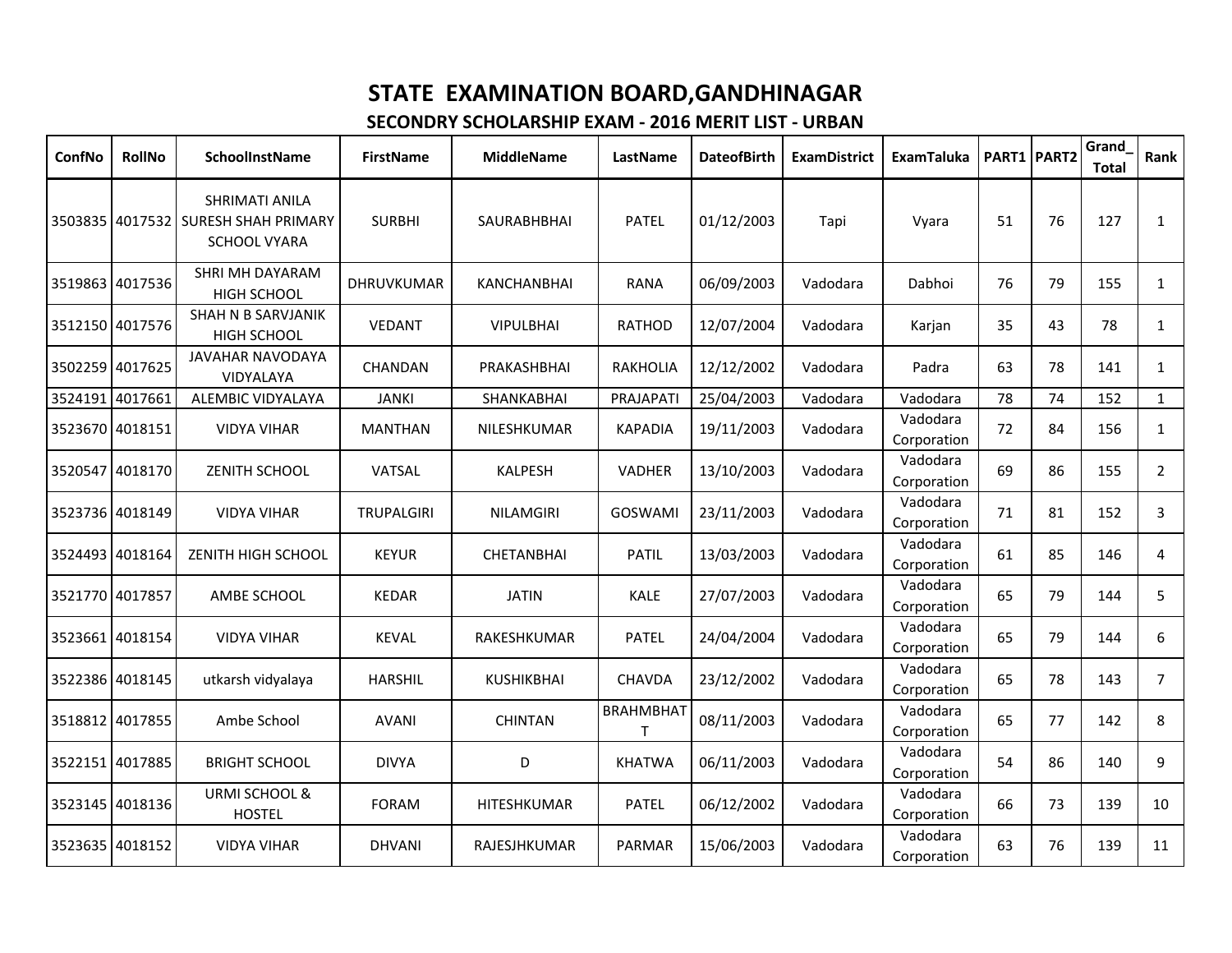# STATE EXAMINATION BOARD,GANDHINAGAR

## SECONDRY SCHOLARSHIP EXAM - 2016 MERIT LIST - URBAN

| ConfNo | RollNo | SchoolInstName | FirstName | MiddleName | LastName | DateofBirth | ExamDistrict | ExamTaluka | PART1 | PART2 | Grand_Total | Rank |
|---|---|---|---|---|---|---|---|---|---|---|---|---|
| 3503835 | 4017532 | SHRIMATI ANILA SURESH SHAH PRIMARY SCHOOL VYARA | SURBHI | SAURABHBHAI | PATEL | 01/12/2003 | Tapi | Vyara | 51 | 76 | 127 | 1 |
| 3519863 | 4017536 | SHRI MH DAYARAM HIGH SCHOOL | DHRUVKUMAR | KANCHANBHAI | RANA | 06/09/2003 | Vadodara | Dabhoi | 76 | 79 | 155 | 1 |
| 3512150 | 4017576 | SHAH N B SARVJANIK HIGH SCHOOL | VEDANT | VIPULBHAI | RATHOD | 12/07/2004 | Vadodara | Karjan | 35 | 43 | 78 | 1 |
| 3502259 | 4017625 | JAVAHAR NAVODAYA VIDYALAYA | CHANDAN | PRAKASHBHAI | RAKHOLIA | 12/12/2002 | Vadodara | Padra | 63 | 78 | 141 | 1 |
| 3524191 | 4017661 | ALEMBIC VIDYALAYA | JANKI | SHANKABHAI | PRAJAPATI | 25/04/2003 | Vadodara | Vadodara | 78 | 74 | 152 | 1 |
| 3523670 | 4018151 | VIDYA VIHAR | MANTHAN | NILESHKUMAR | KAPADIA | 19/11/2003 | Vadodara | Vadodara Corporation | 72 | 84 | 156 | 1 |
| 3520547 | 4018170 | ZENITH SCHOOL | VATSAL | KALPESH | VADHER | 13/10/2003 | Vadodara | Vadodara Corporation | 69 | 86 | 155 | 2 |
| 3523736 | 4018149 | VIDYA VIHAR | TRUPALGIRI | NILAMGIRI | GOSWAMI | 23/11/2003 | Vadodara | Vadodara Corporation | 71 | 81 | 152 | 3 |
| 3524493 | 4018164 | ZENITH HIGH SCHOOL | KEYUR | CHETANBHAI | PATIL | 13/03/2003 | Vadodara | Vadodara Corporation | 61 | 85 | 146 | 4 |
| 3521770 | 4017857 | AMBE SCHOOL | KEDAR | JATIN | KALE | 27/07/2003 | Vadodara | Vadodara Corporation | 65 | 79 | 144 | 5 |
| 3523661 | 4018154 | VIDYA VIHAR | KEVAL | RAKESHKUMAR | PATEL | 24/04/2004 | Vadodara | Vadodara Corporation | 65 | 79 | 144 | 6 |
| 3522386 | 4018145 | utkarsh vidyalaya | HARSHIL | KUSHIKBHAI | CHAVDA | 23/12/2002 | Vadodara | Vadodara Corporation | 65 | 78 | 143 | 7 |
| 3518812 | 4017855 | Ambe School | AVANI | CHINTAN | BRAHMBHATT | 08/11/2003 | Vadodara | Vadodara Corporation | 65 | 77 | 142 | 8 |
| 3522151 | 4017885 | BRIGHT SCHOOL | DIVYA | D | KHATWA | 06/11/2003 | Vadodara | Vadodara Corporation | 54 | 86 | 140 | 9 |
| 3523145 | 4018136 | URMI SCHOOL & HOSTEL | FORAM | HITESHKUMAR | PATEL | 06/12/2002 | Vadodara | Vadodara Corporation | 66 | 73 | 139 | 10 |
| 3523635 | 4018152 | VIDYA VIHAR | DHVANI | RAJESJHKUMAR | PARMAR | 15/06/2003 | Vadodara | Vadodara Corporation | 63 | 76 | 139 | 11 |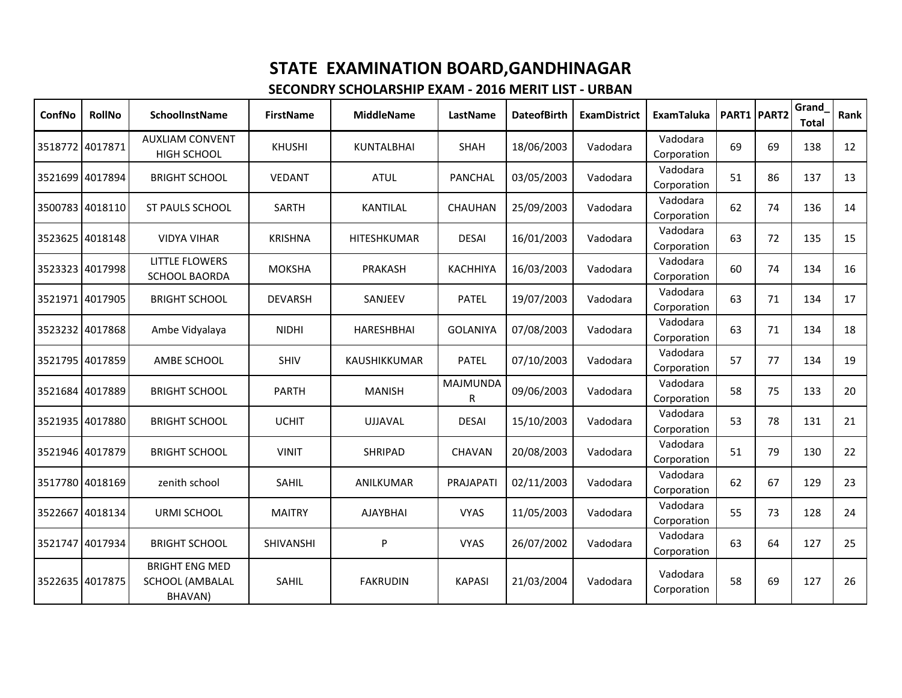# STATE EXAMINATION BOARD,GANDHINAGAR

## SECONDRY SCHOLARSHIP EXAM - 2016 MERIT LIST - URBAN

| ConfNo | RollNo | SchoolInstName | FirstName | MiddleName | LastName | DateofBirth | ExamDistrict | ExamTaluka | PART1 | PART2 | Grand_Total | Rank |
|---|---|---|---|---|---|---|---|---|---|---|---|---|
| 3518772 | 4017871 | AUXLIAM CONVENT HIGH SCHOOL | KHUSHI | KUNTALBHAI | SHAH | 18/06/2003 | Vadodara | Vadodara Corporation | 69 | 69 | 138 | 12 |
| 3521699 | 4017894 | BRIGHT SCHOOL | VEDANT | ATUL | PANCHAL | 03/05/2003 | Vadodara | Vadodara Corporation | 51 | 86 | 137 | 13 |
| 3500783 | 4018110 | ST PAULS SCHOOL | SARTH | KANTILAL | CHAUHAN | 25/09/2003 | Vadodara | Vadodara Corporation | 62 | 74 | 136 | 14 |
| 3523625 | 4018148 | VIDYA VIHAR | KRISHNA | HITESHKUMAR | DESAI | 16/01/2003 | Vadodara | Vadodara Corporation | 63 | 72 | 135 | 15 |
| 3523323 | 4017998 | LITTLE FLOWERS SCHOOL BAORDA | MOKSHA | PRAKASH | KACHHIYA | 16/03/2003 | Vadodara | Vadodara Corporation | 60 | 74 | 134 | 16 |
| 3521971 | 4017905 | BRIGHT SCHOOL | DEVARSH | SANJEEV | PATEL | 19/07/2003 | Vadodara | Vadodara Corporation | 63 | 71 | 134 | 17 |
| 3523232 | 4017868 | Ambe Vidyalaya | NIDHI | HARESHBHAI | GOLANIYA | 07/08/2003 | Vadodara | Vadodara Corporation | 63 | 71 | 134 | 18 |
| 3521795 | 4017859 | AMBE SCHOOL | SHIV | KAUSHIKKUMAR | PATEL | 07/10/2003 | Vadodara | Vadodara Corporation | 57 | 77 | 134 | 19 |
| 3521684 | 4017889 | BRIGHT SCHOOL | PARTH | MANISH | MAJMUNDAR | 09/06/2003 | Vadodara | Vadodara Corporation | 58 | 75 | 133 | 20 |
| 3521935 | 4017880 | BRIGHT SCHOOL | UCHIT | UJJAVAL | DESAI | 15/10/2003 | Vadodara | Vadodara Corporation | 53 | 78 | 131 | 21 |
| 3521946 | 4017879 | BRIGHT SCHOOL | VINIT | SHRIPAD | CHAVAN | 20/08/2003 | Vadodara | Vadodara Corporation | 51 | 79 | 130 | 22 |
| 3517780 | 4018169 | zenith school | SAHIL | ANILKUMAR | PRAJAPATI | 02/11/2003 | Vadodara | Vadodara Corporation | 62 | 67 | 129 | 23 |
| 3522667 | 4018134 | URMI SCHOOL | MAITRY | AJAYBHAI | VYAS | 11/05/2003 | Vadodara | Vadodara Corporation | 55 | 73 | 128 | 24 |
| 3521747 | 4017934 | BRIGHT SCHOOL | SHIVANSHI | P | VYAS | 26/07/2002 | Vadodara | Vadodara Corporation | 63 | 64 | 127 | 25 |
| 3522635 | 4017875 | BRIGHT ENG MED SCHOOL (AMBALAL BHAVAN) | SAHIL | FAKRUDIN | KAPASI | 21/03/2004 | Vadodara | Vadodara Corporation | 58 | 69 | 127 | 26 |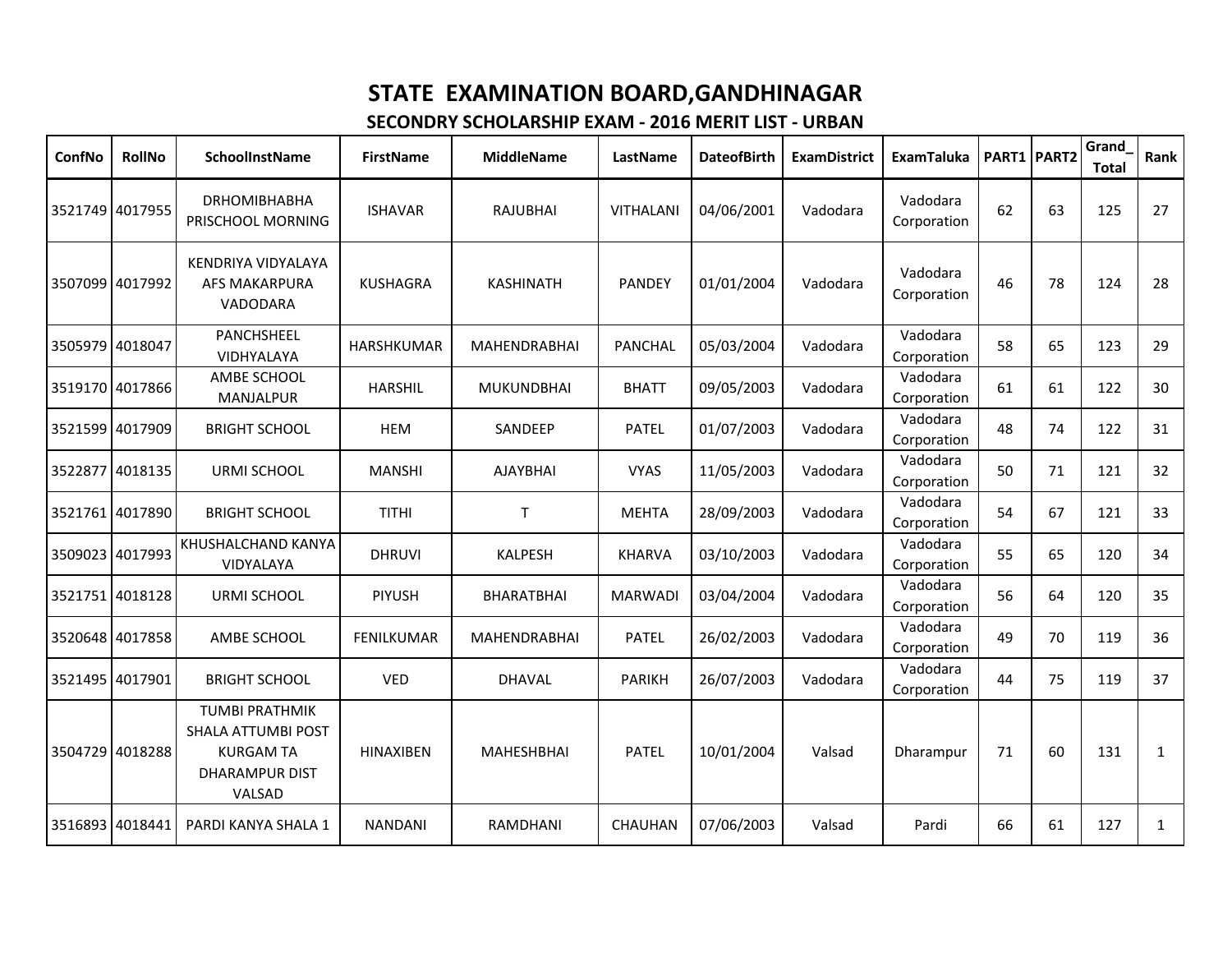# STATE EXAMINATION BOARD,GANDHINAGAR

## SECONDRY SCHOLARSHIP EXAM - 2016 MERIT LIST - URBAN

| ConfNo | RollNo | SchoolInstName | FirstName | MiddleName | LastName | DateofBirth | ExamDistrict | ExamTaluka | PART1 | PART2 | Grand_Total | Rank |
|---|---|---|---|---|---|---|---|---|---|---|---|---|
| 3521749 | 4017955 | DRHOMIBHABHA PRISCHOOL MORNING | ISHAVAR | RAJUBHAI | VITHALANI | 04/06/2001 | Vadodara | Vadodara Corporation | 62 | 63 | 125 | 27 |
| 3507099 | 4017992 | KENDRIYA VIDYALAYA AFS MAKARPURA VADODARA | KUSHAGRA | KASHINATH | PANDEY | 01/01/2004 | Vadodara | Vadodara Corporation | 46 | 78 | 124 | 28 |
| 3505979 | 4018047 | PANCHSHEEL VIDHYALAYA | HARSHKUMAR | MAHENDRABHAI | PANCHAL | 05/03/2004 | Vadodara | Vadodara Corporation | 58 | 65 | 123 | 29 |
| 3519170 | 4017866 | AMBE SCHOOL MANJALPUR | HARSHIL | MUKUNDBHAI | BHATT | 09/05/2003 | Vadodara | Vadodara Corporation | 61 | 61 | 122 | 30 |
| 3521599 | 4017909 | BRIGHT SCHOOL | HEM | SANDEEP | PATEL | 01/07/2003 | Vadodara | Vadodara Corporation | 48 | 74 | 122 | 31 |
| 3522877 | 4018135 | URMI SCHOOL | MANSHI | AJAYBHAI | VYAS | 11/05/2003 | Vadodara | Vadodara Corporation | 50 | 71 | 121 | 32 |
| 3521761 | 4017890 | BRIGHT SCHOOL | TITHI | T | MEHTA | 28/09/2003 | Vadodara | Vadodara Corporation | 54 | 67 | 121 | 33 |
| 3509023 | 4017993 | KHUSHALCHAND KANYA VIDYALAYA | DHRUVI | KALPESH | KHARVA | 03/10/2003 | Vadodara | Vadodara Corporation | 55 | 65 | 120 | 34 |
| 3521751 | 4018128 | URMI SCHOOL | PIYUSH | BHARATBHAI | MARWADI | 03/04/2004 | Vadodara | Vadodara Corporation | 56 | 64 | 120 | 35 |
| 3520648 | 4017858 | AMBE SCHOOL | FENILKUMAR | MAHENDRABHAI | PATEL | 26/02/2003 | Vadodara | Vadodara Corporation | 49 | 70 | 119 | 36 |
| 3521495 | 4017901 | BRIGHT SCHOOL | VED | DHAVAL | PARIKH | 26/07/2003 | Vadodara | Vadodara Corporation | 44 | 75 | 119 | 37 |
| 3504729 | 4018288 | TUMBI PRATHMIK SHALA ATTUMBI POST KURGAM TA DHARAMPUR DIST VALSAD | HINAXIBEN | MAHESHBHAI | PATEL | 10/01/2004 | Valsad | Dharampur | 71 | 60 | 131 | 1 |
| 3516893 | 4018441 | PARDI KANYA SHALA 1 | NANDANI | RAMDHANI | CHAUHAN | 07/06/2003 | Valsad | Pardi | 66 | 61 | 127 | 1 |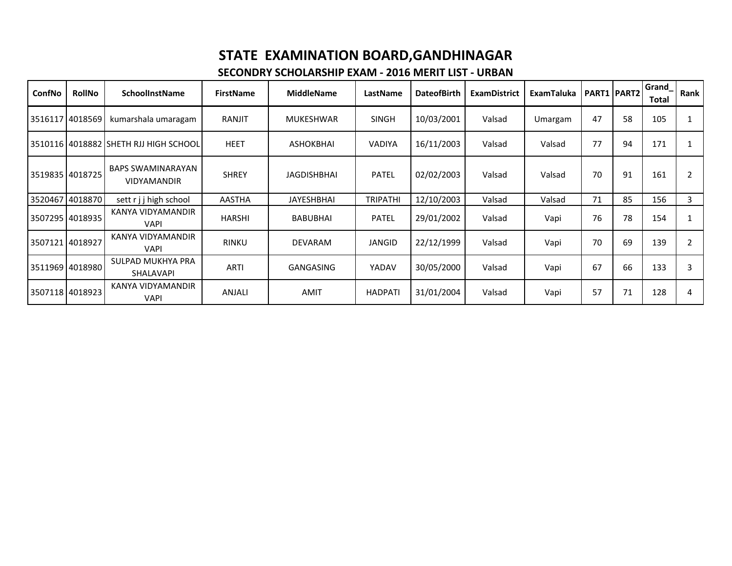# STATE EXAMINATION BOARD,GANDHINAGAR

## SECONDRY SCHOLARSHIP EXAM - 2016 MERIT LIST - URBAN

| ConfNo | RollNo | SchoolInstName | FirstName | MiddleName | LastName | DateofBirth | ExamDistrict | ExamTaluka | PART1 | PART2 | Grand_Total | Rank |
|---|---|---|---|---|---|---|---|---|---|---|---|---|
| 3516117 | 4018569 | kumarshala umaragam | RANJIT | MUKESHWAR | SINGH | 10/03/2001 | Valsad | Umargam | 47 | 58 | 105 | 1 |
| 3510116 | 4018882 | SHETH RJJ HIGH SCHOOL | HEET | ASHOKBHAI | VADIYA | 16/11/2003 | Valsad | Valsad | 77 | 94 | 171 | 1 |
| 3519835 | 4018725 | BAPS SWAMINARAYAN VIDYAMANDIR | SHREY | JAGDISHBHAI | PATEL | 02/02/2003 | Valsad | Valsad | 70 | 91 | 161 | 2 |
| 3520467 | 4018870 | sett r j j high school | AASTHA | JAYESHBHAI | TRIPATHI | 12/10/2003 | Valsad | Valsad | 71 | 85 | 156 | 3 |
| 3507295 | 4018935 | KANYA VIDYAMANDIR VAPI | HARSHI | BABUBHAI | PATEL | 29/01/2002 | Valsad | Vapi | 76 | 78 | 154 | 1 |
| 3507121 | 4018927 | KANYA VIDYAMANDIR VAPI | RINKU | DEVARAM | JANGID | 22/12/1999 | Valsad | Vapi | 70 | 69 | 139 | 2 |
| 3511969 | 4018980 | SULPAD MUKHYA PRA SHALAVAPI | ARTI | GANGASING | YADAV | 30/05/2000 | Valsad | Vapi | 67 | 66 | 133 | 3 |
| 3507118 | 4018923 | KANYA VIDYAMANDIR VAPI | ANJALI | AMIT | HADPATI | 31/01/2004 | Valsad | Vapi | 57 | 71 | 128 | 4 |